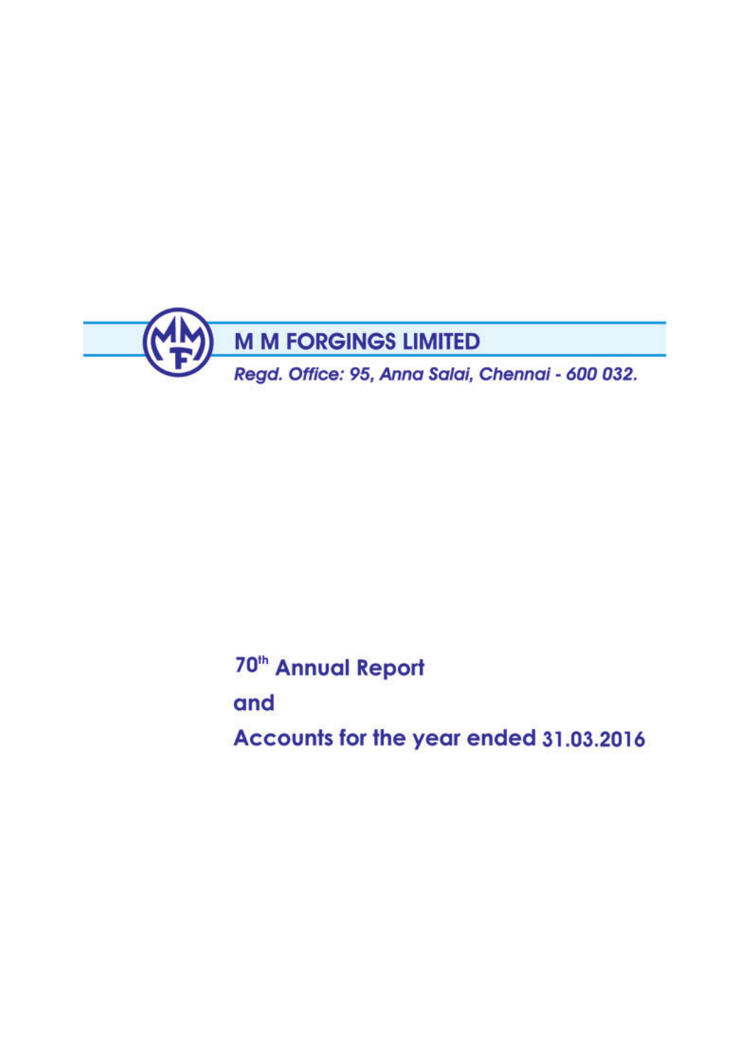# M M FORGINGS LIMITED

*Regd. Office: 95, Anna Salai, Chennai - 600 032.*

## 70th Annual Report

## and

## Accounts for the year ended 31.03.2016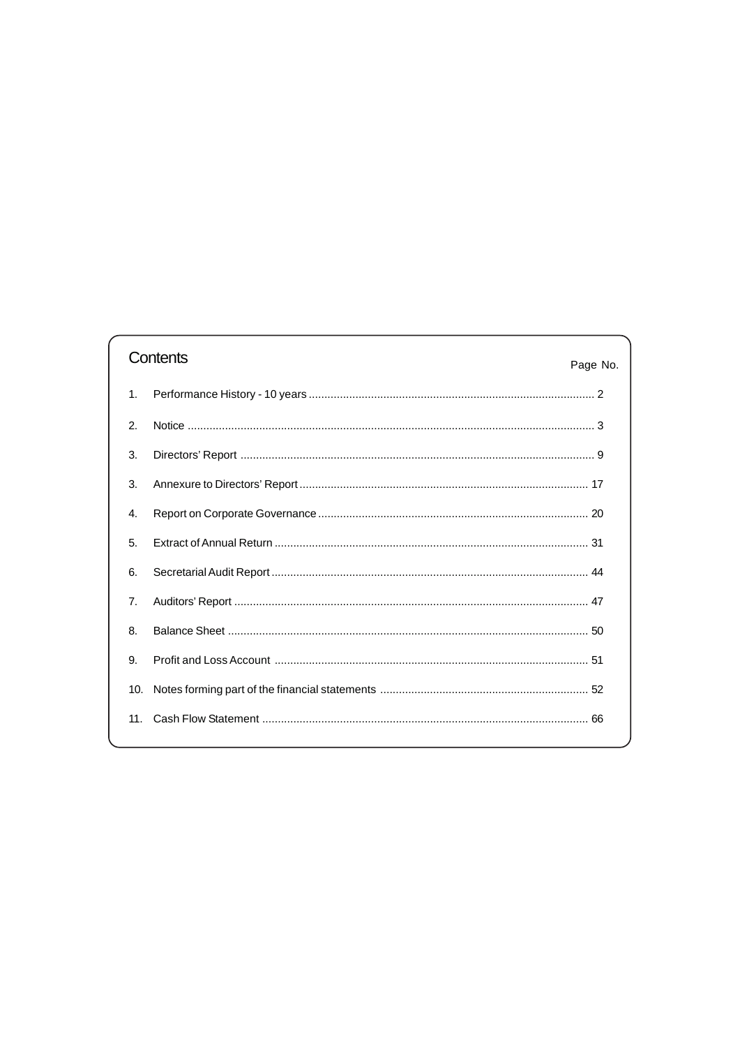## Contents

| | | Page No. |
|---|---|---|
| 1. | Performance History - 10 years | 2 |
| 2. | Notice | 3 |
| 3. | Directors' Report | 9 |
| 3. | Annexure to Directors' Report | 17 |
| 4. | Report on Corporate Governance | 20 |
| 5. | Extract of Annual Return | 31 |
| 6. | Secretarial Audit Report | 44 |
| 7. | Auditors' Report | 47 |
| 8. | Balance Sheet | 50 |
| 9. | Profit and Loss Account | 51 |
| 10. | Notes forming part of the financial statements | 52 |
| 11. | Cash Flow Statement | 66 |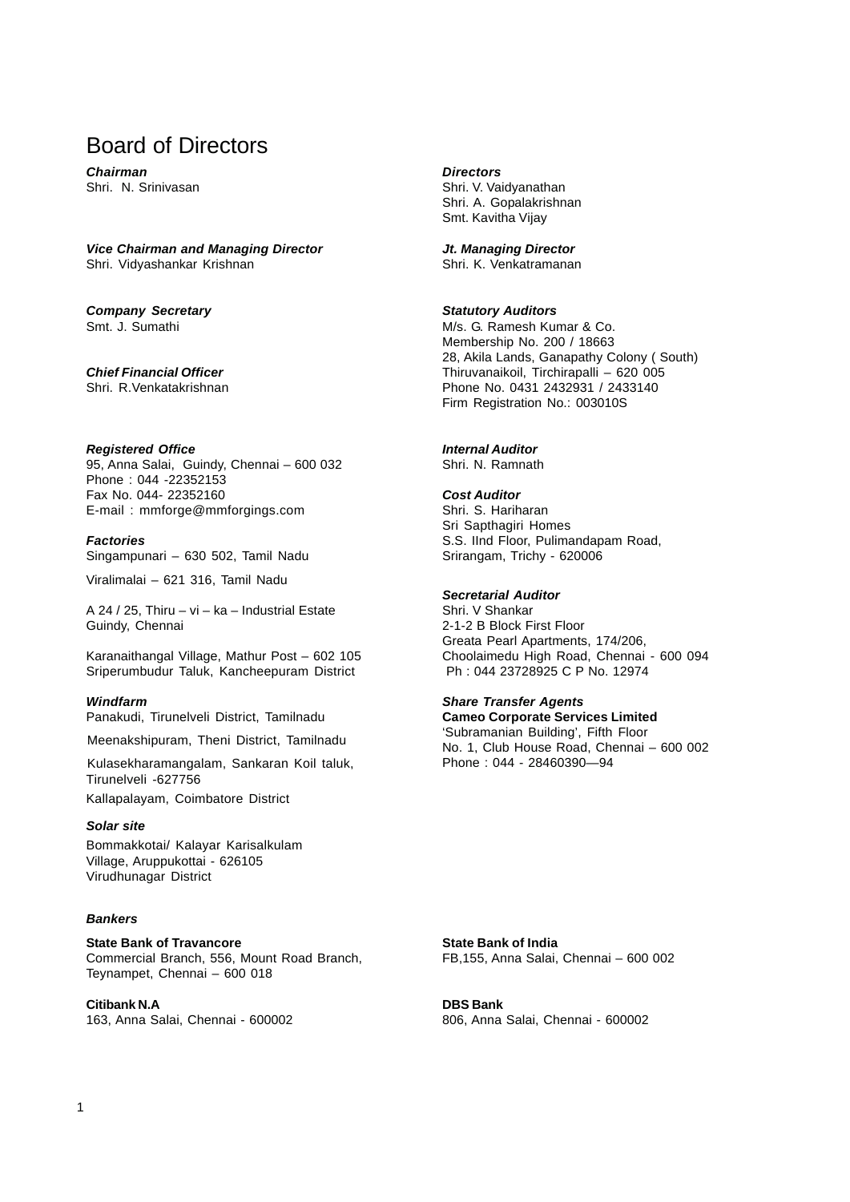# Board of Directors

***Chairman***
Shri. N. Srinivasan

***Vice Chairman and Managing Director***
Shri. Vidyashankar Krishnan

***Company Secretary***
Smt. J. Sumathi

***Chief Financial Officer***
Shri. R.Venkatakrishnan

***Registered Office***
95, Anna Salai, Guindy, Chennai – 600 032
Phone : 044 -22352153
Fax No. 044- 22352160
E-mail : mmforge@mmforgings.com

***Factories***
Singampunari – 630 502, Tamil Nadu

Viralimalai – 621 316, Tamil Nadu

A 24 / 25, Thiru – vi – ka – Industrial Estate
Guindy, Chennai

Karanaithangal Village, Mathur Post – 602 105
Sriperumbudur Taluk, Kancheepuram District

***Windfarm***
Panakudi, Tirunelveli District, Tamilnadu

Meenakshipuram, Theni District, Tamilnadu

Kulasekharamangalam, Sankaran Koil taluk,
Tirunelveli -627756

Kallapalayam, Coimbatore District

***Solar site***
Bommakkotai/ Kalayar Karisalkulam
Village, Aruppukottai - 626105
Virudhunagar District

***Directors***
Shri. V. Vaidyanathan
Shri. A. Gopalakrishnan
Smt. Kavitha Vijay

***Jt. Managing Director***
Shri. K. Venkatramanan

***Statutory Auditors***
M/s. G. Ramesh Kumar & Co.
Membership No. 200 / 18663
28, Akila Lands, Ganapathy Colony ( South)
Thiruvanaikoil, Tirchirapalli – 620 005
Phone No. 0431 2432931 / 2433140
Firm Registration No.: 003010S

***Internal Auditor***
Shri. N. Ramnath

***Cost Auditor***
Shri. S. Hariharan
Sri Sapthagiri Homes
S.S. IInd Floor, Pulimandapam Road,
Srirangam, Trichy - 620006

***Secretarial Auditor***
Shri. V Shankar
2-1-2 B Block First Floor
Greata Pearl Apartments, 174/206,
Choolaimedu High Road, Chennai - 600 094
Ph : 044 23728925 C P No. 12974

***Share Transfer Agents***
**Cameo Corporate Services Limited**
'Subramanian Building', Fifth Floor
No. 1, Club House Road, Chennai – 600 002
Phone : 044 - 28460390—94

***Bankers***

**State Bank of Travancore**
Commercial Branch, 556, Mount Road Branch,
Teynampet, Chennai – 600 018

**State Bank of India**
FB,155, Anna Salai, Chennai – 600 002

**Citibank N.A**
163, Anna Salai, Chennai - 600002

**DBS Bank**
806, Anna Salai, Chennai - 600002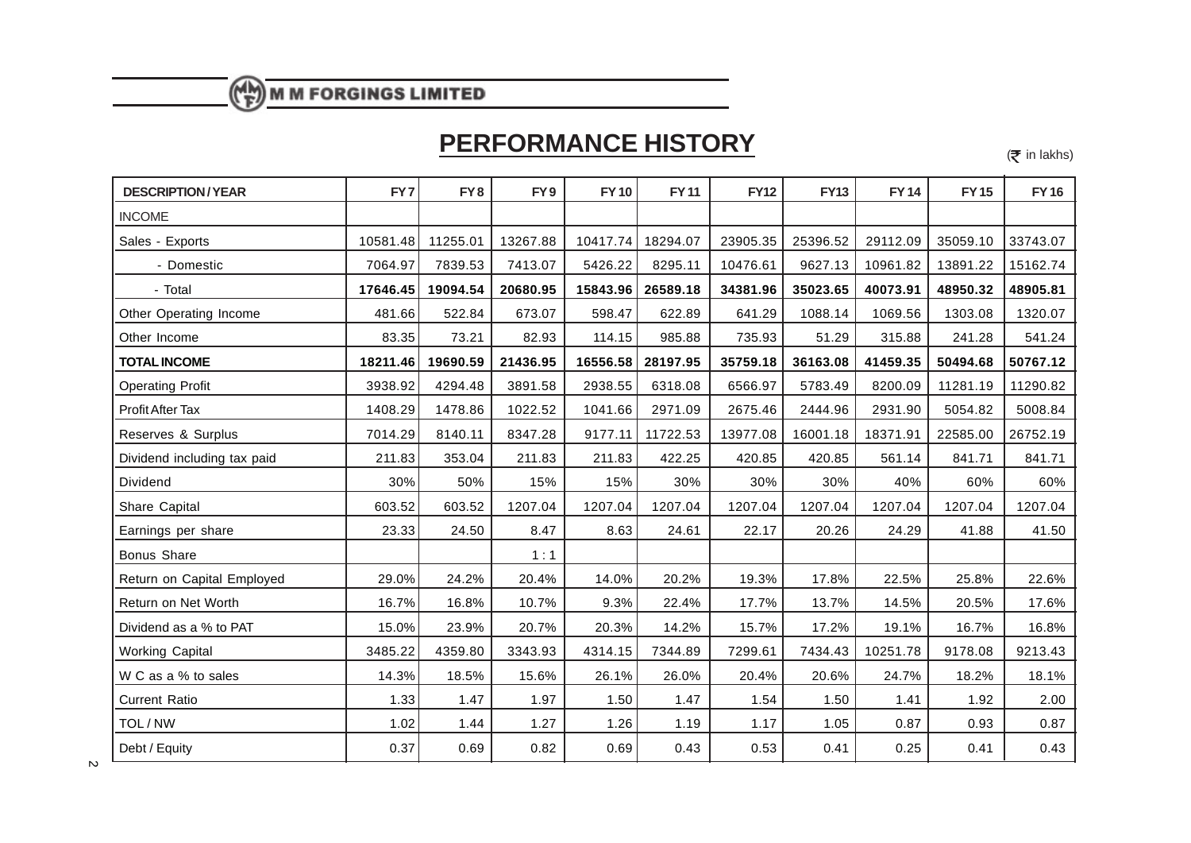# PERFORMANCE HISTORY

(₹ in lakhs)

| DESCRIPTION / YEAR | FY 7 | FY 8 | FY 9 | FY 10 | FY 11 | FY12 | FY13 | FY 14 | FY 15 | FY 16 |
|---|---|---|---|---|---|---|---|---|---|---|
| INCOME | | | | | | | | | | |
| Sales - Exports | 10581.48 | 11255.01 | 13267.88 | 10417.74 | 18294.07 | 23905.35 | 25396.52 | 29112.09 | 35059.10 | 33743.07 |
| - Domestic | 7064.97 | 7839.53 | 7413.07 | 5426.22 | 8295.11 | 10476.61 | 9627.13 | 10961.82 | 13891.22 | 15162.74 |
| - Total | **17646.45** | **19094.54** | **20680.95** | **15843.96** | **26589.18** | **34381.96** | **35023.65** | **40073.91** | **48950.32** | **48905.81** |
| Other Operating Income | 481.66 | 522.84 | 673.07 | 598.47 | 622.89 | 641.29 | 1088.14 | 1069.56 | 1303.08 | 1320.07 |
| Other Income | 83.35 | 73.21 | 82.93 | 114.15 | 985.88 | 735.93 | 51.29 | 315.88 | 241.28 | 541.24 |
| **TOTAL INCOME** | **18211.46** | **19690.59** | **21436.95** | **16556.58** | **28197.95** | **35759.18** | **36163.08** | **41459.35** | **50494.68** | **50767.12** |
| Operating Profit | 3938.92 | 4294.48 | 3891.58 | 2938.55 | 6318.08 | 6566.97 | 5783.49 | 8200.09 | 11281.19 | 11290.82 |
| Profit After Tax | 1408.29 | 1478.86 | 1022.52 | 1041.66 | 2971.09 | 2675.46 | 2444.96 | 2931.90 | 5054.82 | 5008.84 |
| Reserves & Surplus | 7014.29 | 8140.11 | 8347.28 | 9177.11 | 11722.53 | 13977.08 | 16001.18 | 18371.91 | 22585.00 | 26752.19 |
| Dividend including tax paid | 211.83 | 353.04 | 211.83 | 211.83 | 422.25 | 420.85 | 420.85 | 561.14 | 841.71 | 841.71 |
| Dividend | 30% | 50% | 15% | 15% | 30% | 30% | 30% | 40% | 60% | 60% |
| Share Capital | 603.52 | 603.52 | 1207.04 | 1207.04 | 1207.04 | 1207.04 | 1207.04 | 1207.04 | 1207.04 | 1207.04 |
| Earnings per share | 23.33 | 24.50 | 8.47 | 8.63 | 24.61 | 22.17 | 20.26 | 24.29 | 41.88 | 41.50 |
| Bonus Share | | | 1 : 1 | | | | | | | |
| Return on Capital Employed | 29.0% | 24.2% | 20.4% | 14.0% | 20.2% | 19.3% | 17.8% | 22.5% | 25.8% | 22.6% |
| Return on Net Worth | 16.7% | 16.8% | 10.7% | 9.3% | 22.4% | 17.7% | 13.7% | 14.5% | 20.5% | 17.6% |
| Dividend as a % to PAT | 15.0% | 23.9% | 20.7% | 20.3% | 14.2% | 15.7% | 17.2% | 19.1% | 16.7% | 16.8% |
| Working Capital | 3485.22 | 4359.80 | 3343.93 | 4314.15 | 7344.89 | 7299.61 | 7434.43 | 10251.78 | 9178.08 | 9213.43 |
| W C as a % to sales | 14.3% | 18.5% | 15.6% | 26.1% | 26.0% | 20.4% | 20.6% | 24.7% | 18.2% | 18.1% |
| Current Ratio | 1.33 | 1.47 | 1.97 | 1.50 | 1.47 | 1.54 | 1.50 | 1.41 | 1.92 | 2.00 |
| TOL / NW | 1.02 | 1.44 | 1.27 | 1.26 | 1.19 | 1.17 | 1.05 | 0.87 | 0.93 | 0.87 |
| Debt / Equity | 0.37 | 0.69 | 0.82 | 0.69 | 0.43 | 0.53 | 0.41 | 0.25 | 0.41 | 0.43 |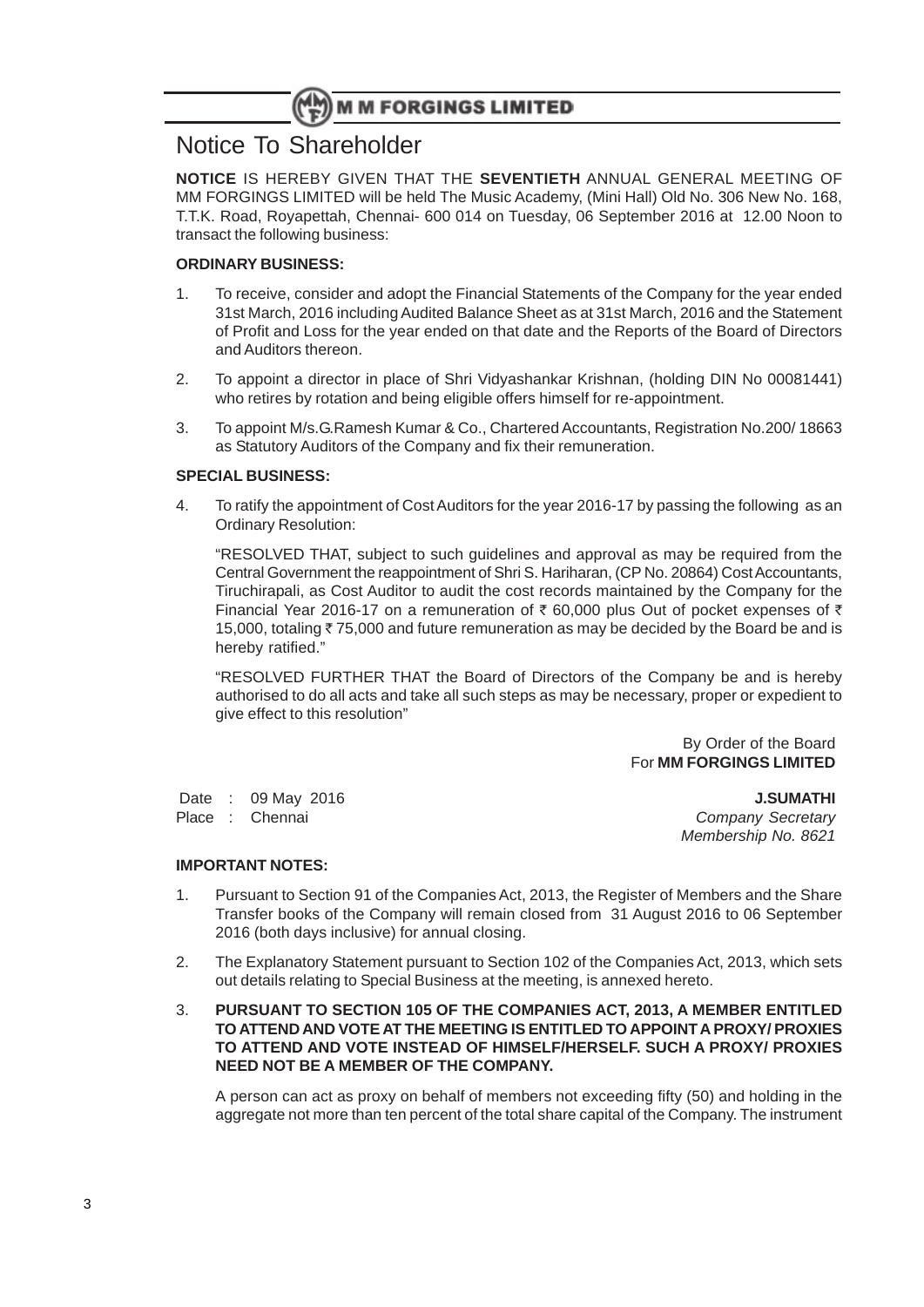# Notice To Shareholder

**NOTICE** IS HEREBY GIVEN THAT THE **SEVENTIETH** ANNUAL GENERAL MEETING OF MM FORGINGS LIMITED will be held The Music Academy, (Mini Hall) Old No. 306 New No. 168, T.T.K. Road, Royapettah, Chennai- 600 014 on Tuesday, 06 September 2016 at 12.00 Noon to transact the following business:

**ORDINARY BUSINESS:**

1. To receive, consider and adopt the Financial Statements of the Company for the year ended 31st March, 2016 including Audited Balance Sheet as at 31st March, 2016 and the Statement of Profit and Loss for the year ended on that date and the Reports of the Board of Directors and Auditors thereon.

2. To appoint a director in place of Shri Vidyashankar Krishnan, (holding DIN No 00081441) who retires by rotation and being eligible offers himself for re-appointment.

3. To appoint M/s.G.Ramesh Kumar & Co., Chartered Accountants, Registration No.200/ 18663 as Statutory Auditors of the Company and fix their remuneration.

**SPECIAL BUSINESS:**

4. To ratify the appointment of Cost Auditors for the year 2016-17 by passing the following as an Ordinary Resolution:

   "RESOLVED THAT, subject to such guidelines and approval as may be required from the Central Government the reappointment of Shri S. Hariharan, (CP No. 20864) Cost Accountants, Tiruchirapali, as Cost Auditor to audit the cost records maintained by the Company for the Financial Year 2016-17 on a remuneration of ₹ 60,000 plus Out of pocket expenses of ₹ 15,000, totaling ₹ 75,000 and future remuneration as may be decided by the Board be and is hereby ratified."

   "RESOLVED FURTHER THAT the Board of Directors of the Company be and is hereby authorised to do all acts and take all such steps as may be necessary, proper or expedient to give effect to this resolution"

By Order of the Board
For **MM FORGINGS LIMITED**

Date : 09 May 2016
Place : Chennai

**J.SUMATHI**
*Company Secretary*
*Membership No. 8621*

**IMPORTANT NOTES:**

1. Pursuant to Section 91 of the Companies Act, 2013, the Register of Members and the Share Transfer books of the Company will remain closed from 31 August 2016 to 06 September 2016 (both days inclusive) for annual closing.

2. The Explanatory Statement pursuant to Section 102 of the Companies Act, 2013, which sets out details relating to Special Business at the meeting, is annexed hereto.

3. **PURSUANT TO SECTION 105 OF THE COMPANIES ACT, 2013, A MEMBER ENTITLED TO ATTEND AND VOTE AT THE MEETING IS ENTITLED TO APPOINT A PROXY/ PROXIES TO ATTEND AND VOTE INSTEAD OF HIMSELF/HERSELF. SUCH A PROXY/ PROXIES NEED NOT BE A MEMBER OF THE COMPANY.**

   A person can act as proxy on behalf of members not exceeding fifty (50) and holding in the aggregate not more than ten percent of the total share capital of the Company. The instrument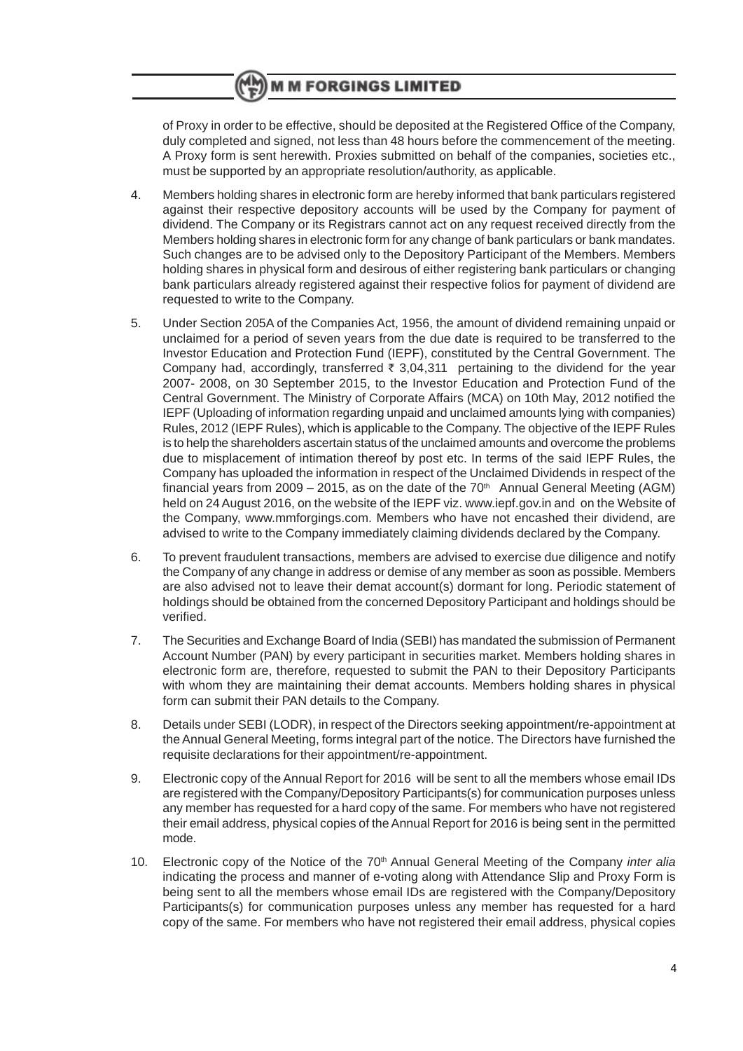of Proxy in order to be effective, should be deposited at the Registered Office of the Company, duly completed and signed, not less than 48 hours before the commencement of the meeting. A Proxy form is sent herewith. Proxies submitted on behalf of the companies, societies etc., must be supported by an appropriate resolution/authority, as applicable.

4. Members holding shares in electronic form are hereby informed that bank particulars registered against their respective depository accounts will be used by the Company for payment of dividend. The Company or its Registrars cannot act on any request received directly from the Members holding shares in electronic form for any change of bank particulars or bank mandates. Such changes are to be advised only to the Depository Participant of the Members. Members holding shares in physical form and desirous of either registering bank particulars or changing bank particulars already registered against their respective folios for payment of dividend are requested to write to the Company.

5. Under Section 205A of the Companies Act, 1956, the amount of dividend remaining unpaid or unclaimed for a period of seven years from the due date is required to be transferred to the Investor Education and Protection Fund (IEPF), constituted by the Central Government. The Company had, accordingly, transferred ₹ 3,04,311 pertaining to the dividend for the year 2007- 2008, on 30 September 2015, to the Investor Education and Protection Fund of the Central Government. The Ministry of Corporate Affairs (MCA) on 10th May, 2012 notified the IEPF (Uploading of information regarding unpaid and unclaimed amounts lying with companies) Rules, 2012 (IEPF Rules), which is applicable to the Company. The objective of the IEPF Rules is to help the shareholders ascertain status of the unclaimed amounts and overcome the problems due to misplacement of intimation thereof by post etc. In terms of the said IEPF Rules, the Company has uploaded the information in respect of the Unclaimed Dividends in respect of the financial years from 2009 – 2015, as on the date of the 70th Annual General Meeting (AGM) held on 24 August 2016, on the website of the IEPF viz. www.iepf.gov.in and on the Website of the Company, www.mmforgings.com. Members who have not encashed their dividend, are advised to write to the Company immediately claiming dividends declared by the Company.

6. To prevent fraudulent transactions, members are advised to exercise due diligence and notify the Company of any change in address or demise of any member as soon as possible. Members are also advised not to leave their demat account(s) dormant for long. Periodic statement of holdings should be obtained from the concerned Depository Participant and holdings should be verified.

7. The Securities and Exchange Board of India (SEBI) has mandated the submission of Permanent Account Number (PAN) by every participant in securities market. Members holding shares in electronic form are, therefore, requested to submit the PAN to their Depository Participants with whom they are maintaining their demat accounts. Members holding shares in physical form can submit their PAN details to the Company.

8. Details under SEBI (LODR), in respect of the Directors seeking appointment/re-appointment at the Annual General Meeting, forms integral part of the notice. The Directors have furnished the requisite declarations for their appointment/re-appointment.

9. Electronic copy of the Annual Report for 2016 will be sent to all the members whose email IDs are registered with the Company/Depository Participants(s) for communication purposes unless any member has requested for a hard copy of the same. For members who have not registered their email address, physical copies of the Annual Report for 2016 is being sent in the permitted mode.

10. Electronic copy of the Notice of the 70th Annual General Meeting of the Company *inter alia* indicating the process and manner of e-voting along with Attendance Slip and Proxy Form is being sent to all the members whose email IDs are registered with the Company/Depository Participants(s) for communication purposes unless any member has requested for a hard copy of the same. For members who have not registered their email address, physical copies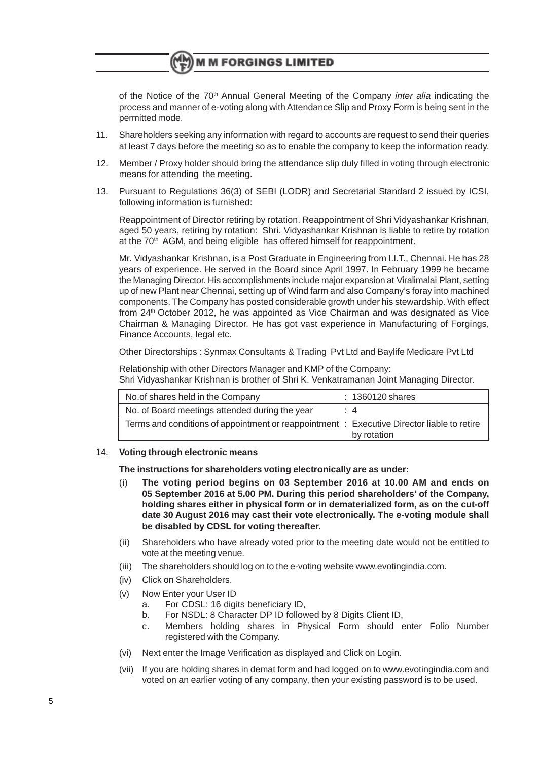of the Notice of the 70th Annual General Meeting of the Company *inter alia* indicating the process and manner of e-voting along with Attendance Slip and Proxy Form is being sent in the permitted mode.

11. Shareholders seeking any information with regard to accounts are request to send their queries at least 7 days before the meeting so as to enable the company to keep the information ready.

12. Member / Proxy holder should bring the attendance slip duly filled in voting through electronic means for attending the meeting.

13. Pursuant to Regulations 36(3) of SEBI (LODR) and Secretarial Standard 2 issued by ICSI, following information is furnished:

    Reappointment of Director retiring by rotation. Reappointment of Shri Vidyashankar Krishnan, aged 50 years, retiring by rotation: Shri. Vidyashankar Krishnan is liable to retire by rotation at the 70th AGM, and being eligible has offered himself for reappointment.

    Mr. Vidyashankar Krishnan, is a Post Graduate in Engineering from I.I.T., Chennai. He has 28 years of experience. He served in the Board since April 1997. In February 1999 he became the Managing Director. His accomplishments include major expansion at Viralimalai Plant, setting up of new Plant near Chennai, setting up of Wind farm and also Company's foray into machined components. The Company has posted considerable growth under his stewardship. With effect from 24th October 2012, he was appointed as Vice Chairman and was designated as Vice Chairman & Managing Director. He has got vast experience in Manufacturing of Forgings, Finance Accounts, legal etc.

    Other Directorships : Synmax Consultants & Trading Pvt Ltd and Baylife Medicare Pvt Ltd

    Relationship with other Directors Manager and KMP of the Company:
    Shri Vidyashankar Krishnan is brother of Shri K. Venkatramanan Joint Managing Director.

| | |
|---|---|
| No.of shares held in the Company | : 1360120 shares |
| No. of Board meetings attended during the year | : 4 |
| Terms and conditions of appointment or reappointment | : Executive Director liable to retire by rotation |

14. **Voting through electronic means**

    **The instructions for shareholders voting electronically are as under:**

    (i) **The voting period begins on 03 September 2016 at 10.00 AM and ends on 05 September 2016 at 5.00 PM. During this period shareholders' of the Company, holding shares either in physical form or in dematerialized form, as on the cut-off date 30 August 2016 may cast their vote electronically. The e-voting module shall be disabled by CDSL for voting thereafter.**

    (ii) Shareholders who have already voted prior to the meeting date would not be entitled to vote at the meeting venue.

    (iii) The shareholders should log on to the e-voting website www.evotingindia.com.

    (iv) Click on Shareholders.

    (v) Now Enter your User ID
        a. For CDSL: 16 digits beneficiary ID,
        b. For NSDL: 8 Character DP ID followed by 8 Digits Client ID,
        c. Members holding shares in Physical Form should enter Folio Number registered with the Company.

    (vi) Next enter the Image Verification as displayed and Click on Login.

    (vii) If you are holding shares in demat form and had logged on to www.evotingindia.com and voted on an earlier voting of any company, then your existing password is to be used.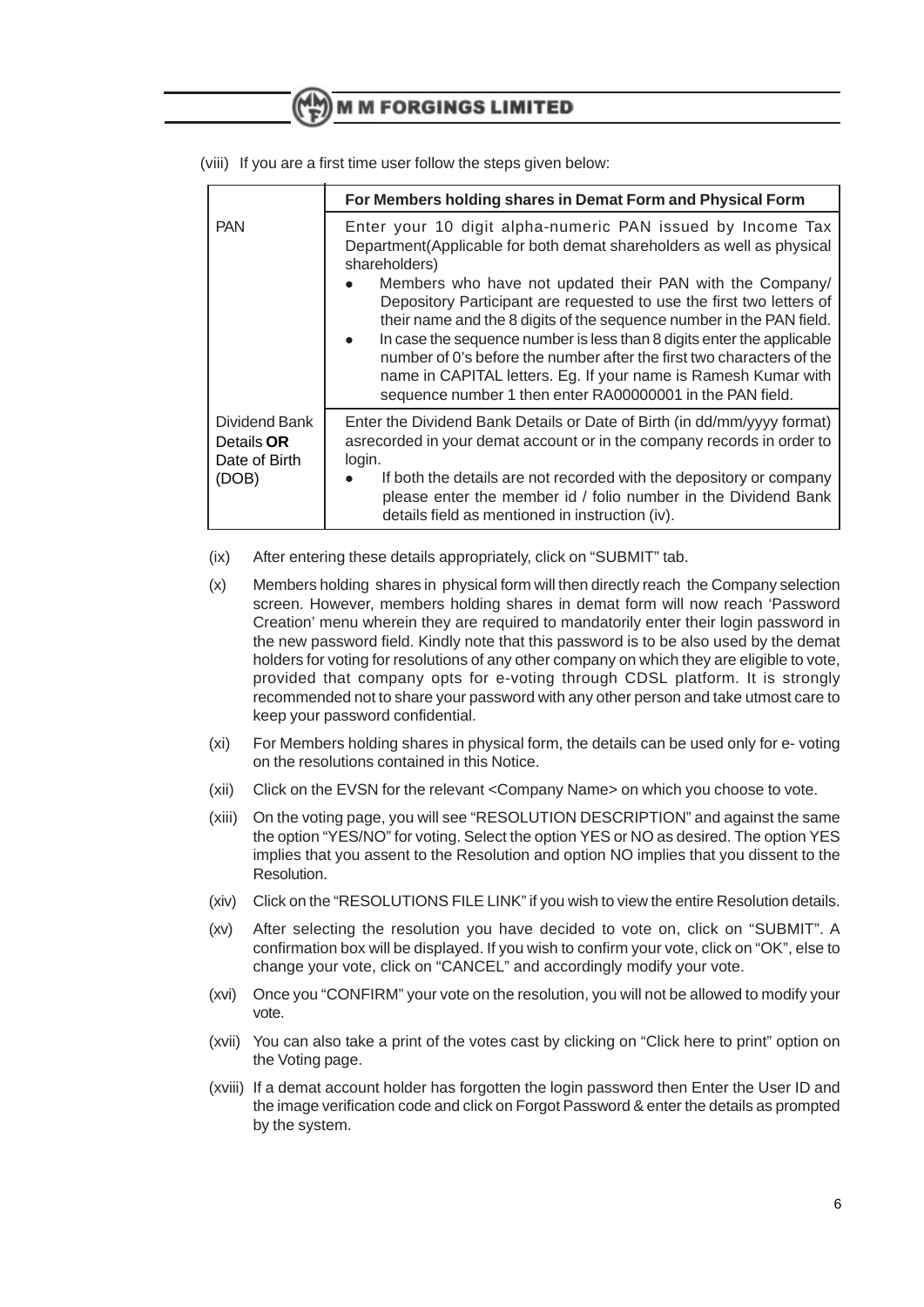(viii) If you are a first time user follow the steps given below:

| | For Members holding shares in Demat Form and Physical Form |
|---|---|
| PAN | Enter your 10 digit alpha-numeric PAN issued by Income Tax Department(Applicable for both demat shareholders as well as physical shareholders)<br>• Members who have not updated their PAN with the Company/ Depository Participant are requested to use the first two letters of their name and the 8 digits of the sequence number in the PAN field.<br>• In case the sequence number is less than 8 digits enter the applicable number of 0's before the number after the first two characters of the name in CAPITAL letters. Eg. If your name is Ramesh Kumar with sequence number 1 then enter RA00000001 in the PAN field. |
| Dividend Bank Details **OR** Date of Birth (DOB) | Enter the Dividend Bank Details or Date of Birth (in dd/mm/yyyy format) asrecorded in your demat account or in the company records in order to login.<br>• If both the details are not recorded with the depository or company please enter the member id / folio number in the Dividend Bank details field as mentioned in instruction (iv). |

(ix) After entering these details appropriately, click on "SUBMIT" tab.

(x) Members holding shares in physical form will then directly reach the Company selection screen. However, members holding shares in demat form will now reach 'Password Creation' menu wherein they are required to mandatorily enter their login password in the new password field. Kindly note that this password is to be also used by the demat holders for voting for resolutions of any other company on which they are eligible to vote, provided that company opts for e-voting through CDSL platform. It is strongly recommended not to share your password with any other person and take utmost care to keep your password confidential.

(xi) For Members holding shares in physical form, the details can be used only for e- voting on the resolutions contained in this Notice.

(xii) Click on the EVSN for the relevant <Company Name> on which you choose to vote.

(xiii) On the voting page, you will see "RESOLUTION DESCRIPTION" and against the same the option "YES/NO" for voting. Select the option YES or NO as desired. The option YES implies that you assent to the Resolution and option NO implies that you dissent to the Resolution.

(xiv) Click on the "RESOLUTIONS FILE LINK" if you wish to view the entire Resolution details.

(xv) After selecting the resolution you have decided to vote on, click on "SUBMIT". A confirmation box will be displayed. If you wish to confirm your vote, click on "OK", else to change your vote, click on "CANCEL" and accordingly modify your vote.

(xvi) Once you "CONFIRM" your vote on the resolution, you will not be allowed to modify your vote.

(xvii) You can also take a print of the votes cast by clicking on "Click here to print" option on the Voting page.

(xviii) If a demat account holder has forgotten the login password then Enter the User ID and the image verification code and click on Forgot Password & enter the details as prompted by the system.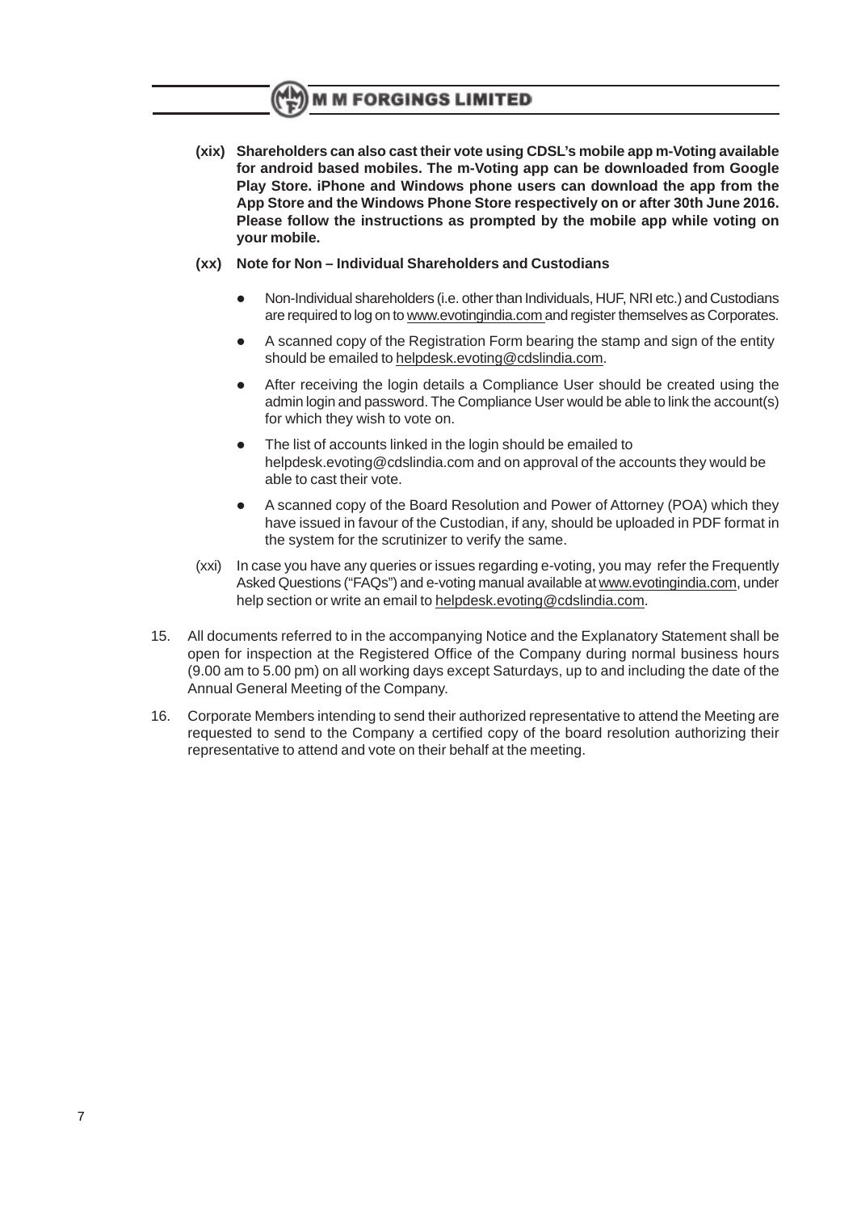**(xix) Shareholders can also cast their vote using CDSL's mobile app m-Voting available for android based mobiles. The m-Voting app can be downloaded from Google Play Store. iPhone and Windows phone users can download the app from the App Store and the Windows Phone Store respectively on or after 30th June 2016. Please follow the instructions as prompted by the mobile app while voting on your mobile.**

**(xx) Note for Non – Individual Shareholders and Custodians**

- Non-Individual shareholders (i.e. other than Individuals, HUF, NRI etc.) and Custodians are required to log on to www.evotingindia.com and register themselves as Corporates.
- A scanned copy of the Registration Form bearing the stamp and sign of the entity should be emailed to helpdesk.evoting@cdslindia.com.
- After receiving the login details a Compliance User should be created using the admin login and password. The Compliance User would be able to link the account(s) for which they wish to vote on.
- The list of accounts linked in the login should be emailed to helpdesk.evoting@cdslindia.com and on approval of the accounts they would be able to cast their vote.
- A scanned copy of the Board Resolution and Power of Attorney (POA) which they have issued in favour of the Custodian, if any, should be uploaded in PDF format in the system for the scrutinizer to verify the same.

(xxi) In case you have any queries or issues regarding e-voting, you may refer the Frequently Asked Questions ("FAQs") and e-voting manual available at www.evotingindia.com, under help section or write an email to helpdesk.evoting@cdslindia.com.

15. All documents referred to in the accompanying Notice and the Explanatory Statement shall be open for inspection at the Registered Office of the Company during normal business hours (9.00 am to 5.00 pm) on all working days except Saturdays, up to and including the date of the Annual General Meeting of the Company.

16. Corporate Members intending to send their authorized representative to attend the Meeting are requested to send to the Company a certified copy of the board resolution authorizing their representative to attend and vote on their behalf at the meeting.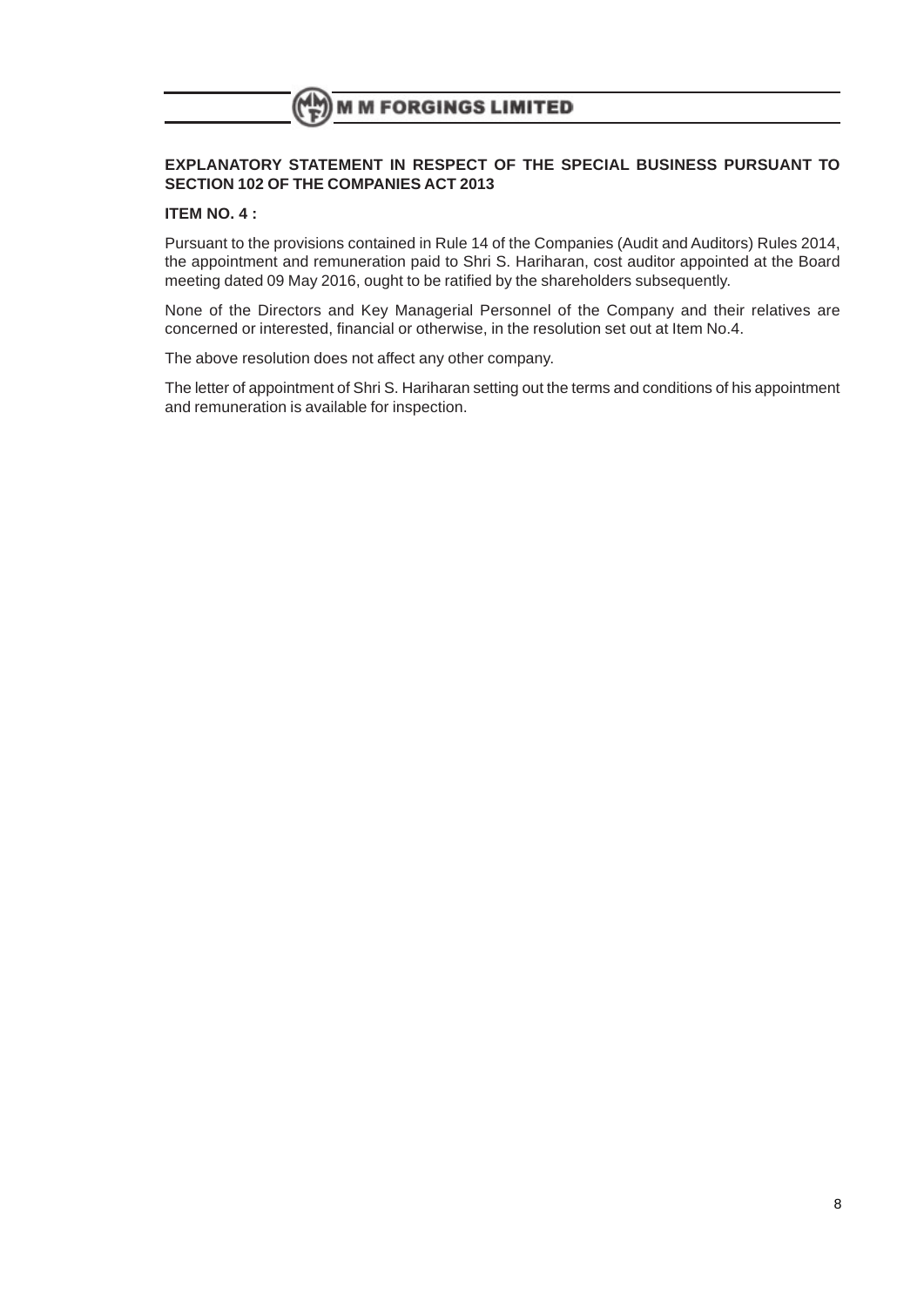## EXPLANATORY STATEMENT IN RESPECT OF THE SPECIAL BUSINESS PURSUANT TO SECTION 102 OF THE COMPANIES ACT 2013

**ITEM NO. 4 :**

Pursuant to the provisions contained in Rule 14 of the Companies (Audit and Auditors) Rules 2014, the appointment and remuneration paid to Shri S. Hariharan, cost auditor appointed at the Board meeting dated 09 May 2016, ought to be ratified by the shareholders subsequently.

None of the Directors and Key Managerial Personnel of the Company and their relatives are concerned or interested, financial or otherwise, in the resolution set out at Item No.4.

The above resolution does not affect any other company.

The letter of appointment of Shri S. Hariharan setting out the terms and conditions of his appointment and remuneration is available for inspection.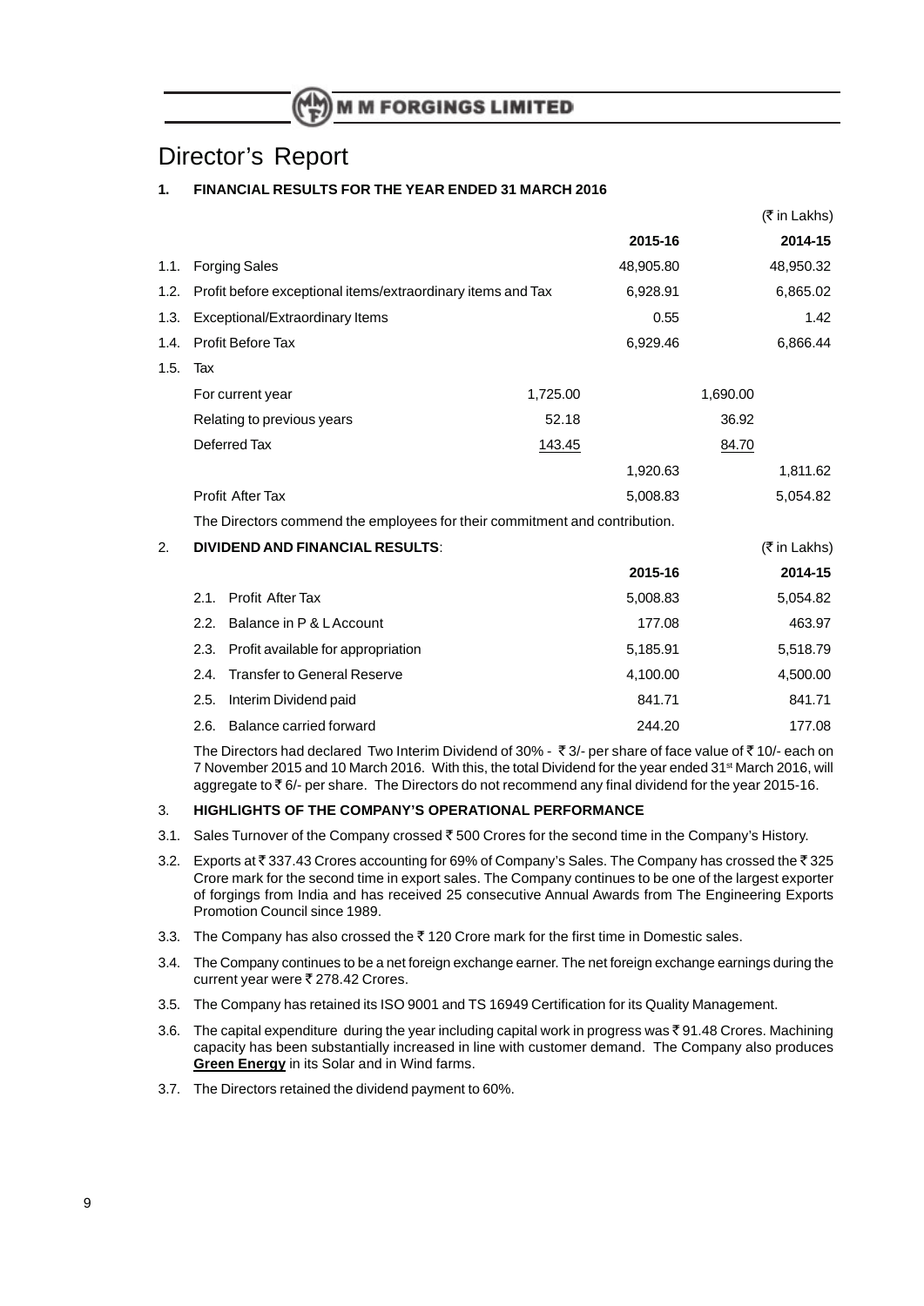# Director's Report

## 1. FINANCIAL RESULTS FOR THE YEAR ENDED 31 MARCH 2016

(₹ in Lakhs)

| | | | 2015-16 | | 2014-15 |
|---|---|---|---|---|---|
| 1.1. | Forging Sales | | 48,905.80 | | 48,950.32 |
| 1.2. | Profit before exceptional items/extraordinary items and Tax | | 6,928.91 | | 6,865.02 |
| 1.3. | Exceptional/Extraordinary Items | | 0.55 | | 1.42 |
| 1.4. | Profit Before Tax | | 6,929.46 | | 6,866.44 |
| 1.5. | Tax | | | | |
| | For current year | 1,725.00 | | 1,690.00 | |
| | Relating to previous years | 52.18 | | 36.92 | |
| | Deferred Tax | 143.45 | | 84.70 | |
| | | | 1,920.63 | | 1,811.62 |
| | Profit After Tax | | 5,008.83 | | 5,054.82 |

The Directors commend the employees for their commitment and contribution.

## 2. DIVIDEND AND FINANCIAL RESULTS:

(₹ in Lakhs)

| | | 2015-16 | 2014-15 |
|---|---|---|---|
| 2.1. | Profit After Tax | 5,008.83 | 5,054.82 |
| 2.2. | Balance in P & L Account | 177.08 | 463.97 |
| 2.3. | Profit available for appropriation | 5,185.91 | 5,518.79 |
| 2.4. | Transfer to General Reserve | 4,100.00 | 4,500.00 |
| 2.5. | Interim Dividend paid | 841.71 | 841.71 |
| 2.6. | Balance carried forward | 244.20 | 177.08 |

The Directors had declared Two Interim Dividend of 30% - ₹ 3/- per share of face value of ₹ 10/- each on 7 November 2015 and 10 March 2016. With this, the total Dividend for the year ended 31st March 2016, will aggregate to ₹ 6/- per share. The Directors do not recommend any final dividend for the year 2015-16.

## 3. HIGHLIGHTS OF THE COMPANY'S OPERATIONAL PERFORMANCE

3.1. Sales Turnover of the Company crossed ₹ 500 Crores for the second time in the Company's History.

3.2. Exports at ₹ 337.43 Crores accounting for 69% of Company's Sales. The Company has crossed the ₹ 325 Crore mark for the second time in export sales. The Company continues to be one of the largest exporter of forgings from India and has received 25 consecutive Annual Awards from The Engineering Exports Promotion Council since 1989.

3.3. The Company has also crossed the ₹ 120 Crore mark for the first time in Domestic sales.

3.4. The Company continues to be a net foreign exchange earner. The net foreign exchange earnings during the current year were ₹ 278.42 Crores.

3.5. The Company has retained its ISO 9001 and TS 16949 Certification for its Quality Management.

3.6. The capital expenditure during the year including capital work in progress was ₹ 91.48 Crores. Machining capacity has been substantially increased in line with customer demand. The Company also produces **Green Energy** in its Solar and in Wind farms.

3.7. The Directors retained the dividend payment to 60%.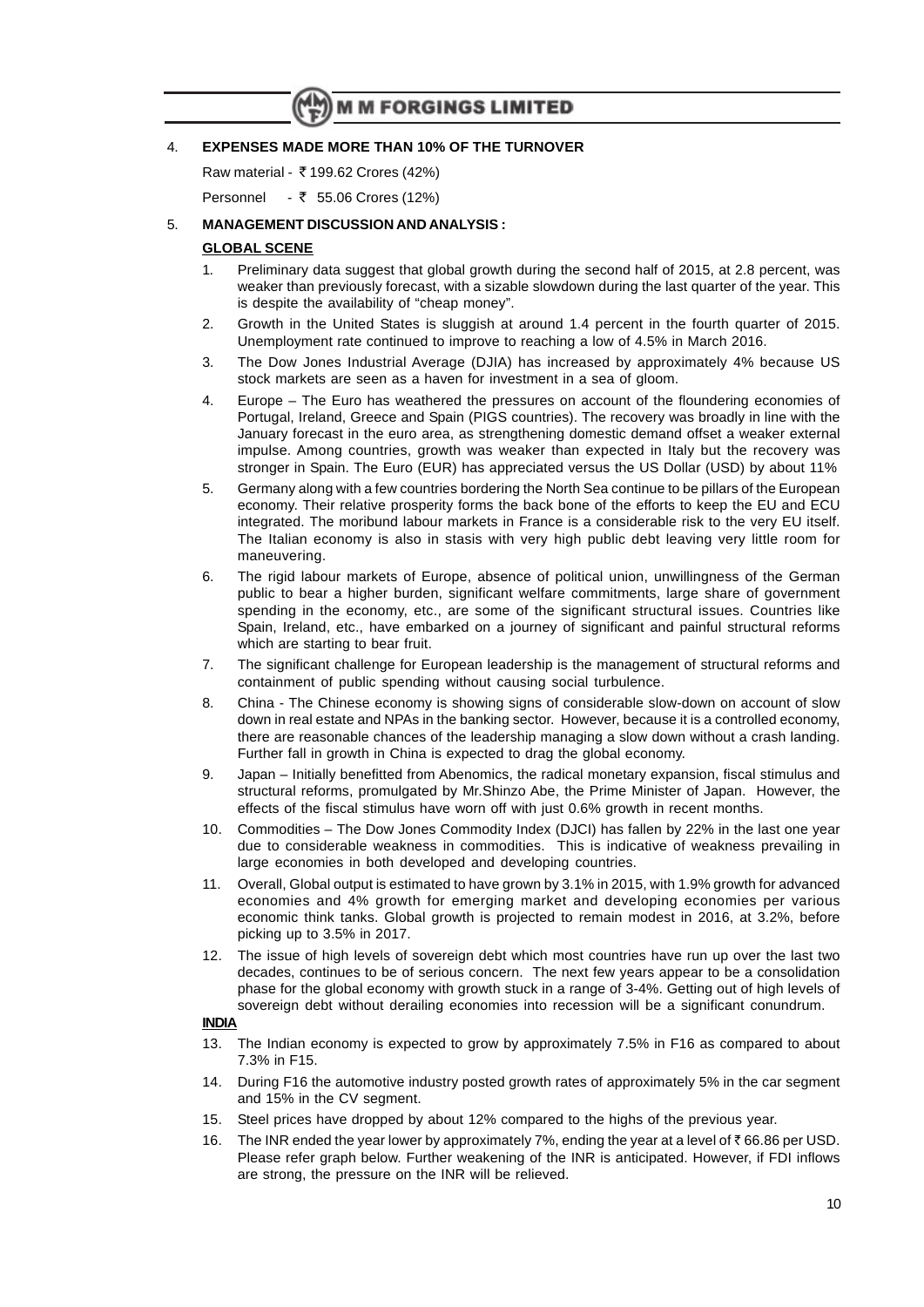### 4. EXPENSES MADE MORE THAN 10% OF THE TURNOVER

Raw material - ₹ 199.62 Crores (42%)

Personnel - ₹ 55.06 Crores (12%)

### 5. MANAGEMENT DISCUSSION AND ANALYSIS :

**GLOBAL SCENE**

1. Preliminary data suggest that global growth during the second half of 2015, at 2.8 percent, was weaker than previously forecast, with a sizable slowdown during the last quarter of the year. This is despite the availability of "cheap money".
2. Growth in the United States is sluggish at around 1.4 percent in the fourth quarter of 2015. Unemployment rate continued to improve to reaching a low of 4.5% in March 2016.
3. The Dow Jones Industrial Average (DJIA) has increased by approximately 4% because US stock markets are seen as a haven for investment in a sea of gloom.
4. Europe – The Euro has weathered the pressures on account of the floundering economies of Portugal, Ireland, Greece and Spain (PIGS countries). The recovery was broadly in line with the January forecast in the euro area, as strengthening domestic demand offset a weaker external impulse. Among countries, growth was weaker than expected in Italy but the recovery was stronger in Spain. The Euro (EUR) has appreciated versus the US Dollar (USD) by about 11%
5. Germany along with a few countries bordering the North Sea continue to be pillars of the European economy. Their relative prosperity forms the back bone of the efforts to keep the EU and ECU integrated. The moribund labour markets in France is a considerable risk to the very EU itself. The Italian economy is also in stasis with very high public debt leaving very little room for maneuvering.
6. The rigid labour markets of Europe, absence of political union, unwillingness of the German public to bear a higher burden, significant welfare commitments, large share of government spending in the economy, etc., are some of the significant structural issues. Countries like Spain, Ireland, etc., have embarked on a journey of significant and painful structural reforms which are starting to bear fruit.
7. The significant challenge for European leadership is the management of structural reforms and containment of public spending without causing social turbulence.
8. China - The Chinese economy is showing signs of considerable slow-down on account of slow down in real estate and NPAs in the banking sector. However, because it is a controlled economy, there are reasonable chances of the leadership managing a slow down without a crash landing. Further fall in growth in China is expected to drag the global economy.
9. Japan – Initially benefitted from Abenomics, the radical monetary expansion, fiscal stimulus and structural reforms, promulgated by Mr.Shinzo Abe, the Prime Minister of Japan. However, the effects of the fiscal stimulus have worn off with just 0.6% growth in recent months.
10. Commodities – The Dow Jones Commodity Index (DJCI) has fallen by 22% in the last one year due to considerable weakness in commodities. This is indicative of weakness prevailing in large economies in both developed and developing countries.
11. Overall, Global output is estimated to have grown by 3.1% in 2015, with 1.9% growth for advanced economies and 4% growth for emerging market and developing economies per various economic think tanks. Global growth is projected to remain modest in 2016, at 3.2%, before picking up to 3.5% in 2017.
12. The issue of high levels of sovereign debt which most countries have run up over the last two decades, continues to be of serious concern. The next few years appear to be a consolidation phase for the global economy with growth stuck in a range of 3-4%. Getting out of high levels of sovereign debt without derailing economies into recession will be a significant conundrum.

**INDIA**

13. The Indian economy is expected to grow by approximately 7.5% in F16 as compared to about 7.3% in F15.
14. During F16 the automotive industry posted growth rates of approximately 5% in the car segment and 15% in the CV segment.
15. Steel prices have dropped by about 12% compared to the highs of the previous year.
16. The INR ended the year lower by approximately 7%, ending the year at a level of ₹ 66.86 per USD. Please refer graph below. Further weakening of the INR is anticipated. However, if FDI inflows are strong, the pressure on the INR will be relieved.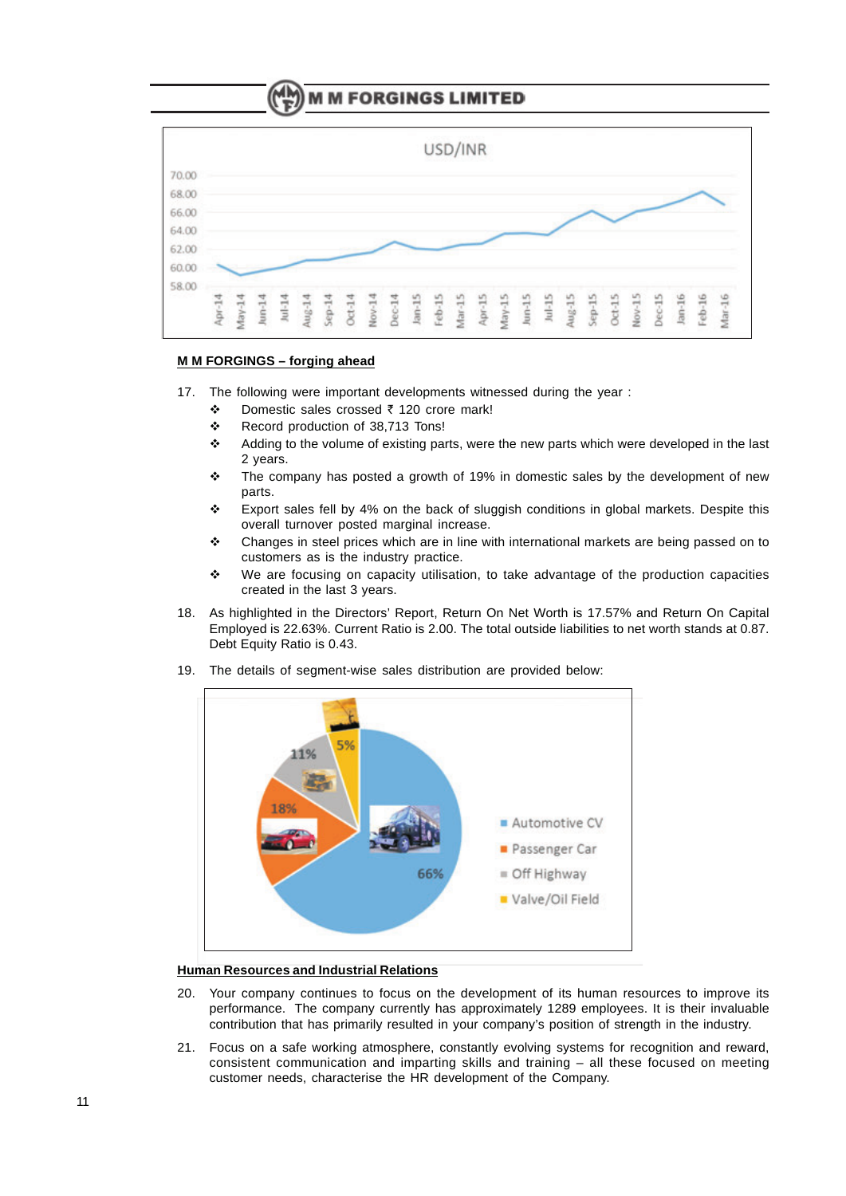## M M FORGINGS – forging ahead

17. The following were important developments witnessed during the year :
    - Domestic sales crossed ₹ 120 crore mark!
    - Record production of 38,713 Tons!
    - Adding to the volume of existing parts, were the new parts which were developed in the last 2 years.
    - The company has posted a growth of 19% in domestic sales by the development of new parts.
    - Export sales fell by 4% on the back of sluggish conditions in global markets. Despite this overall turnover posted marginal increase.
    - Changes in steel prices which are in line with international markets are being passed on to customers as is the industry practice.
    - We are focusing on capacity utilisation, to take advantage of the production capacities created in the last 3 years.

18. As highlighted in the Directors' Report, Return On Net Worth is 17.57% and Return On Capital Employed is 22.63%. Current Ratio is 2.00. The total outside liabilities to net worth stands at 0.87. Debt Equity Ratio is 0.43.

19. The details of segment-wise sales distribution are provided below:

## Human Resources and Industrial Relations

20. Your company continues to focus on the development of its human resources to improve its performance. The company currently has approximately 1289 employees. It is their invaluable contribution that has primarily resulted in your company's position of strength in the industry.

21. Focus on a safe working atmosphere, constantly evolving systems for recognition and reward, consistent communication and imparting skills and training – all these focused on meeting customer needs, characterise the HR development of the Company.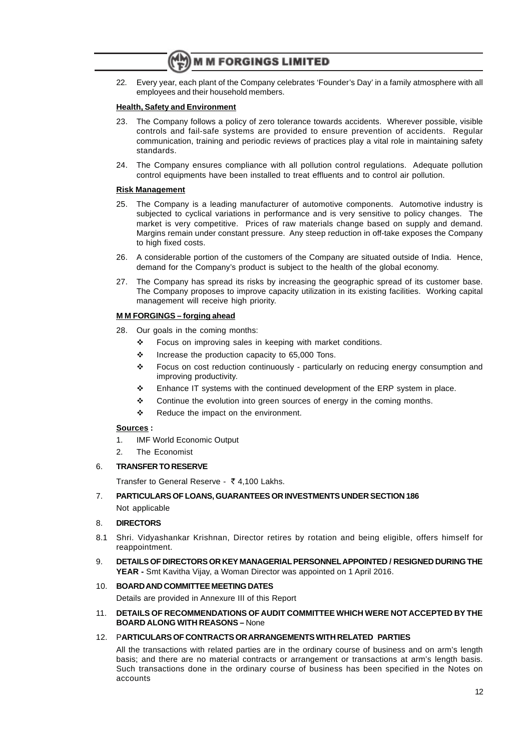22. Every year, each plant of the Company celebrates 'Founder's Day' in a family atmosphere with all employees and their household members.

**Health, Safety and Environment**

23. The Company follows a policy of zero tolerance towards accidents. Wherever possible, visible controls and fail-safe systems are provided to ensure prevention of accidents. Regular communication, training and periodic reviews of practices play a vital role in maintaining safety standards.

24. The Company ensures compliance with all pollution control regulations. Adequate pollution control equipments have been installed to treat effluents and to control air pollution.

**Risk Management**

25. The Company is a leading manufacturer of automotive components. Automotive industry is subjected to cyclical variations in performance and is very sensitive to policy changes. The market is very competitive. Prices of raw materials change based on supply and demand. Margins remain under constant pressure. Any steep reduction in off-take exposes the Company to high fixed costs.

26. A considerable portion of the customers of the Company are situated outside of India. Hence, demand for the Company's product is subject to the health of the global economy.

27. The Company has spread its risks by increasing the geographic spread of its customer base. The Company proposes to improve capacity utilization in its existing facilities. Working capital management will receive high priority.

**M M FORGINGS – forging ahead**

28. Our goals in the coming months:
    - Focus on improving sales in keeping with market conditions.
    - Increase the production capacity to 65,000 Tons.
    - Focus on cost reduction continuously - particularly on reducing energy consumption and improving productivity.
    - Enhance IT systems with the continued development of the ERP system in place.
    - Continue the evolution into green sources of energy in the coming months.
    - Reduce the impact on the environment.

**Sources :**

1. IMF World Economic Output
2. The Economist

6. **TRANSFER TO RESERVE**

   Transfer to General Reserve - ₹ 4,100 Lakhs.

7. **PARTICULARS OF LOANS, GUARANTEES OR INVESTMENTS UNDER SECTION 186**

   Not applicable

8. **DIRECTORS**

8.1 Shri. Vidyashankar Krishnan, Director retires by rotation and being eligible, offers himself for reappointment.

9. **DETAILS OF DIRECTORS OR KEY MANAGERIAL PERSONNEL APPOINTED / RESIGNED DURING THE YEAR -** Smt Kavitha Vijay, a Woman Director was appointed on 1 April 2016.

10. **BOARD AND COMMITTEE MEETING DATES**

    Details are provided in Annexure III of this Report

11. **DETAILS OF RECOMMENDATIONS OF AUDIT COMMITTEE WHICH WERE NOT ACCEPTED BY THE BOARD ALONG WITH REASONS –** None

12. P**ARTICULARS OF CONTRACTS OR ARRANGEMENTS WITH RELATED PARTIES**

    All the transactions with related parties are in the ordinary course of business and on arm's length basis; and there are no material contracts or arrangement or transactions at arm's length basis. Such transactions done in the ordinary course of business has been specified in the Notes on accounts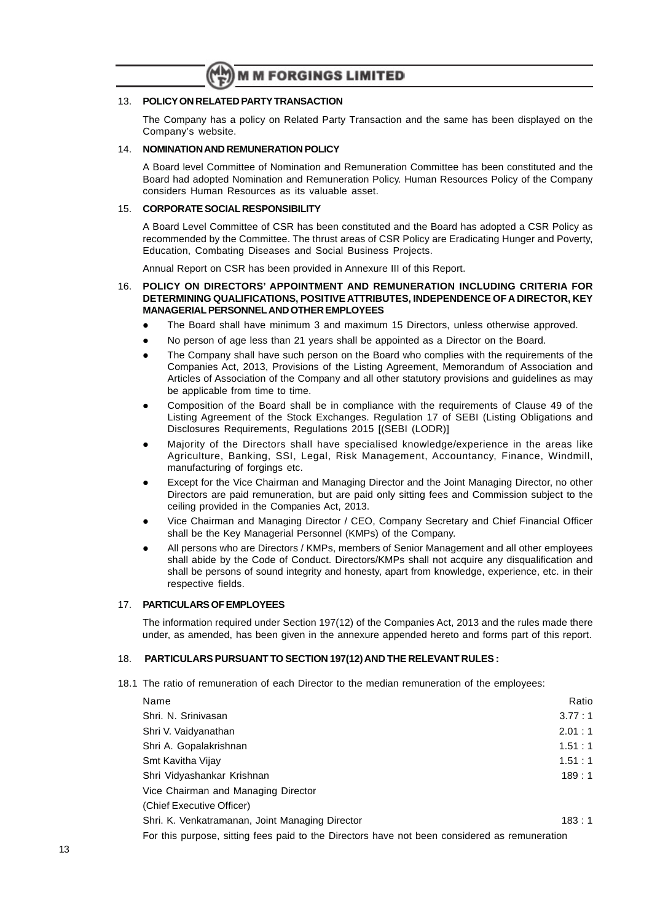## 13. POLICY ON RELATED PARTY TRANSACTION

The Company has a policy on Related Party Transaction and the same has been displayed on the Company's website.

## 14. NOMINATION AND REMUNERATION POLICY

A Board level Committee of Nomination and Remuneration Committee has been constituted and the Board had adopted Nomination and Remuneration Policy. Human Resources Policy of the Company considers Human Resources as its valuable asset.

## 15. CORPORATE SOCIAL RESPONSIBILITY

A Board Level Committee of CSR has been constituted and the Board has adopted a CSR Policy as recommended by the Committee. The thrust areas of CSR Policy are Eradicating Hunger and Poverty, Education, Combating Diseases and Social Business Projects.

Annual Report on CSR has been provided in Annexure III of this Report.

## 16. POLICY ON DIRECTORS' APPOINTMENT AND REMUNERATION INCLUDING CRITERIA FOR DETERMINING QUALIFICATIONS, POSITIVE ATTRIBUTES, INDEPENDENCE OF A DIRECTOR, KEY MANAGERIAL PERSONNEL AND OTHER EMPLOYEES

- The Board shall have minimum 3 and maximum 15 Directors, unless otherwise approved.
- No person of age less than 21 years shall be appointed as a Director on the Board.
- The Company shall have such person on the Board who complies with the requirements of the Companies Act, 2013, Provisions of the Listing Agreement, Memorandum of Association and Articles of Association of the Company and all other statutory provisions and guidelines as may be applicable from time to time.
- Composition of the Board shall be in compliance with the requirements of Clause 49 of the Listing Agreement of the Stock Exchanges. Regulation 17 of SEBI (Listing Obligations and Disclosures Requirements, Regulations 2015 [(SEBI (LODR)]
- Majority of the Directors shall have specialised knowledge/experience in the areas like Agriculture, Banking, SSI, Legal, Risk Management, Accountancy, Finance, Windmill, manufacturing of forgings etc.
- Except for the Vice Chairman and Managing Director and the Joint Managing Director, no other Directors are paid remuneration, but are paid only sitting fees and Commission subject to the ceiling provided in the Companies Act, 2013.
- Vice Chairman and Managing Director / CEO, Company Secretary and Chief Financial Officer shall be the Key Managerial Personnel (KMPs) of the Company.
- All persons who are Directors / KMPs, members of Senior Management and all other employees shall abide by the Code of Conduct. Directors/KMPs shall not acquire any disqualification and shall be persons of sound integrity and honesty, apart from knowledge, experience, etc. in their respective fields.

## 17. PARTICULARS OF EMPLOYEES

The information required under Section 197(12) of the Companies Act, 2013 and the rules made there under, as amended, has been given in the annexure appended hereto and forms part of this report.

## 18. PARTICULARS PURSUANT TO SECTION 197(12) AND THE RELEVANT RULES :

18.1 The ratio of remuneration of each Director to the median remuneration of the employees:

| Name | Ratio |
|---|---|
| Shri. N. Srinivasan | 3.77 : 1 |
| Shri V. Vaidyanathan | 2.01 : 1 |
| Shri A. Gopalakrishnan | 1.51 : 1 |
| Smt Kavitha Vijay | 1.51 : 1 |
| Shri Vidyashankar Krishnan<br>Vice Chairman and Managing Director<br>(Chief Executive Officer) | 189 : 1 |
| Shri. K. Venkatramanan, Joint Managing Director | 183 : 1 |

For this purpose, sitting fees paid to the Directors have not been considered as remuneration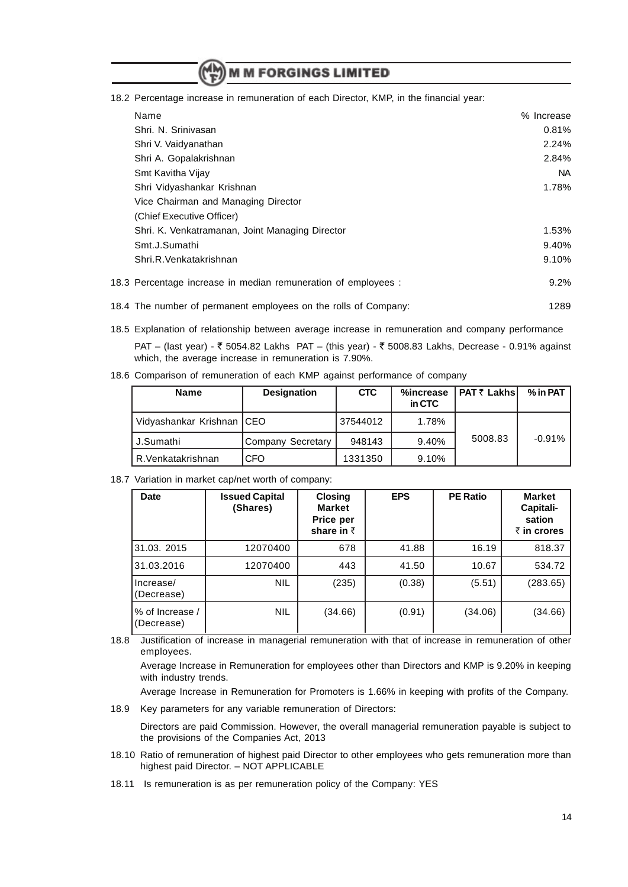18.2 Percentage increase in remuneration of each Director, KMP, in the financial year:

| Name | % Increase |
|---|---|
| Shri. N. Srinivasan | 0.81% |
| Shri V. Vaidyanathan | 2.24% |
| Shri A. Gopalakrishnan | 2.84% |
| Smt Kavitha Vijay | NA |
| Shri Vidyashankar Krishnan Vice Chairman and Managing Director (Chief Executive Officer) | 1.78% |
| Shri. K. Venkatramanan, Joint Managing Director | 1.53% |
| Smt.J.Sumathi | 9.40% |
| Shri.R.Venkatakrishnan | 9.10% |

18.3 Percentage increase in median remuneration of employees : 9.2%

18.4 The number of permanent employees on the rolls of Company: 1289

18.5 Explanation of relationship between average increase in remuneration and company performance

PAT – (last year) - ₹ 5054.82 Lakhs PAT – (this year) - ₹ 5008.83 Lakhs, Decrease - 0.91% against which, the average increase in remuneration is 7.90%.

18.6 Comparison of remuneration of each KMP against performance of company

| Name | Designation | CTC | %increase in CTC | PAT ₹ Lakhs | % in PAT |
|---|---|---|---|---|---|
| Vidyashankar Krishnan | CEO | 37544012 | 1.78% | 5008.83 | -0.91% |
| J.Sumathi | Company Secretary | 948143 | 9.40% | | |
| R.Venkatakrishnan | CFO | 1331350 | 9.10% | | |

18.7 Variation in market cap/net worth of company:

| Date | Issued Capital (Shares) | Closing Market Price per share in ₹ | EPS | PE Ratio | Market Capitali-sation ₹ in crores |
|---|---|---|---|---|---|
| 31.03. 2015 | 12070400 | 678 | 41.88 | 16.19 | 818.37 |
| 31.03.2016 | 12070400 | 443 | 41.50 | 10.67 | 534.72 |
| Increase/ (Decrease) | NIL | (235) | (0.38) | (5.51) | (283.65) |
| % of Increase / (Decrease) | NIL | (34.66) | (0.91) | (34.06) | (34.66) |

18.8 Justification of increase in managerial remuneration with that of increase in remuneration of other employees.

Average Increase in Remuneration for employees other than Directors and KMP is 9.20% in keeping with industry trends.

Average Increase in Remuneration for Promoters is 1.66% in keeping with profits of the Company.

18.9 Key parameters for any variable remuneration of Directors:

Directors are paid Commission. However, the overall managerial remuneration payable is subject to the provisions of the Companies Act, 2013

18.10 Ratio of remuneration of highest paid Director to other employees who gets remuneration more than highest paid Director. – NOT APPLICABLE

18.11 Is remuneration is as per remuneration policy of the Company: YES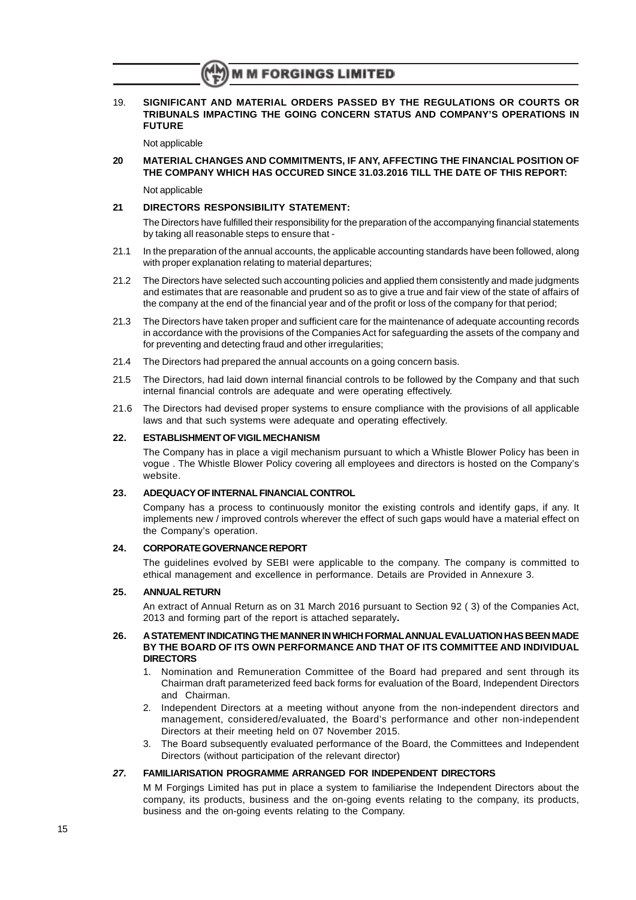## 19. SIGNIFICANT AND MATERIAL ORDERS PASSED BY THE REGULATIONS OR COURTS OR TRIBUNALS IMPACTING THE GOING CONCERN STATUS AND COMPANY'S OPERATIONS IN FUTURE

Not applicable

## 20 MATERIAL CHANGES AND COMMITMENTS, IF ANY, AFFECTING THE FINANCIAL POSITION OF THE COMPANY WHICH HAS OCCURED SINCE 31.03.2016 TILL THE DATE OF THIS REPORT:

Not applicable

## 21 DIRECTORS RESPONSIBILITY STATEMENT:

The Directors have fulfilled their responsibility for the preparation of the accompanying financial statements by taking all reasonable steps to ensure that -

21.1 In the preparation of the annual accounts, the applicable accounting standards have been followed, along with proper explanation relating to material departures;

21.2 The Directors have selected such accounting policies and applied them consistently and made judgments and estimates that are reasonable and prudent so as to give a true and fair view of the state of affairs of the company at the end of the financial year and of the profit or loss of the company for that period;

21.3 The Directors have taken proper and sufficient care for the maintenance of adequate accounting records in accordance with the provisions of the Companies Act for safeguarding the assets of the company and for preventing and detecting fraud and other irregularities;

21.4 The Directors had prepared the annual accounts on a going concern basis.

21.5 The Directors, had laid down internal financial controls to be followed by the Company and that such internal financial controls are adequate and were operating effectively.

21.6 The Directors had devised proper systems to ensure compliance with the provisions of all applicable laws and that such systems were adequate and operating effectively.

## 22. ESTABLISHMENT OF VIGIL MECHANISM

The Company has in place a vigil mechanism pursuant to which a Whistle Blower Policy has been in vogue . The Whistle Blower Policy covering all employees and directors is hosted on the Company's website.

## 23. ADEQUACY OF INTERNAL FINANCIAL CONTROL

Company has a process to continuously monitor the existing controls and identify gaps, if any. It implements new / improved controls wherever the effect of such gaps would have a material effect on the Company's operation.

## 24. CORPORATE GOVERNANCE REPORT

The guidelines evolved by SEBI were applicable to the company. The company is committed to ethical management and excellence in performance. Details are Provided in Annexure 3.

## 25. ANNUAL RETURN

An extract of Annual Return as on 31 March 2016 pursuant to Section 92 ( 3) of the Companies Act, 2013 and forming part of the report is attached separately**.**

## 26. A STATEMENT INDICATING THE MANNER IN WHICH FORMAL ANNUAL EVALUATION HAS BEEN MADE BY THE BOARD OF ITS OWN PERFORMANCE AND THAT OF ITS COMMITTEE AND INDIVIDUAL DIRECTORS

1. Nomination and Remuneration Committee of the Board had prepared and sent through its Chairman draft parameterized feed back forms for evaluation of the Board, Independent Directors and Chairman.
2. Independent Directors at a meeting without anyone from the non-independent directors and management, considered/evaluated, the Board's performance and other non-independent Directors at their meeting held on 07 November 2015.
3. The Board subsequently evaluated performance of the Board, the Committees and Independent Directors (without participation of the relevant director)

## *27.* FAMILIARISATION PROGRAMME ARRANGED FOR INDEPENDENT DIRECTORS

M M Forgings Limited has put in place a system to familiarise the Independent Directors about the company, its products, business and the on-going events relating to the company, its products, business and the on-going events relating to the Company.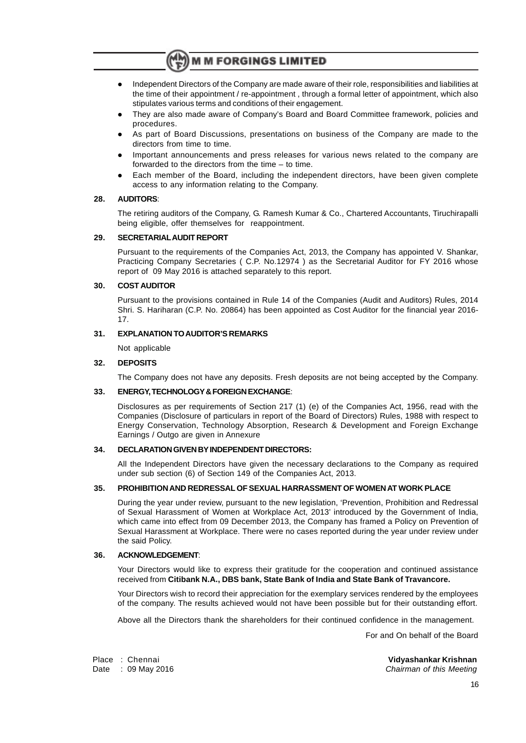- Independent Directors of the Company are made aware of their role, responsibilities and liabilities at the time of their appointment / re-appointment , through a formal letter of appointment, which also stipulates various terms and conditions of their engagement.
- They are also made aware of Company's Board and Board Committee framework, policies and procedures.
- As part of Board Discussions, presentations on business of the Company are made to the directors from time to time.
- Important announcements and press releases for various news related to the company are forwarded to the directors from the time – to time.
- Each member of the Board, including the independent directors, have been given complete access to any information relating to the Company.

**28. AUDITORS**:

The retiring auditors of the Company, G. Ramesh Kumar & Co., Chartered Accountants, Tiruchirapalli being eligible, offer themselves for reappointment.

**29. SECRETARIAL AUDIT REPORT**

Pursuant to the requirements of the Companies Act, 2013, the Company has appointed V. Shankar, Practicing Company Secretaries ( C.P. No.12974 ) as the Secretarial Auditor for FY 2016 whose report of 09 May 2016 is attached separately to this report.

**30. COST AUDITOR**

Pursuant to the provisions contained in Rule 14 of the Companies (Audit and Auditors) Rules, 2014 Shri. S. Hariharan (C.P. No. 20864) has been appointed as Cost Auditor for the financial year 2016-17.

**31. EXPLANATION TO AUDITOR'S REMARKS**

Not applicable

**32. DEPOSITS**

The Company does not have any deposits. Fresh deposits are not being accepted by the Company.

**33. ENERGY, TECHNOLOGY & FOREIGN EXCHANGE**:

Disclosures as per requirements of Section 217 (1) (e) of the Companies Act, 1956, read with the Companies (Disclosure of particulars in report of the Board of Directors) Rules, 1988 with respect to Energy Conservation, Technology Absorption, Research & Development and Foreign Exchange Earnings / Outgo are given in Annexure

**34. DECLARATION GIVEN BY INDEPENDENT DIRECTORS:**

All the Independent Directors have given the necessary declarations to the Company as required under sub section (6) of Section 149 of the Companies Act, 2013.

**35. PROHIBITION AND REDRESSAL OF SEXUAL HARRASSMENT OF WOMEN AT WORK PLACE**

During the year under review, pursuant to the new legislation, 'Prevention, Prohibition and Redressal of Sexual Harassment of Women at Workplace Act, 2013' introduced by the Government of India, which came into effect from 09 December 2013, the Company has framed a Policy on Prevention of Sexual Harassment at Workplace. There were no cases reported during the year under review under the said Policy.

**36. ACKNOWLEDGEMENT**:

Your Directors would like to express their gratitude for the cooperation and continued assistance received from **Citibank N.A., DBS bank, State Bank of India and State Bank of Travancore.**

Your Directors wish to record their appreciation for the exemplary services rendered by the employees of the company. The results achieved would not have been possible but for their outstanding effort.

Above all the Directors thank the shareholders for their continued confidence in the management.

For and On behalf of the Board

Place : Chennai
Date : 09 May 2016

**Vidyashankar Krishnan**
*Chairman of this Meeting*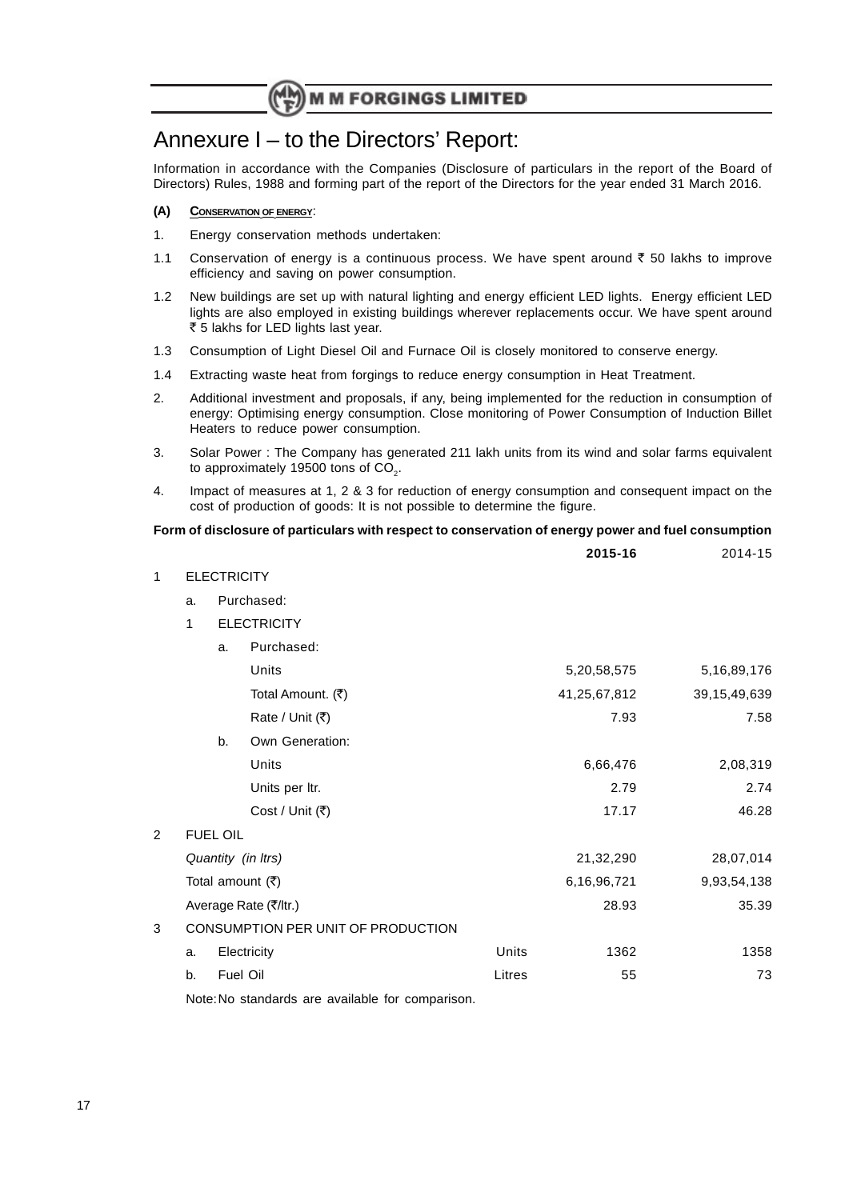# Annexure I – to the Directors' Report:

Information in accordance with the Companies (Disclosure of particulars in the report of the Board of Directors) Rules, 1988 and forming part of the report of the Directors for the year ended 31 March 2016.

**(A)** **CONSERVATION OF ENERGY**:

1. Energy conservation methods undertaken:

1.1 Conservation of energy is a continuous process. We have spent around ₹ 50 lakhs to improve efficiency and saving on power consumption.

1.2 New buildings are set up with natural lighting and energy efficient LED lights. Energy efficient LED lights are also employed in existing buildings wherever replacements occur. We have spent around ₹ 5 lakhs for LED lights last year.

1.3 Consumption of Light Diesel Oil and Furnace Oil is closely monitored to conserve energy.

1.4 Extracting waste heat from forgings to reduce energy consumption in Heat Treatment.

2. Additional investment and proposals, if any, being implemented for the reduction in consumption of energy: Optimising energy consumption. Close monitoring of Power Consumption of Induction Billet Heaters to reduce power consumption.

3. Solar Power : The Company has generated 211 lakh units from its wind and solar farms equivalent to approximately 19500 tons of $CO_2$.

4. Impact of measures at 1, 2 & 3 for reduction of energy consumption and consequent impact on the cost of production of goods: It is not possible to determine the figure.

**Form of disclosure of particulars with respect to conservation of energy power and fuel consumption**

| | | | **2015-16** | 2014-15 |
|---|---|---|---|---|
| 1 | ELECTRICITY | | | |
| | a. Purchased: | | | |
| | 1 ELECTRICITY | | | |
| | a. Purchased: | | | |
| | Units | | 5,20,58,575 | 5,16,89,176 |
| | Total Amount. (₹) | | 41,25,67,812 | 39,15,49,639 |
| | Rate / Unit (₹) | | 7.93 | 7.58 |
| | b. Own Generation: | | | |
| | Units | | 6,66,476 | 2,08,319 |
| | Units per ltr. | | 2.79 | 2.74 |
| | Cost / Unit (₹) | | 17.17 | 46.28 |
| 2 | FUEL OIL | | | |
| | *Quantity (in ltrs)* | | 21,32,290 | 28,07,014 |
| | Total amount (₹) | | 6,16,96,721 | 9,93,54,138 |
| | Average Rate (₹/ltr.) | | 28.93 | 35.39 |
| 3 | CONSUMPTION PER UNIT OF PRODUCTION | | | |
| | a. Electricity | Units | 1362 | 1358 |
| | b. Fuel Oil | Litres | 55 | 73 |

Note: No standards are available for comparison.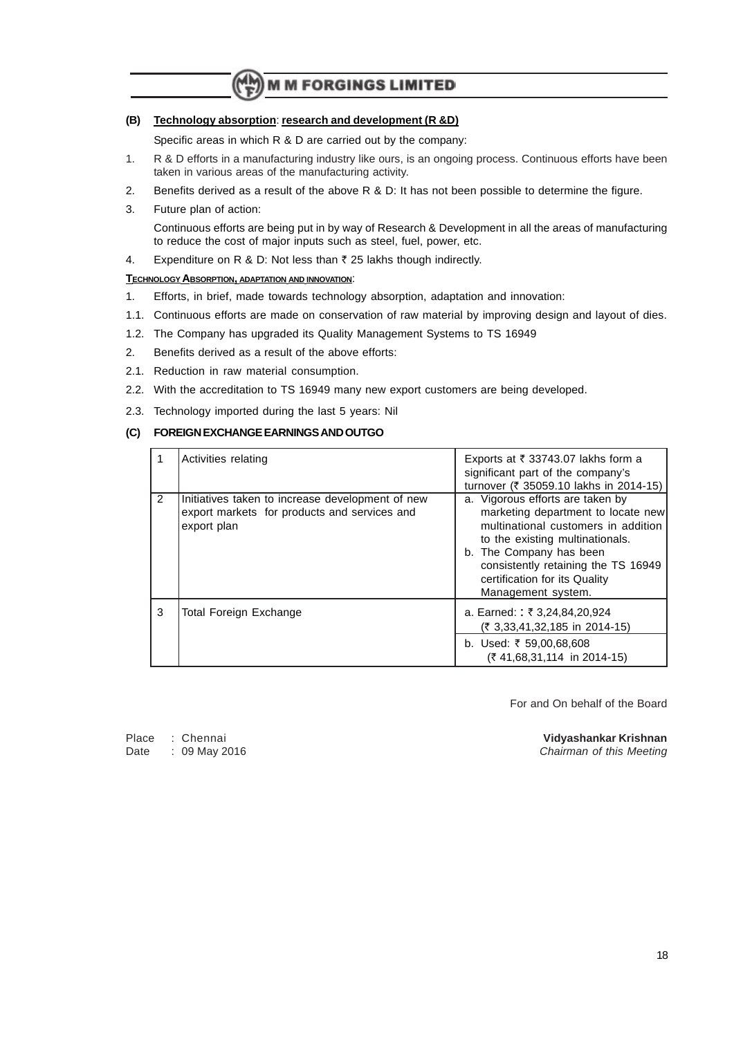**(B) Technology absorption: research and development (R &D)**

Specific areas in which R & D are carried out by the company:

1. R & D efforts in a manufacturing industry like ours, is an ongoing process. Continuous efforts have been taken in various areas of the manufacturing activity.
2. Benefits derived as a result of the above R & D: It has not been possible to determine the figure.
3. Future plan of action:

   Continuous efforts are being put in by way of Research & Development in all the areas of manufacturing to reduce the cost of major inputs such as steel, fuel, power, etc.
4. Expenditure on R & D: Not less than ₹ 25 lakhs though indirectly.

**TECHNOLOGY ABSORPTION, ADAPTATION AND INNOVATION:**

1. Efforts, in brief, made towards technology absorption, adaptation and innovation:

1.1. Continuous efforts are made on conservation of raw material by improving design and layout of dies.

1.2. The Company has upgraded its Quality Management Systems to TS 16949

2. Benefits derived as a result of the above efforts:

2.1. Reduction in raw material consumption.

2.2. With the accreditation to TS 16949 many new export customers are being developed.

2.3. Technology imported during the last 5 years: Nil

**(C) FOREIGN EXCHANGE EARNINGS AND OUTGO**

| | | |
|---|---|---|
| 1 | Activities relating | Exports at ₹ 33743.07 lakhs form a significant part of the company's turnover (₹ 35059.10 lakhs in 2014-15) |
| 2 | Initiatives taken to increase development of new export markets for products and services and export plan | a. Vigorous efforts are taken by marketing department to locate new multinational customers in addition to the existing multinationals.<br>b. The Company has been consistently retaining the TS 16949 certification for its Quality Management system. |
| 3 | Total Foreign Exchange | a. Earned: ₹ 3,24,84,20,924 (₹ 3,33,41,32,185 in 2014-15)<br>b. Used: ₹ 59,00,68,608 (₹ 41,68,31,114 in 2014-15) |

For and On behalf of the Board

Place : Chennai
Date : 09 May 2016

**Vidyashankar Krishnan**
*Chairman of this Meeting*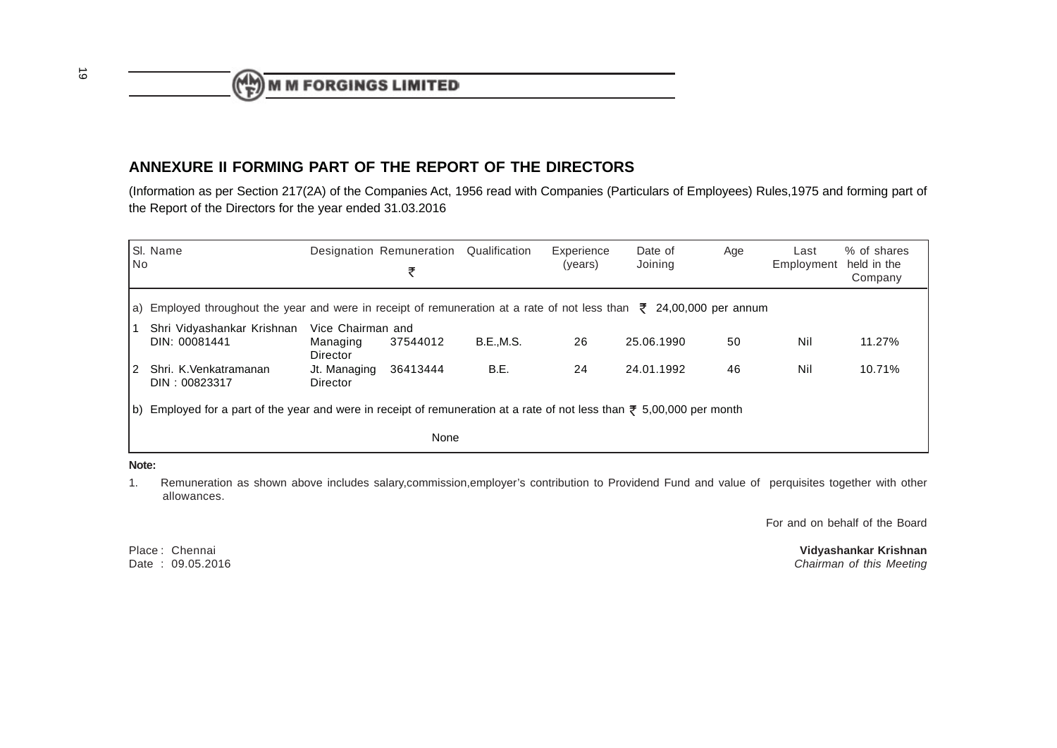## ANNEXURE II FORMING PART OF THE REPORT OF THE DIRECTORS

(Information as per Section 217(2A) of the Companies Act, 1956 read with Companies (Particulars of Employees) Rules,1975 and forming part of the Report of the Directors for the year ended 31.03.2016

| Sl. No | Name | Designation | Remuneration ₹ | Qualification | Experience (years) | Date of Joining | Age | Last Employment | % of shares held in the Company |
|---|---|---|---|---|---|---|---|---|---|
| a) Employed throughout the year and were in receipt of remuneration at a rate of not less than ₹ 24,00,000 per annum | | | | | | | | | |
| 1 | Shri Vidyashankar Krishnan DIN: 00081441 | Vice Chairman and Managing Director | 37544012 | B.E.,M.S. | 26 | 25.06.1990 | 50 | Nil | 11.27% |
| 2 | Shri. K.Venkatramanan DIN : 00823317 | Jt. Managing Director | 36413444 | B.E. | 24 | 24.01.1992 | 46 | Nil | 10.71% |
| b) Employed for a part of the year and were in receipt of remuneration at a rate of not less than ₹ 5,00,000 per month | | | | | | | | | |
| | | | None | | | | | | |

**Note:**

1. Remuneration as shown above includes salary,commission,employer's contribution to Providend Fund and value of perquisites together with other allowances.

For and on behalf of the Board

Place : Chennai
Date : 09.05.2016

**Vidyashankar Krishnan**
*Chairman of this Meeting*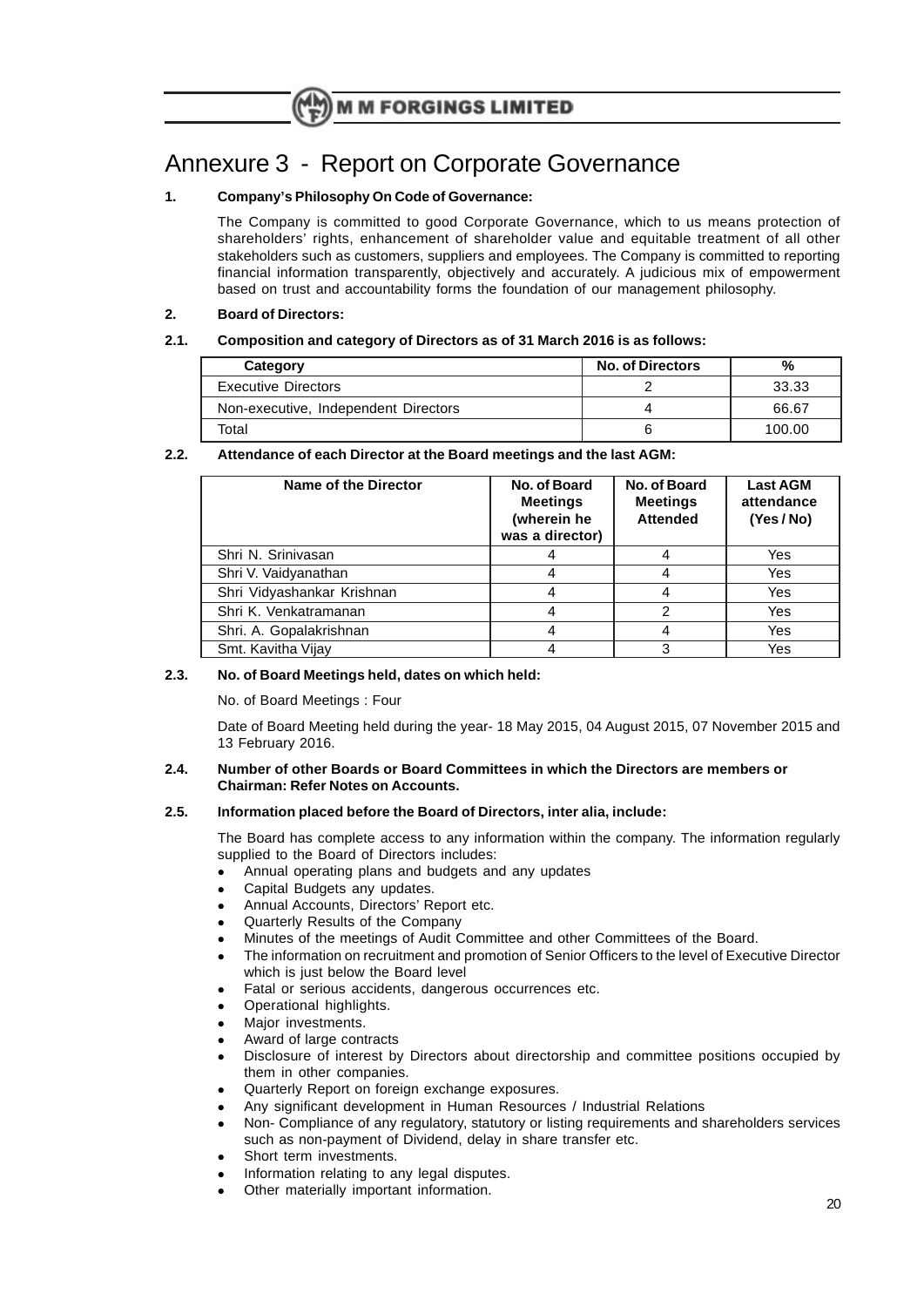# Annexure 3 - Report on Corporate Governance

**1. Company's Philosophy On Code of Governance:**

The Company is committed to good Corporate Governance, which to us means protection of shareholders' rights, enhancement of shareholder value and equitable treatment of all other stakeholders such as customers, suppliers and employees. The Company is committed to reporting financial information transparently, objectively and accurately. A judicious mix of empowerment based on trust and accountability forms the foundation of our management philosophy.

**2. Board of Directors:**

**2.1. Composition and category of Directors as of 31 March 2016 is as follows:**

| Category | No. of Directors | % |
|---|---|---|
| Executive Directors | 2 | 33.33 |
| Non-executive, Independent Directors | 4 | 66.67 |
| Total | 6 | 100.00 |

**2.2. Attendance of each Director at the Board meetings and the last AGM:**

| Name of the Director | No. of Board Meetings (wherein he was a director) | No. of Board Meetings Attended | Last AGM attendance (Yes / No) |
|---|---|---|---|
| Shri N. Srinivasan | 4 | 4 | Yes |
| Shri V. Vaidyanathan | 4 | 4 | Yes |
| Shri Vidyashankar Krishnan | 4 | 4 | Yes |
| Shri K. Venkatramanan | 4 | 2 | Yes |
| Shri. A. Gopalakrishnan | 4 | 4 | Yes |
| Smt. Kavitha Vijay | 4 | 3 | Yes |

**2.3. No. of Board Meetings held, dates on which held:**

No. of Board Meetings : Four

Date of Board Meeting held during the year- 18 May 2015, 04 August 2015, 07 November 2015 and 13 February 2016.

**2.4. Number of other Boards or Board Committees in which the Directors are members or Chairman: Refer Notes on Accounts.**

**2.5. Information placed before the Board of Directors, inter alia, include:**

The Board has complete access to any information within the company. The information regularly supplied to the Board of Directors includes:

- Annual operating plans and budgets and any updates
- Capital Budgets any updates.
- Annual Accounts, Directors' Report etc.
- Quarterly Results of the Company
- Minutes of the meetings of Audit Committee and other Committees of the Board.
- The information on recruitment and promotion of Senior Officers to the level of Executive Director which is just below the Board level
- Fatal or serious accidents, dangerous occurrences etc.
- Operational highlights.
- Major investments.
- Award of large contracts
- Disclosure of interest by Directors about directorship and committee positions occupied by them in other companies.
- Quarterly Report on foreign exchange exposures.
- Any significant development in Human Resources / Industrial Relations
- Non- Compliance of any regulatory, statutory or listing requirements and shareholders services such as non-payment of Dividend, delay in share transfer etc.
- Short term investments.
- Information relating to any legal disputes.
- Other materially important information.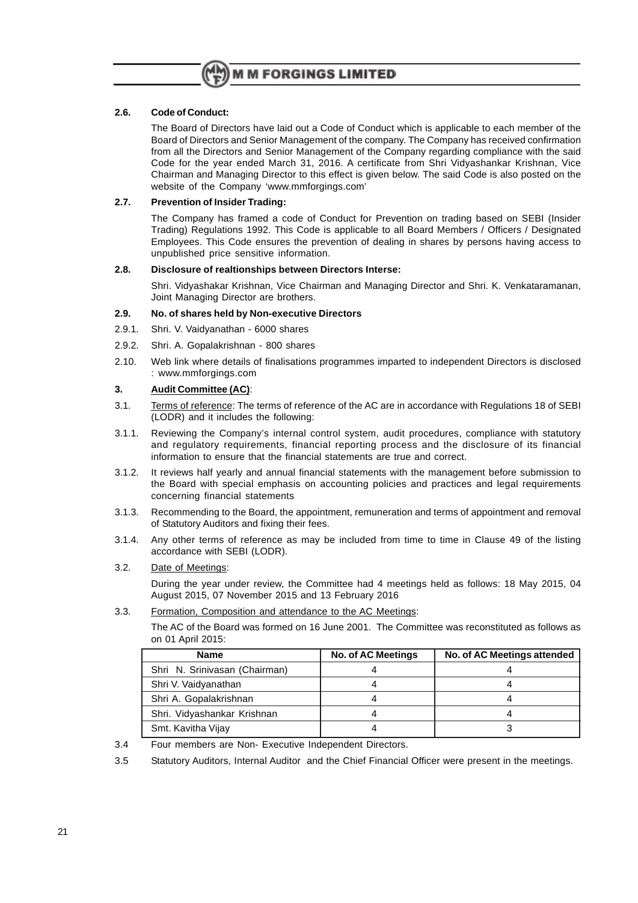**2.6. Code of Conduct:**

The Board of Directors have laid out a Code of Conduct which is applicable to each member of the Board of Directors and Senior Management of the company. The Company has received confirmation from all the Directors and Senior Management of the Company regarding compliance with the said Code for the year ended March 31, 2016. A certificate from Shri Vidyashankar Krishnan, Vice Chairman and Managing Director to this effect is given below. The said Code is also posted on the website of the Company 'www.mmforgings.com'

**2.7. Prevention of Insider Trading:**

The Company has framed a code of Conduct for Prevention on trading based on SEBI (Insider Trading) Regulations 1992. This Code is applicable to all Board Members / Officers / Designated Employees. This Code ensures the prevention of dealing in shares by persons having access to unpublished price sensitive information.

**2.8. Disclosure of realtionships between Directors Interse:**

Shri. Vidyashakar Krishnan, Vice Chairman and Managing Director and Shri. K. Venkataramanan, Joint Managing Director are brothers.

**2.9. No. of shares held by Non-executive Directors**

2.9.1. Shri. V. Vaidyanathan - 6000 shares

2.9.2. Shri. A. Gopalakrishnan - 800 shares

2.10. Web link where details of finalisations programmes imparted to independent Directors is disclosed : www.mmforgings.com

**3. Audit Committee (AC):**

3.1. Terms of reference: The terms of reference of the AC are in accordance with Regulations 18 of SEBI (LODR) and it includes the following:

3.1.1. Reviewing the Company's internal control system, audit procedures, compliance with statutory and regulatory requirements, financial reporting process and the disclosure of its financial information to ensure that the financial statements are true and correct.

3.1.2. It reviews half yearly and annual financial statements with the management before submission to the Board with special emphasis on accounting policies and practices and legal requirements concerning financial statements

3.1.3. Recommending to the Board, the appointment, remuneration and terms of appointment and removal of Statutory Auditors and fixing their fees.

3.1.4. Any other terms of reference as may be included from time to time in Clause 49 of the listing accordance with SEBI (LODR).

3.2. Date of Meetings:

During the year under review, the Committee had 4 meetings held as follows: 18 May 2015, 04 August 2015, 07 November 2015 and 13 February 2016

3.3. Formation, Composition and attendance to the AC Meetings:

The AC of the Board was formed on 16 June 2001. The Committee was reconstituted as follows as on 01 April 2015:

| Name | No. of AC Meetings | No. of AC Meetings attended |
|---|---|---|
| Shri N. Srinivasan (Chairman) | 4 | 4 |
| Shri V. Vaidyanathan | 4 | 4 |
| Shri A. Gopalakrishnan | 4 | 4 |
| Shri. Vidyashankar Krishnan | 4 | 4 |
| Smt. Kavitha Vijay | 4 | 3 |

3.4 Four members are Non- Executive Independent Directors.

3.5 Statutory Auditors, Internal Auditor and the Chief Financial Officer were present in the meetings.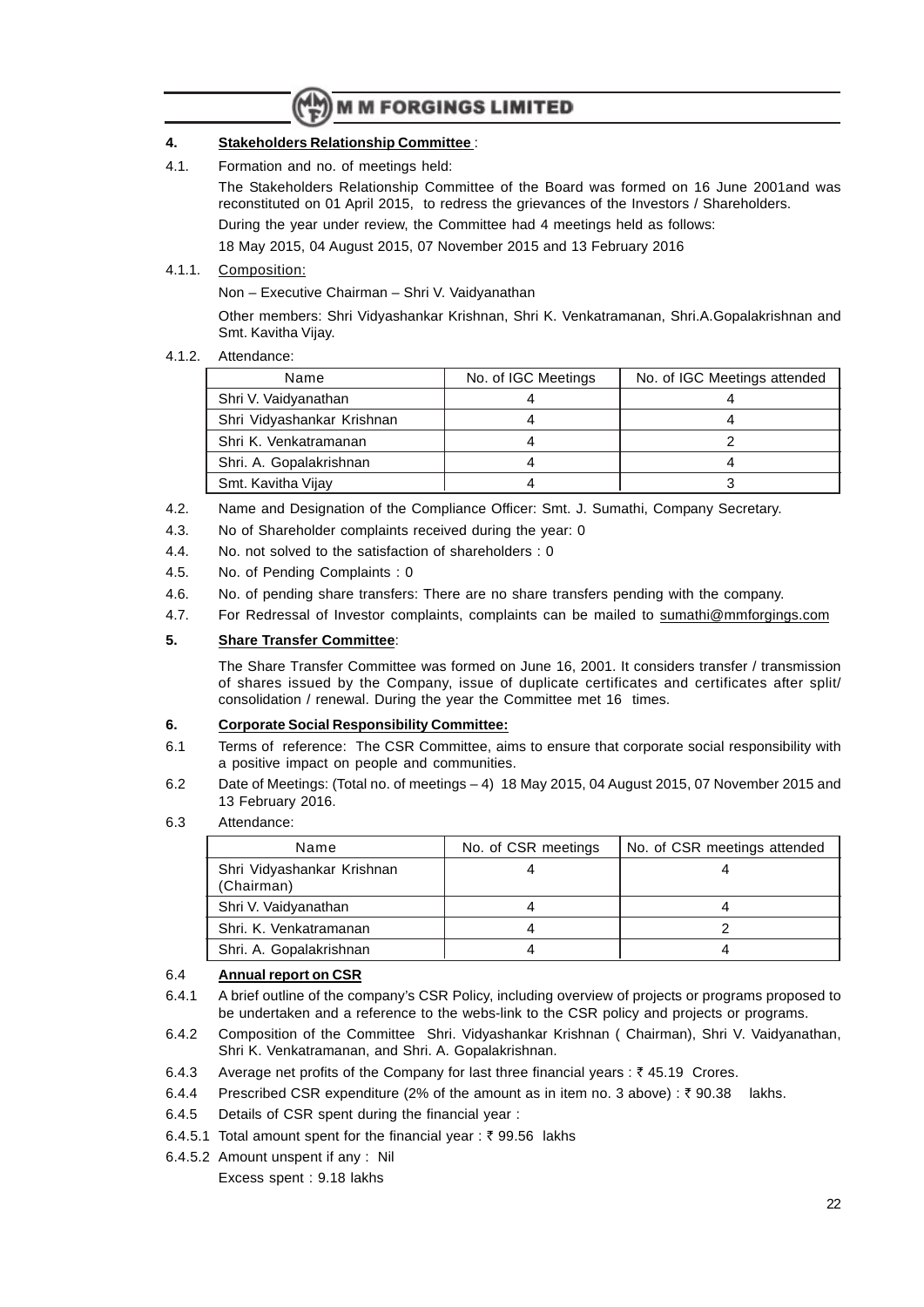### 4. Stakeholders Relationship Committee :

4.1. Formation and no. of meetings held:

The Stakeholders Relationship Committee of the Board was formed on 16 June 2001and was reconstituted on 01 April 2015, to redress the grievances of the Investors / Shareholders.

During the year under review, the Committee had 4 meetings held as follows:

18 May 2015, 04 August 2015, 07 November 2015 and 13 February 2016

4.1.1. Composition:

Non – Executive Chairman – Shri V. Vaidyanathan

Other members: Shri Vidyashankar Krishnan, Shri K. Venkatramanan, Shri.A.Gopalakrishnan and Smt. Kavitha Vijay.

4.1.2. Attendance:

| Name | No. of IGC Meetings | No. of IGC Meetings attended |
|---|---|---|
| Shri V. Vaidyanathan | 4 | 4 |
| Shri Vidyashankar Krishnan | 4 | 4 |
| Shri K. Venkatramanan | 4 | 2 |
| Shri. A. Gopalakrishnan | 4 | 4 |
| Smt. Kavitha Vijay | 4 | 3 |

4.2. Name and Designation of the Compliance Officer: Smt. J. Sumathi, Company Secretary.

4.3. No of Shareholder complaints received during the year: 0

4.4. No. not solved to the satisfaction of shareholders : 0

4.5. No. of Pending Complaints : 0

4.6. No. of pending share transfers: There are no share transfers pending with the company.

4.7. For Redressal of Investor complaints, complaints can be mailed to sumathi@mmforgings.com

### 5. Share Transfer Committee:

The Share Transfer Committee was formed on June 16, 2001. It considers transfer / transmission of shares issued by the Company, issue of duplicate certificates and certificates after split/ consolidation / renewal. During the year the Committee met 16 times.

### 6. Corporate Social Responsibility Committee:

6.1 Terms of reference: The CSR Committee, aims to ensure that corporate social responsibility with a positive impact on people and communities.

6.2 Date of Meetings: (Total no. of meetings – 4) 18 May 2015, 04 August 2015, 07 November 2015 and 13 February 2016.

6.3 Attendance:

| Name | No. of CSR meetings | No. of CSR meetings attended |
|---|---|---|
| Shri Vidyashankar Krishnan (Chairman) | 4 | 4 |
| Shri V. Vaidyanathan | 4 | 4 |
| Shri. K. Venkatramanan | 4 | 2 |
| Shri. A. Gopalakrishnan | 4 | 4 |

6.4 **Annual report on CSR**

6.4.1 A brief outline of the company's CSR Policy, including overview of projects or programs proposed to be undertaken and a reference to the webs-link to the CSR policy and projects or programs.

6.4.2 Composition of the Committee Shri. Vidyashankar Krishnan ( Chairman), Shri V. Vaidyanathan, Shri K. Venkatramanan, and Shri. A. Gopalakrishnan.

6.4.3 Average net profits of the Company for last three financial years : ₹ 45.19 Crores.

6.4.4 Prescribed CSR expenditure (2% of the amount as in item no. 3 above) : ₹ 90.38 lakhs.

6.4.5 Details of CSR spent during the financial year :

6.4.5.1 Total amount spent for the financial year : ₹ 99.56 lakhs

6.4.5.2 Amount unspent if any : Nil

Excess spent : 9.18 lakhs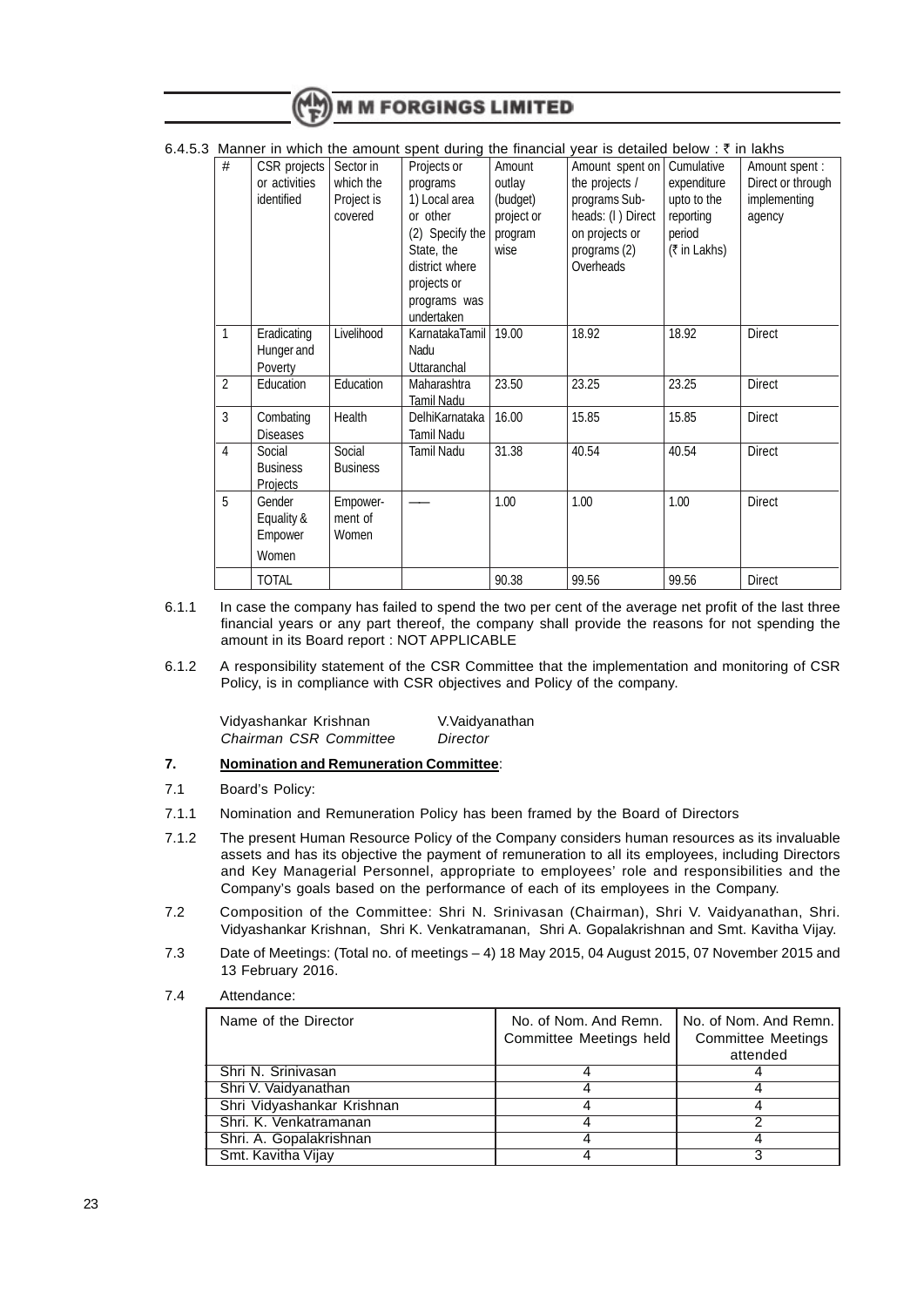6.4.5.3 Manner in which the amount spent during the financial year is detailed below : ₹ in lakhs

| # | CSR projects or activities identified | Sector in which the Project is covered | Projects or programs 1) Local area or other (2) Specify the State, the district where projects or programs was undertaken | Amount outlay (budget) project or program wise | Amount spent on the projects / programs Sub-heads: (I ) Direct on projects or programs (2) Overheads | Cumulative expenditure upto to the reporting period (₹ in Lakhs) | Amount spent : Direct or through implementing agency |
|---|---|---|---|---|---|---|---|
| 1 | Eradicating Hunger and Poverty | Livelihood | KarnatakaTamil Nadu Uttaranchal | 19.00 | 18.92 | 18.92 | Direct |
| 2 | Education | Education | Maharashtra Tamil Nadu | 23.50 | 23.25 | 23.25 | Direct |
| 3 | Combating Diseases | Health | DelhiKarnataka Tamil Nadu | 16.00 | 15.85 | 15.85 | Direct |
| 4 | Social Business Projects | Social Business | Tamil Nadu | 31.38 | 40.54 | 40.54 | Direct |
| 5 | Gender Equality & Empower Women | Empower-ment of Women | ––– | 1.00 | 1.00 | 1.00 | Direct |
| | TOTAL | | | 90.38 | 99.56 | 99.56 | Direct |

6.1.1 In case the company has failed to spend the two per cent of the average net profit of the last three financial years or any part thereof, the company shall provide the reasons for not spending the amount in its Board report : NOT APPLICABLE

6.1.2 A responsibility statement of the CSR Committee that the implementation and monitoring of CSR Policy, is in compliance with CSR objectives and Policy of the company.

Vidyashankar Krishnan — *Chairman CSR Committee*
V.Vaidyanathan — *Director*

**7. Nomination and Remuneration Committee**:

7.1 Board's Policy:

7.1.1 Nomination and Remuneration Policy has been framed by the Board of Directors

7.1.2 The present Human Resource Policy of the Company considers human resources as its invaluable assets and has its objective the payment of remuneration to all its employees, including Directors and Key Managerial Personnel, appropriate to employees' role and responsibilities and the Company's goals based on the performance of each of its employees in the Company.

7.2 Composition of the Committee: Shri N. Srinivasan (Chairman), Shri V. Vaidyanathan, Shri. Vidyashankar Krishnan, Shri K. Venkatramanan, Shri A. Gopalakrishnan and Smt. Kavitha Vijay.

7.3 Date of Meetings: (Total no. of meetings – 4) 18 May 2015, 04 August 2015, 07 November 2015 and 13 February 2016.

7.4 Attendance:

| Name of the Director | No. of Nom. And Remn. Committee Meetings held | No. of Nom. And Remn. Committee Meetings attended |
|---|---|---|
| Shri N. Srinivasan | 4 | 4 |
| Shri V. Vaidyanathan | 4 | 4 |
| Shri Vidyashankar Krishnan | 4 | 4 |
| Shri. K. Venkatramanan | 4 | 2 |
| Shri. A. Gopalakrishnan | 4 | 4 |
| Smt. Kavitha Vijay | 4 | 3 |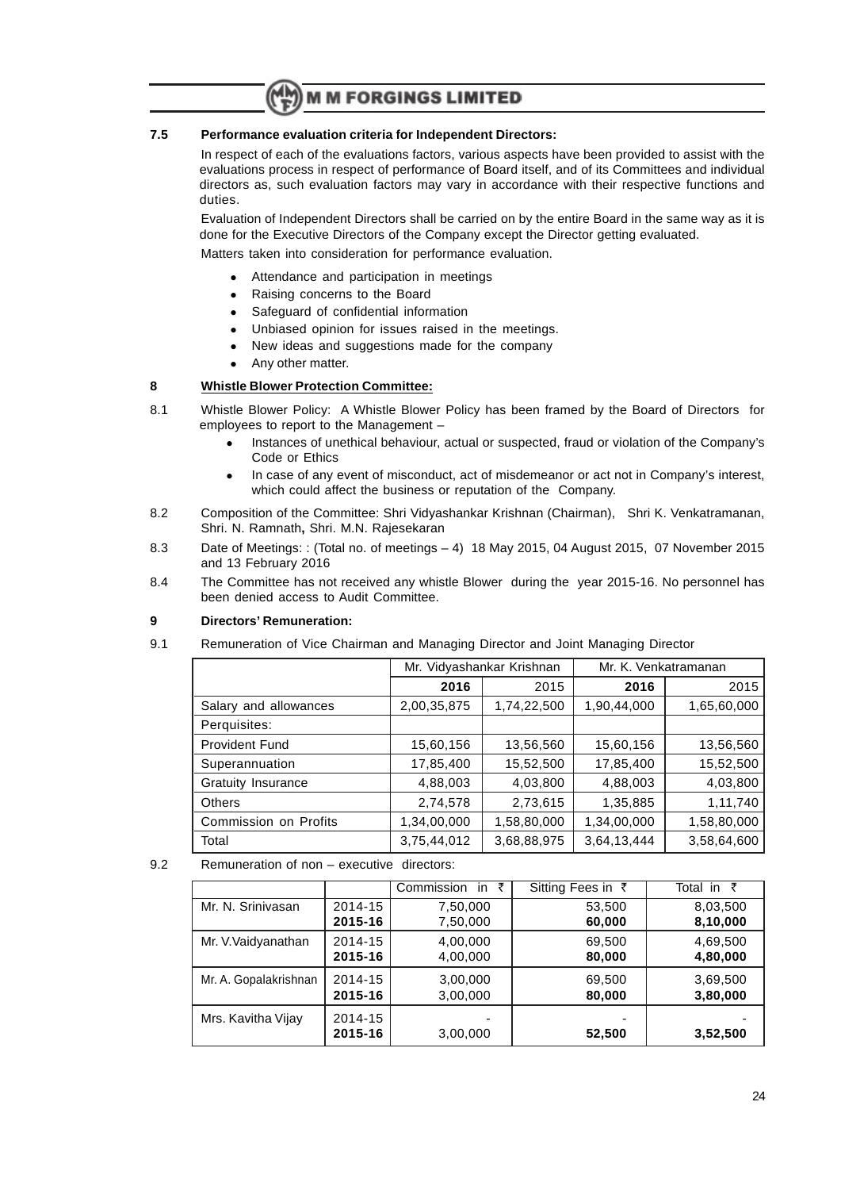### 7.5 Performance evaluation criteria for Independent Directors:

In respect of each of the evaluations factors, various aspects have been provided to assist with the evaluations process in respect of performance of Board itself, and of its Committees and individual directors as, such evaluation factors may vary in accordance with their respective functions and duties.

Evaluation of Independent Directors shall be carried on by the entire Board in the same way as it is done for the Executive Directors of the Company except the Director getting evaluated.

Matters taken into consideration for performance evaluation.

- Attendance and participation in meetings
- Raising concerns to the Board
- Safeguard of confidential information
- Unbiased opinion for issues raised in the meetings.
- New ideas and suggestions made for the company
- Any other matter.

## 8 Whistle Blower Protection Committee:

8.1 Whistle Blower Policy: A Whistle Blower Policy has been framed by the Board of Directors for employees to report to the Management –

- Instances of unethical behaviour, actual or suspected, fraud or violation of the Company's Code or Ethics
- In case of any event of misconduct, act of misdemeanor or act not in Company's interest, which could affect the business or reputation of the Company.

8.2 Composition of the Committee: Shri Vidyashankar Krishnan (Chairman), Shri K. Venkatramanan, Shri. N. Ramnath**,** Shri. M.N. Rajesekaran

8.3 Date of Meetings: : (Total no. of meetings – 4) 18 May 2015, 04 August 2015, 07 November 2015 and 13 February 2016

8.4 The Committee has not received any whistle Blower during the year 2015-16. No personnel has been denied access to Audit Committee.

## 9 Directors' Remuneration:

9.1 Remuneration of Vice Chairman and Managing Director and Joint Managing Director

| | Mr. Vidyashankar Krishnan | | Mr. K. Venkatramanan | |
|---|---|---|---|---|
| | **2016** | 2015 | **2016** | 2015 |
| Salary and allowances | 2,00,35,875 | 1,74,22,500 | 1,90,44,000 | 1,65,60,000 |
| Perquisites: | | | | |
| Provident Fund | 15,60,156 | 13,56,560 | 15,60,156 | 13,56,560 |
| Superannuation | 17,85,400 | 15,52,500 | 17,85,400 | 15,52,500 |
| Gratuity Insurance | 4,88,003 | 4,03,800 | 4,88,003 | 4,03,800 |
| Others | 2,74,578 | 2,73,615 | 1,35,885 | 1,11,740 |
| Commission on Profits | 1,34,00,000 | 1,58,80,000 | 1,34,00,000 | 1,58,80,000 |
| Total | 3,75,44,012 | 3,68,88,975 | 3,64,13,444 | 3,58,64,600 |

9.2 Remuneration of non – executive directors:

| | | Commission in ₹ | Sitting Fees in ₹ | Total in ₹ |
|---|---|---|---|---|
| Mr. N. Srinivasan | 2014-15 | 7,50,000 | 53,500 | 8,03,500 |
| | **2015-16** | 7,50,000 | **60,000** | **8,10,000** |
| Mr. V.Vaidyanathan | 2014-15 | 4,00,000 | 69,500 | 4,69,500 |
| | **2015-16** | 4,00,000 | **80,000** | **4,80,000** |
| Mr. A. Gopalakrishnan | 2014-15 | 3,00,000 | 69,500 | 3,69,500 |
| | **2015-16** | 3,00,000 | **80,000** | **3,80,000** |
| Mrs. Kavitha Vijay | 2014-15 | - | - | - |
| | **2015-16** | 3,00,000 | **52,500** | **3,52,500** |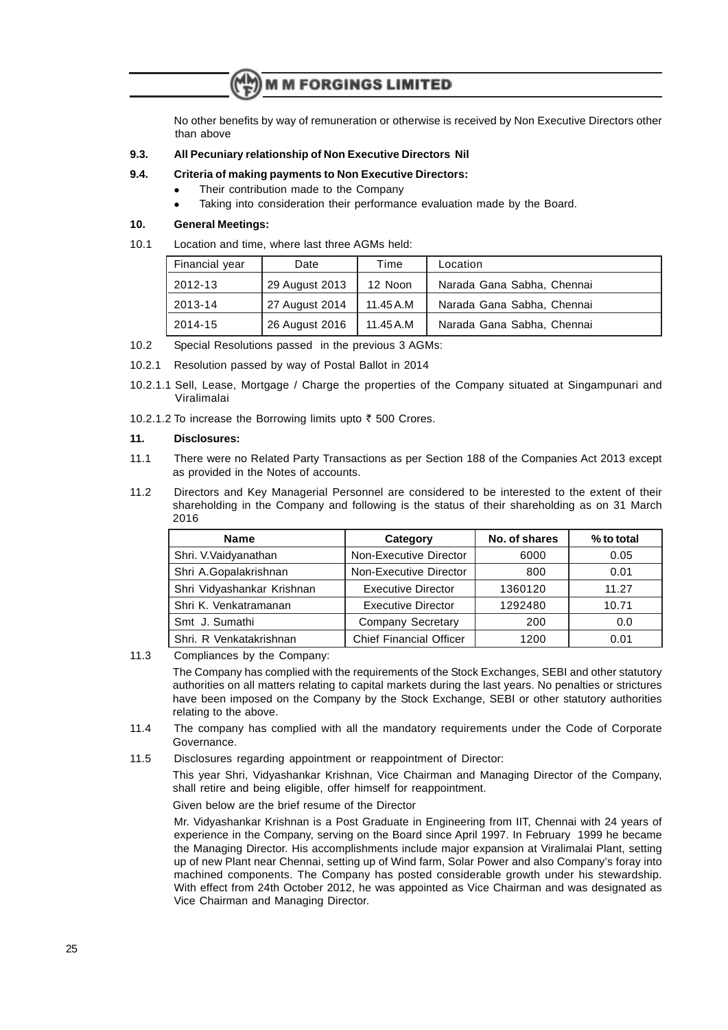No other benefits by way of remuneration or otherwise is received by Non Executive Directors other than above

**9.3. All Pecuniary relationship of Non Executive Directors Nil**

**9.4. Criteria of making payments to Non Executive Directors:**

- Their contribution made to the Company
- Taking into consideration their performance evaluation made by the Board.

**10. General Meetings:**

10.1 Location and time, where last three AGMs held:

| Financial year | Date | Time | Location |
|---|---|---|---|
| 2012-13 | 29 August 2013 | 12 Noon | Narada Gana Sabha, Chennai |
| 2013-14 | 27 August 2014 | 11.45 A.M | Narada Gana Sabha, Chennai |
| 2014-15 | 26 August 2016 | 11.45 A.M | Narada Gana Sabha, Chennai |

10.2 Special Resolutions passed in the previous 3 AGMs:

10.2.1 Resolution passed by way of Postal Ballot in 2014

10.2.1.1 Sell, Lease, Mortgage / Charge the properties of the Company situated at Singampunari and Viralimalai

10.2.1.2 To increase the Borrowing limits upto ₹ 500 Crores.

**11. Disclosures:**

11.1 There were no Related Party Transactions as per Section 188 of the Companies Act 2013 except as provided in the Notes of accounts.

11.2 Directors and Key Managerial Personnel are considered to be interested to the extent of their shareholding in the Company and following is the status of their shareholding as on 31 March 2016

| Name | Category | No. of shares | % to total |
|---|---|---|---|
| Shri. V.Vaidyanathan | Non-Executive Director | 6000 | 0.05 |
| Shri A.Gopalakrishnan | Non-Executive Director | 800 | 0.01 |
| Shri Vidyashankar Krishnan | Executive Director | 1360120 | 11.27 |
| Shri K. Venkatramanan | Executive Director | 1292480 | 10.71 |
| Smt J. Sumathi | Company Secretary | 200 | 0.0 |
| Shri. R Venkatakrishnan | Chief Financial Officer | 1200 | 0.01 |

11.3 Compliances by the Company:

The Company has complied with the requirements of the Stock Exchanges, SEBI and other statutory authorities on all matters relating to capital markets during the last years. No penalties or strictures have been imposed on the Company by the Stock Exchange, SEBI or other statutory authorities relating to the above.

11.4 The company has complied with all the mandatory requirements under the Code of Corporate Governance.

11.5 Disclosures regarding appointment or reappointment of Director:

This year Shri, Vidyashankar Krishnan, Vice Chairman and Managing Director of the Company, shall retire and being eligible, offer himself for reappointment.

Given below are the brief resume of the Director

Mr. Vidyashankar Krishnan is a Post Graduate in Engineering from IIT, Chennai with 24 years of experience in the Company, serving on the Board since April 1997. In February 1999 he became the Managing Director. His accomplishments include major expansion at Viralimalai Plant, setting up of new Plant near Chennai, setting up of Wind farm, Solar Power and also Company's foray into machined components. The Company has posted considerable growth under his stewardship. With effect from 24th October 2012, he was appointed as Vice Chairman and was designated as Vice Chairman and Managing Director.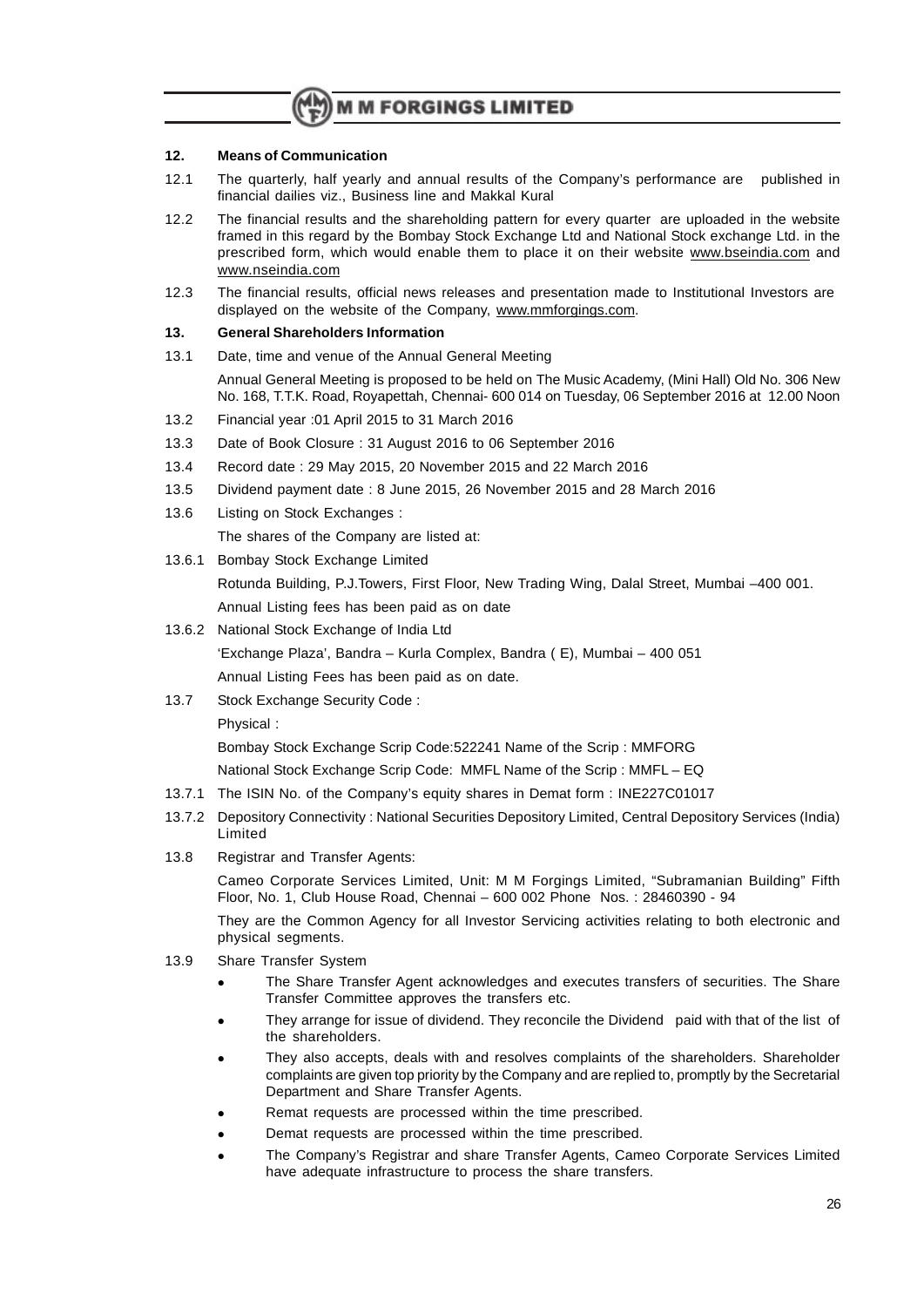## 12. Means of Communication

12.1 The quarterly, half yearly and annual results of the Company's performance are published in financial dailies viz., Business line and Makkal Kural

12.2 The financial results and the shareholding pattern for every quarter are uploaded in the website framed in this regard by the Bombay Stock Exchange Ltd and National Stock exchange Ltd. in the prescribed form, which would enable them to place it on their website www.bseindia.com and www.nseindia.com

12.3 The financial results, official news releases and presentation made to Institutional Investors are displayed on the website of the Company, www.mmforgings.com.

## 13. General Shareholders Information

13.1 Date, time and venue of the Annual General Meeting

Annual General Meeting is proposed to be held on The Music Academy, (Mini Hall) Old No. 306 New No. 168, T.T.K. Road, Royapettah, Chennai- 600 014 on Tuesday, 06 September 2016 at 12.00 Noon

13.2 Financial year :01 April 2015 to 31 March 2016

13.3 Date of Book Closure : 31 August 2016 to 06 September 2016

13.4 Record date : 29 May 2015, 20 November 2015 and 22 March 2016

13.5 Dividend payment date : 8 June 2015, 26 November 2015 and 28 March 2016

13.6 Listing on Stock Exchanges :

The shares of the Company are listed at:

13.6.1 Bombay Stock Exchange Limited

Rotunda Building, P.J.Towers, First Floor, New Trading Wing, Dalal Street, Mumbai –400 001.

Annual Listing fees has been paid as on date

13.6.2 National Stock Exchange of India Ltd

'Exchange Plaza', Bandra – Kurla Complex, Bandra ( E), Mumbai – 400 051

Annual Listing Fees has been paid as on date.

13.7 Stock Exchange Security Code :

Physical :

Bombay Stock Exchange Scrip Code:522241 Name of the Scrip : MMFORG

National Stock Exchange Scrip Code: MMFL Name of the Scrip : MMFL – EQ

13.7.1 The ISIN No. of the Company's equity shares in Demat form : INE227C01017

13.7.2 Depository Connectivity : National Securities Depository Limited, Central Depository Services (India) Limited

13.8 Registrar and Transfer Agents:

Cameo Corporate Services Limited, Unit: M M Forgings Limited, "Subramanian Building" Fifth Floor, No. 1, Club House Road, Chennai – 600 002 Phone Nos. : 28460390 - 94

They are the Common Agency for all Investor Servicing activities relating to both electronic and physical segments.

13.9 Share Transfer System

- The Share Transfer Agent acknowledges and executes transfers of securities. The Share Transfer Committee approves the transfers etc.
- They arrange for issue of dividend. They reconcile the Dividend paid with that of the list of the shareholders.
- They also accepts, deals with and resolves complaints of the shareholders. Shareholder complaints are given top priority by the Company and are replied to, promptly by the Secretarial Department and Share Transfer Agents.
- Remat requests are processed within the time prescribed.
- Demat requests are processed within the time prescribed.
- The Company's Registrar and share Transfer Agents, Cameo Corporate Services Limited have adequate infrastructure to process the share transfers.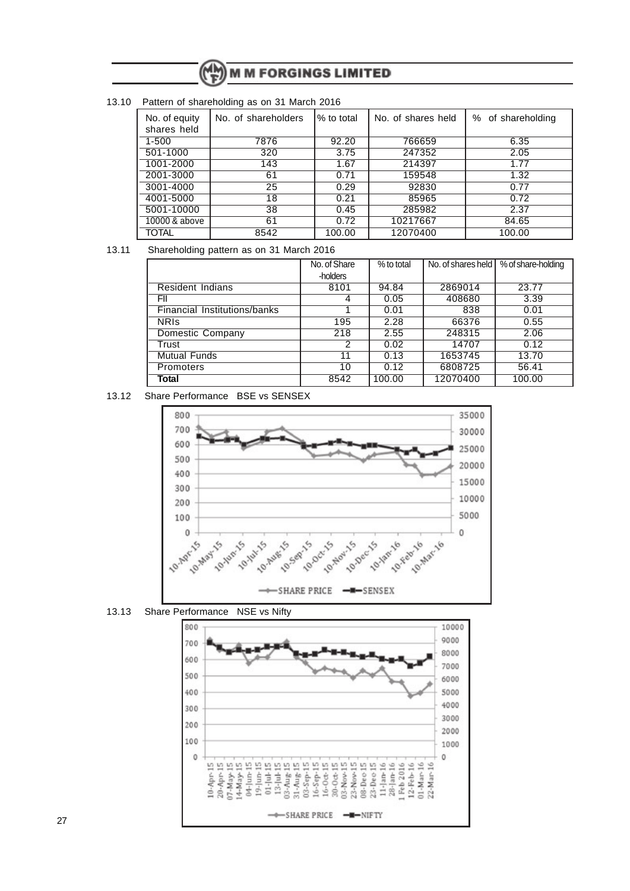13.10 Pattern of shareholding as on 31 March 2016

| No. of equity shares held | No. of shareholders | % to total | No. of shares held | % of shareholding |
|---|---|---|---|---|
| 1-500 | 7876 | 92.20 | 766659 | 6.35 |
| 501-1000 | 320 | 3.75 | 247352 | 2.05 |
| 1001-2000 | 143 | 1.67 | 214397 | 1.77 |
| 2001-3000 | 61 | 0.71 | 159548 | 1.32 |
| 3001-4000 | 25 | 0.29 | 92830 | 0.77 |
| 4001-5000 | 18 | 0.21 | 85965 | 0.72 |
| 5001-10000 | 38 | 0.45 | 285982 | 2.37 |
| 10000 & above | 61 | 0.72 | 10217667 | 84.65 |
| TOTAL | 8542 | 100.00 | 12070400 | 100.00 |

13.11 Shareholding pattern as on 31 March 2016

| | No. of Share-holders | % to total | No. of shares held | % of share-holding |
|---|---|---|---|---|
| Resident Indians | 8101 | 94.84 | 2869014 | 23.77 |
| FII | 4 | 0.05 | 408680 | 3.39 |
| Financial Institutions/banks | 1 | 0.01 | 838 | 0.01 |
| NRIs | 195 | 2.28 | 66376 | 0.55 |
| Domestic Company | 218 | 2.55 | 248315 | 2.06 |
| Trust | 2 | 0.02 | 14707 | 0.12 |
| Mutual Funds | 11 | 0.13 | 1653745 | 13.70 |
| Promoters | 10 | 0.12 | 6808725 | 56.41 |
| **Total** | 8542 | 100.00 | 12070400 | 100.00 |

13.12 Share Performance BSE vs SENSEX

13.13 Share Performance NSE vs Nifty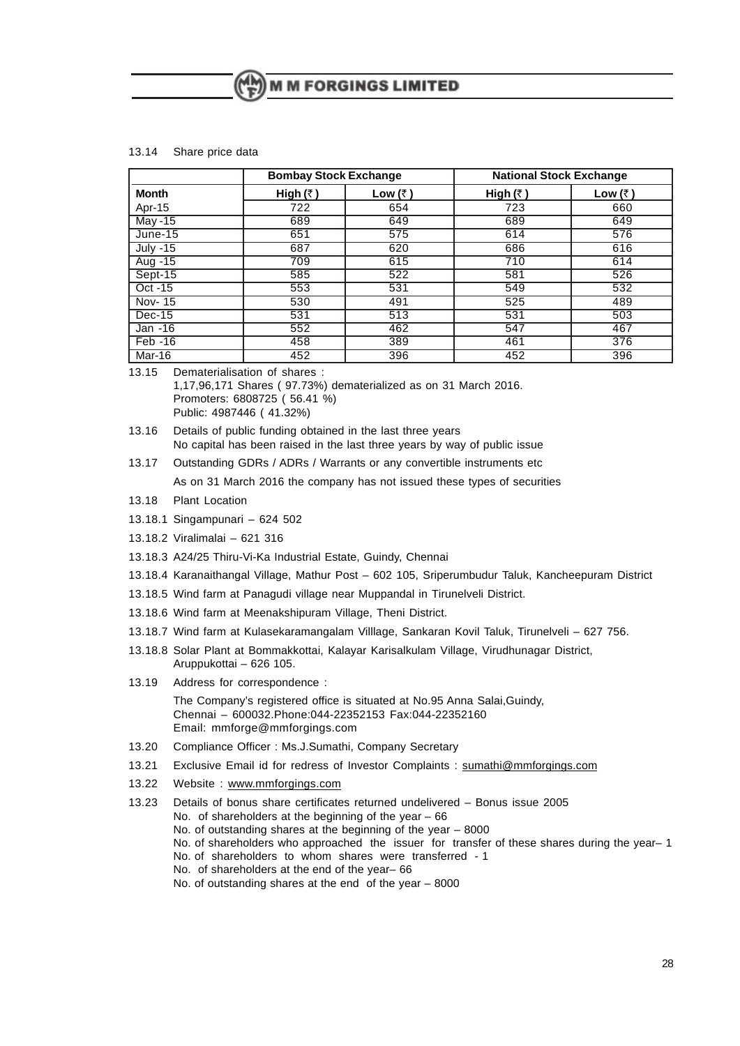13.14 Share price data

| | Bombay Stock Exchange | | National Stock Exchange | |
|---|---|---|---|---|
| **Month** | **High (₹)** | **Low (₹)** | **High (₹)** | **Low (₹)** |
| Apr-15 | 722 | 654 | 723 | 660 |
| May -15 | 689 | 649 | 689 | 649 |
| June-15 | 651 | 575 | 614 | 576 |
| July -15 | 687 | 620 | 686 | 616 |
| Aug -15 | 709 | 615 | 710 | 614 |
| Sept-15 | 585 | 522 | 581 | 526 |
| Oct -15 | 553 | 531 | 549 | 532 |
| Nov- 15 | 530 | 491 | 525 | 489 |
| Dec-15 | 531 | 513 | 531 | 503 |
| Jan -16 | 552 | 462 | 547 | 467 |
| Feb -16 | 458 | 389 | 461 | 376 |
| Mar-16 | 452 | 396 | 452 | 396 |

13.15 Dematerialisation of shares :
1,17,96,171 Shares ( 97.73%) dematerialized as on 31 March 2016.
Promoters: 6808725 ( 56.41 %)
Public: 4987446 ( 41.32%)

13.16 Details of public funding obtained in the last three years
No capital has been raised in the last three years by way of public issue

13.17 Outstanding GDRs / ADRs / Warrants or any convertible instruments etc

As on 31 March 2016 the company has not issued these types of securities

13.18 Plant Location

13.18.1 Singampunari – 624 502

13.18.2 Viralimalai – 621 316

13.18.3 A24/25 Thiru-Vi-Ka Industrial Estate, Guindy, Chennai

13.18.4 Karanaithangal Village, Mathur Post – 602 105, Sriperumbudur Taluk, Kancheepuram District

13.18.5 Wind farm at Panagudi village near Muppandal in Tirunelveli District.

13.18.6 Wind farm at Meenakshipuram Village, Theni District.

13.18.7 Wind farm at Kulasekaramangalam Villlage, Sankaran Kovil Taluk, Tirunelveli – 627 756.

13.18.8 Solar Plant at Bommakkottai, Kalayar Karisalkulam Village, Virudhunagar District, Aruppukottai – 626 105.

13.19 Address for correspondence :

The Company's registered office is situated at No.95 Anna Salai,Guindy,
Chennai – 600032.Phone:044-22352153 Fax:044-22352160
Email: mmforge@mmforgings.com

13.20 Compliance Officer : Ms.J.Sumathi, Company Secretary

13.21 Exclusive Email id for redress of Investor Complaints : sumathi@mmforgings.com

13.22 Website : www.mmforgings.com

13.23 Details of bonus share certificates returned undelivered – Bonus issue 2005
No. of shareholders at the beginning of the year – 66
No. of outstanding shares at the beginning of the year – 8000
No. of shareholders who approached the issuer for transfer of these shares during the year– 1
No. of shareholders to whom shares were transferred - 1
No. of shareholders at the end of the year– 66
No. of outstanding shares at the end of the year – 8000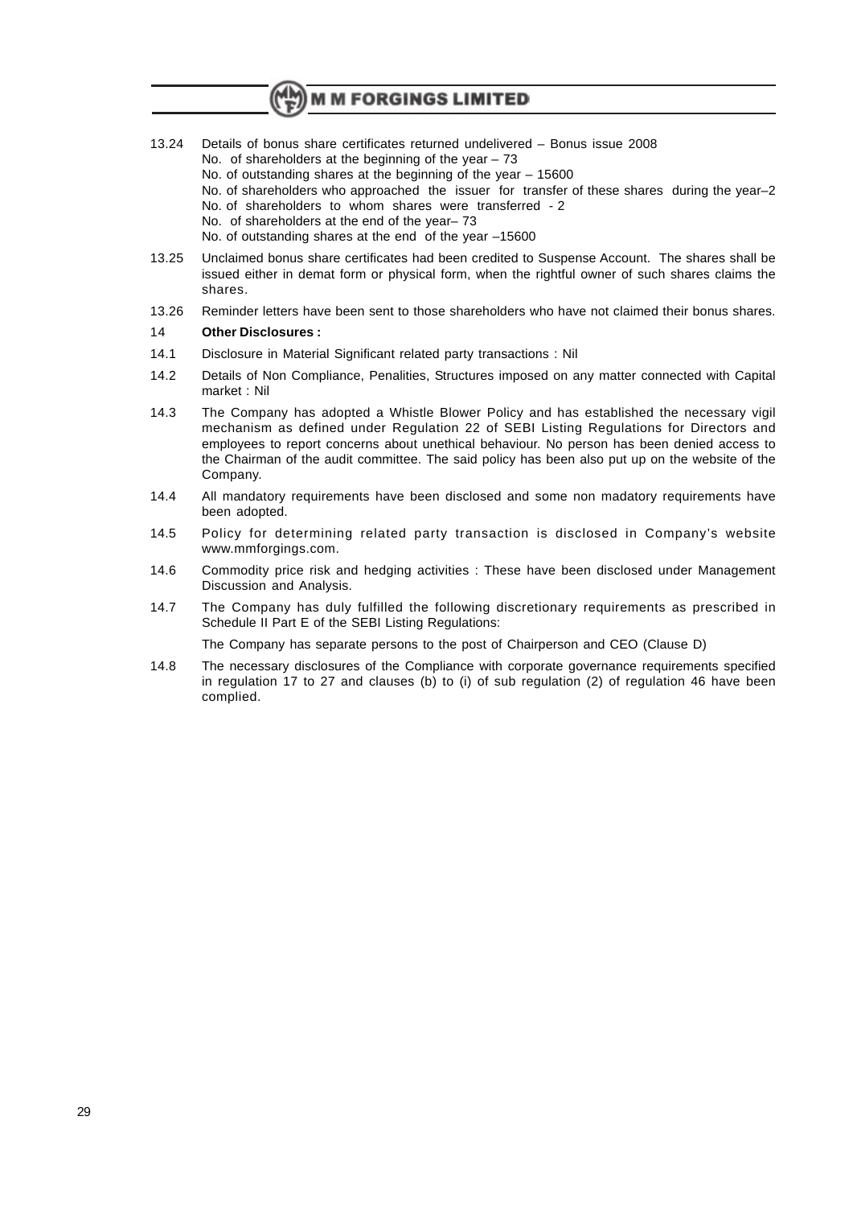13.24 Details of bonus share certificates returned undelivered – Bonus issue 2008
No. of shareholders at the beginning of the year – 73
No. of outstanding shares at the beginning of the year – 15600
No. of shareholders who approached the issuer for transfer of these shares during the year–2
No. of shareholders to whom shares were transferred - 2
No. of shareholders at the end of the year– 73
No. of outstanding shares at the end of the year –15600

13.25 Unclaimed bonus share certificates had been credited to Suspense Account. The shares shall be issued either in demat form or physical form, when the rightful owner of such shares claims the shares.

13.26 Reminder letters have been sent to those shareholders who have not claimed their bonus shares.

14 **Other Disclosures :**

14.1 Disclosure in Material Significant related party transactions : Nil

14.2 Details of Non Compliance, Penalities, Structures imposed on any matter connected with Capital market : Nil

14.3 The Company has adopted a Whistle Blower Policy and has established the necessary vigil mechanism as defined under Regulation 22 of SEBI Listing Regulations for Directors and employees to report concerns about unethical behaviour. No person has been denied access to the Chairman of the audit committee. The said policy has been also put up on the website of the Company.

14.4 All mandatory requirements have been disclosed and some non madatory requirements have been adopted.

14.5 Policy for determining related party transaction is disclosed in Company's website www.mmforgings.com.

14.6 Commodity price risk and hedging activities : These have been disclosed under Management Discussion and Analysis.

14.7 The Company has duly fulfilled the following discretionary requirements as prescribed in Schedule II Part E of the SEBI Listing Regulations:

The Company has separate persons to the post of Chairperson and CEO (Clause D)

14.8 The necessary disclosures of the Compliance with corporate governance requirements specified in regulation 17 to 27 and clauses (b) to (i) of sub regulation (2) of regulation 46 have been complied.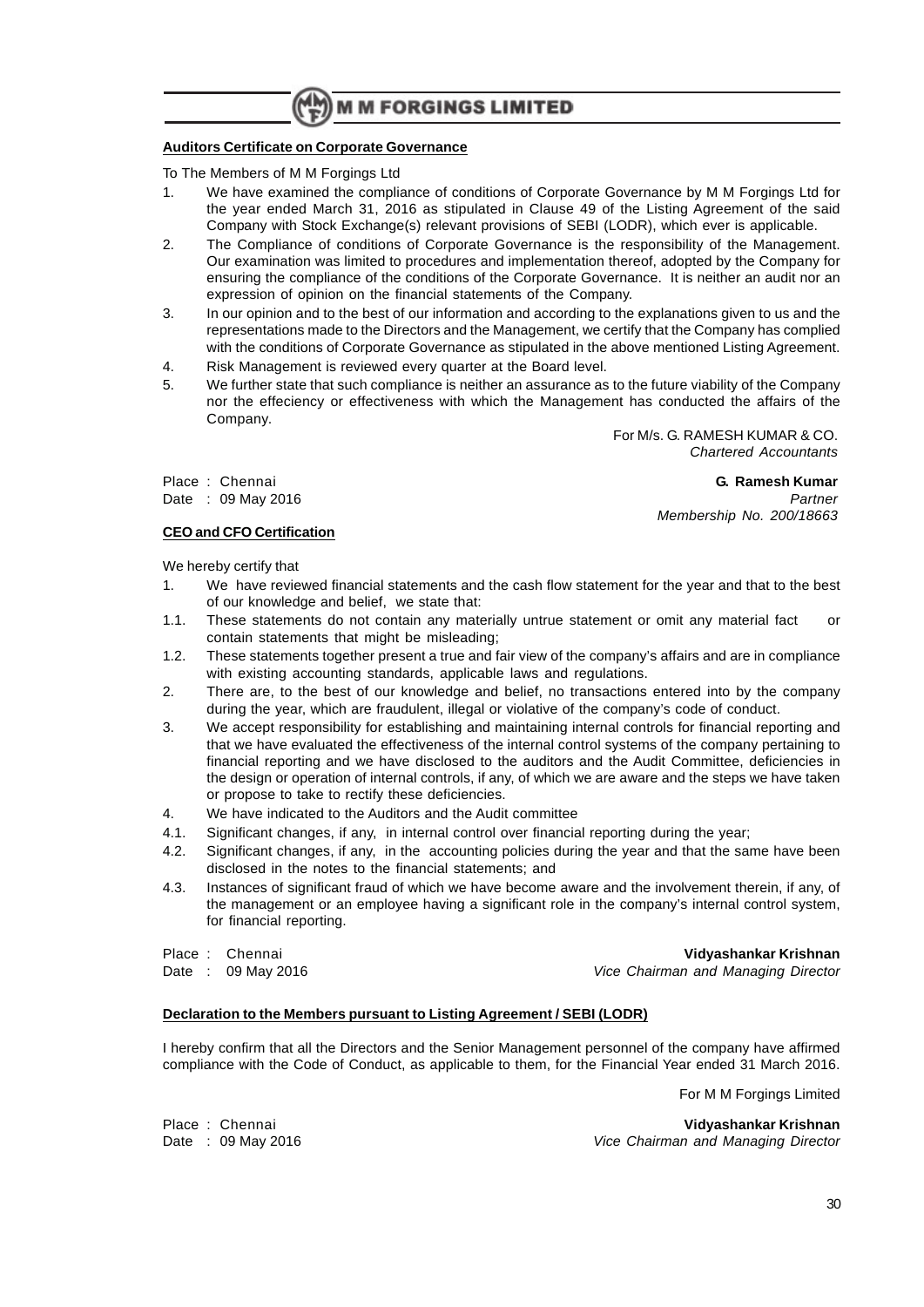## Auditors Certificate on Corporate Governance

To The Members of M M Forgings Ltd

1. We have examined the compliance of conditions of Corporate Governance by M M Forgings Ltd for the year ended March 31, 2016 as stipulated in Clause 49 of the Listing Agreement of the said Company with Stock Exchange(s) relevant provisions of SEBI (LODR), which ever is applicable.
2. The Compliance of conditions of Corporate Governance is the responsibility of the Management. Our examination was limited to procedures and implementation thereof, adopted by the Company for ensuring the compliance of the conditions of the Corporate Governance. It is neither an audit nor an expression of opinion on the financial statements of the Company.
3. In our opinion and to the best of our information and according to the explanations given to us and the representations made to the Directors and the Management, we certify that the Company has complied with the conditions of Corporate Governance as stipulated in the above mentioned Listing Agreement.
4. Risk Management is reviewed every quarter at the Board level.
5. We further state that such compliance is neither an assurance as to the future viability of the Company nor the effeciency or effectiveness with which the Management has conducted the affairs of the Company.

For M/s. G. RAMESH KUMAR & CO.
*Chartered Accountants*

Place : Chennai
Date : 09 May 2016

**G. Ramesh Kumar**
*Partner*
*Membership No. 200/18663*

## CEO and CFO Certification

We hereby certify that

1. We have reviewed financial statements and the cash flow statement for the year and that to the best of our knowledge and belief, we state that:

1.1. These statements do not contain any materially untrue statement or omit any material fact or contain statements that might be misleading;

1.2. These statements together present a true and fair view of the company's affairs and are in compliance with existing accounting standards, applicable laws and regulations.

2. There are, to the best of our knowledge and belief, no transactions entered into by the company during the year, which are fraudulent, illegal or violative of the company's code of conduct.
3. We accept responsibility for establishing and maintaining internal controls for financial reporting and that we have evaluated the effectiveness of the internal control systems of the company pertaining to financial reporting and we have disclosed to the auditors and the Audit Committee, deficiencies in the design or operation of internal controls, if any, of which we are aware and the steps we have taken or propose to take to rectify these deficiencies.
4. We have indicated to the Auditors and the Audit committee

4.1. Significant changes, if any, in internal control over financial reporting during the year;

4.2. Significant changes, if any, in the accounting policies during the year and that the same have been disclosed in the notes to the financial statements; and

4.3. Instances of significant fraud of which we have become aware and the involvement therein, if any, of the management or an employee having a significant role in the company's internal control system, for financial reporting.

Place : Chennai
Date : 09 May 2016

**Vidyashankar Krishnan**
*Vice Chairman and Managing Director*

## Declaration to the Members pursuant to Listing Agreement / SEBI (LODR)

I hereby confirm that all the Directors and the Senior Management personnel of the company have affirmed compliance with the Code of Conduct, as applicable to them, for the Financial Year ended 31 March 2016.

For M M Forgings Limited

Place : Chennai
Date : 09 May 2016

**Vidyashankar Krishnan**
*Vice Chairman and Managing Director*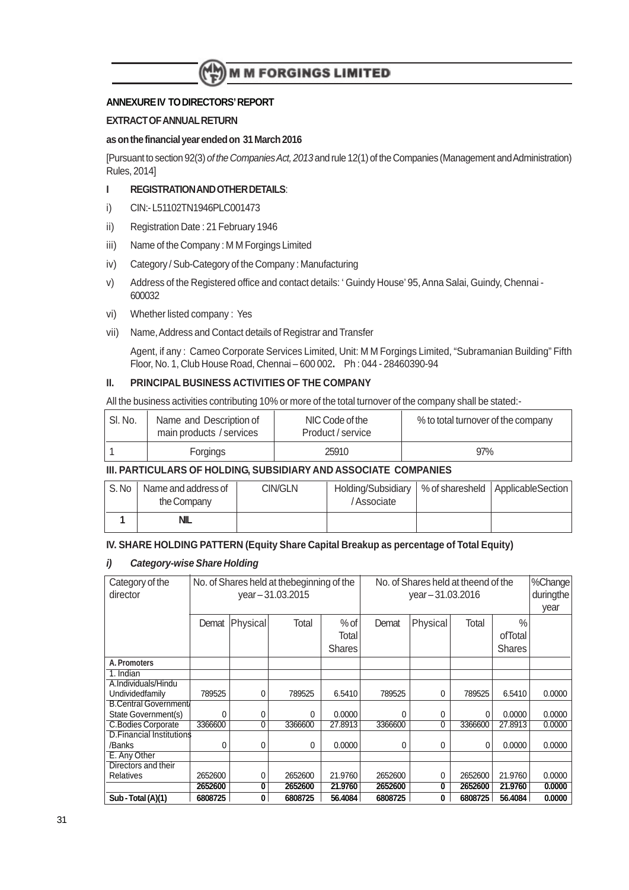## ANNEXURE IV TO DIRECTORS' REPORT

### EXTRACT OF ANNUAL RETURN

**as on the financial year ended on 31 March 2016**

[Pursuant to section 92(3) *of the Companies Act, 2013* and rule 12(1) of the Companies (Management and Administration) Rules, 2014]

### I REGISTRATION AND OTHER DETAILS:

i) CIN:- L51102TN1946PLC001473

ii) Registration Date : 21 February 1946

iii) Name of the Company : M M Forgings Limited

iv) Category / Sub-Category of the Company : Manufacturing

v) Address of the Registered office and contact details: ' Guindy House' 95, Anna Salai, Guindy, Chennai - 600032

vi) Whether listed company : Yes

vii) Name, Address and Contact details of Registrar and Transfer

Agent, if any : Cameo Corporate Services Limited, Unit: M M Forgings Limited, "Subramanian Building" Fifth Floor, No. 1, Club House Road, Chennai – 600 002**.** Ph : 044 - 28460390-94

### II. PRINCIPAL BUSINESS ACTIVITIES OF THE COMPANY

All the business activities contributing 10% or more of the total turnover of the company shall be stated:-

| Sl. No. | Name and Description of main products / services | NIC Code of the Product / service | % to total turnover of the company |
|---|---|---|---|
| 1 | Forgings | 25910 | 97% |

### III. PARTICULARS OF HOLDING, SUBSIDIARY AND ASSOCIATE COMPANIES

| S. No | Name and address of the Company | CIN/GLN | Holding/Subsidiary / Associate | % of sharesheld | ApplicableSection |
|---|---|---|---|---|---|
| **1** | **NIL** | | | | |

### IV. SHARE HOLDING PATTERN (Equity Share Capital Breakup as percentage of Total Equity)

#### *i) Category-wise Share Holding*

| Category of the director | No. of Shares held at thebeginning of the year – 31.03.2015 | | | | No. of Shares held at theend of the year – 31.03.2016 | | | | %Change duringthe year |
|---|---|---|---|---|---|---|---|---|---|
| | Demat | Physical | Total | % of Total Shares | Demat | Physical | Total | % ofTotal Shares | |
| **A. Promoters** | | | | | | | | | |
| 1. Indian | | | | | | | | | |
| A.Individuals/Hindu Undividedfamily | 789525 | 0 | 789525 | 6.5410 | 789525 | 0 | 789525 | 6.5410 | 0.0000 |
| B.Central Government/ State Government(s) | 0 | 0 | 0 | 0.0000 | 0 | 0 | 0 | 0.0000 | 0.0000 |
| C.Bodies Corporate | 3366600 | 0 | 3366600 | 27.8913 | 3366600 | 0 | 3366600 | 27.8913 | 0.0000 |
| D.Financial Institutions /Banks | 0 | 0 | 0 | 0.0000 | 0 | 0 | 0 | 0.0000 | 0.0000 |
| E. Any Other | | | | | | | | | |
| Directors and their Relatives | 2652600 | 0 | 2652600 | 21.9760 | 2652600 | 0 | 2652600 | 21.9760 | 0.0000 |
| | **2652600** | **0** | **2652600** | **21.9760** | **2652600** | **0** | **2652600** | **21.9760** | **0.0000** |
| **Sub - Total (A)(1)** | **6808725** | **0** | **6808725** | **56.4084** | **6808725** | **0** | **6808725** | **56.4084** | **0.0000** |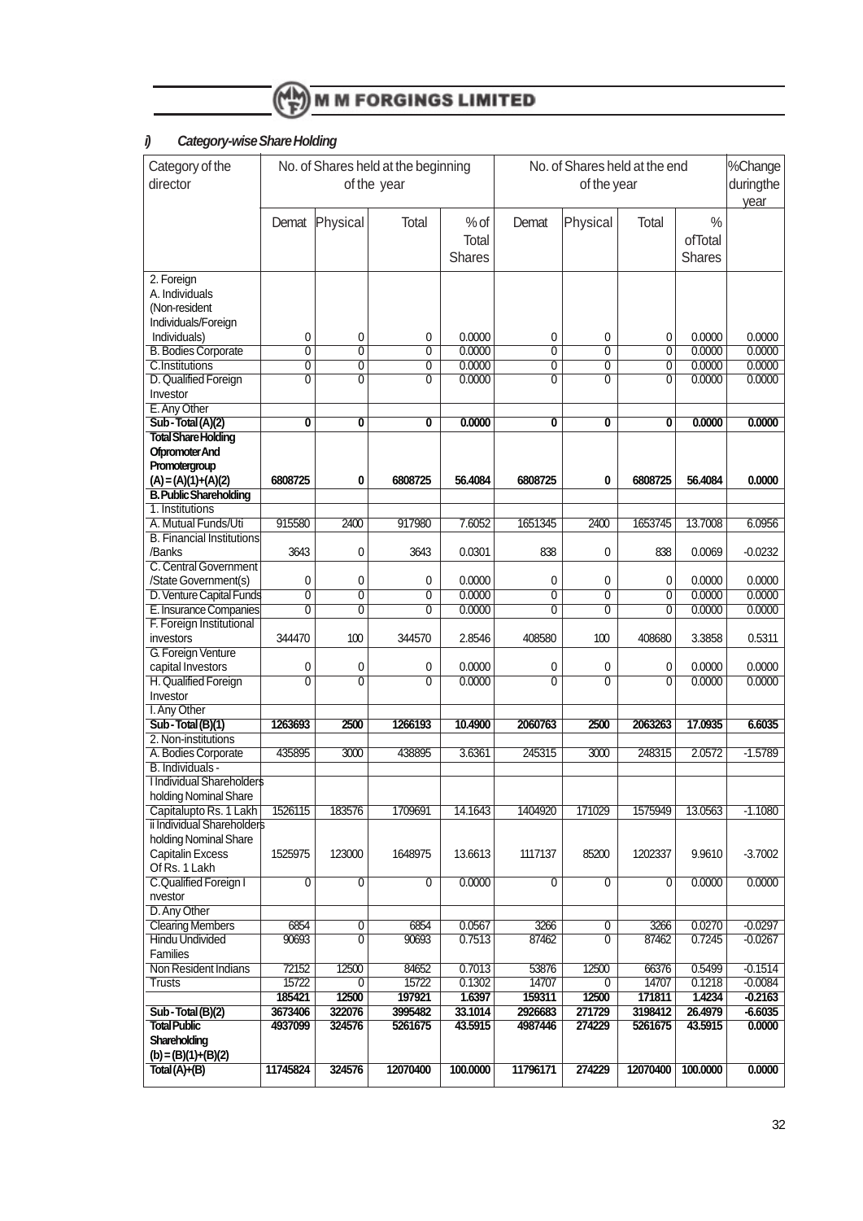## i) Category-wise Share Holding

| Category of the director | No. of Shares held at the beginning of the year | | | | No. of Shares held at the end of the year | | | | %Change duringthe year |
|---|---|---|---|---|---|---|---|---|---|
| | Demat | Physical | Total | % of Total Shares | Demat | Physical | Total | % ofTotal Shares | |
| 2. Foreign | | | | | | | | | |
| A. Individuals (Non-resident Individuals/Foreign Individuals) | 0 | 0 | 0 | 0.0000 | 0 | 0 | 0 | 0.0000 | 0.0000 |
| B. Bodies Corporate | 0 | 0 | 0 | 0.0000 | 0 | 0 | 0 | 0.0000 | 0.0000 |
| C.Institutions | 0 | 0 | 0 | 0.0000 | 0 | 0 | 0 | 0.0000 | 0.0000 |
| D. Qualified Foreign Investor | 0 | 0 | 0 | 0.0000 | 0 | 0 | 0 | 0.0000 | 0.0000 |
| E. Any Other | | | | | | | | | |
| **Sub - Total (A)(2)** | **0** | **0** | **0** | **0.0000** | **0** | **0** | **0** | **0.0000** | **0.0000** |
| **Total Share Holding Ofpromoter And Promotergroup (A) = (A)(1)+(A)(2)** | **6808725** | **0** | **6808725** | **56.4084** | **6808725** | **0** | **6808725** | **56.4084** | **0.0000** |
| **B. Public Shareholding** | | | | | | | | | |
| 1. Institutions | | | | | | | | | |
| A. Mutual Funds/Uti | 915580 | 2400 | 917980 | 7.6052 | 1651345 | 2400 | 1653745 | 13.7008 | 6.0956 |
| B. Financial Institutions /Banks | 3643 | 0 | 3643 | 0.0301 | 838 | 0 | 838 | 0.0069 | -0.0232 |
| C. Central Government /State Government(s) | 0 | 0 | 0 | 0.0000 | 0 | 0 | 0 | 0.0000 | 0.0000 |
| D. Venture Capital Funds | 0 | 0 | 0 | 0.0000 | 0 | 0 | 0 | 0.0000 | 0.0000 |
| E. Insurance Companies | 0 | 0 | 0 | 0.0000 | 0 | 0 | 0 | 0.0000 | 0.0000 |
| F. Foreign Institutional investors | 344470 | 100 | 344570 | 2.8546 | 408580 | 100 | 408680 | 3.3858 | 0.5311 |
| G. Foreign Venture capital Investors | 0 | 0 | 0 | 0.0000 | 0 | 0 | 0 | 0.0000 | 0.0000 |
| H. Qualified Foreign Investor | 0 | 0 | 0 | 0.0000 | 0 | 0 | 0 | 0.0000 | 0.0000 |
| I. Any Other | | | | | | | | | |
| **Sub - Total (B)(1)** | **1263693** | **2500** | **1266193** | **10.4900** | **2060763** | **2500** | **2063263** | **17.0935** | **6.6035** |
| 2. Non-institutions | | | | | | | | | |
| A. Bodies Corporate | 435895 | 3000 | 438895 | 3.6361 | 245315 | 3000 | 248315 | 2.0572 | -1.5789 |
| B. Individuals - | | | | | | | | | |
| I Individual Shareholders holding Nominal Share Capitalupto Rs. 1 Lakh | 1526115 | 183576 | 1709691 | 14.1643 | 1404920 | 171029 | 1575949 | 13.0563 | -1.1080 |
| ii Individual Shareholders holding Nominal Share Capitalin Excess Of Rs. 1 Lakh | 1525975 | 123000 | 1648975 | 13.6613 | 1117137 | 85200 | 1202337 | 9.9610 | -3.7002 |
| C.Qualified Foreign I nvestor | 0 | 0 | 0 | 0.0000 | 0 | 0 | 0 | 0.0000 | 0.0000 |
| D. Any Other | | | | | | | | | |
| Clearing Members | 6854 | 0 | 6854 | 0.0567 | 3266 | 0 | 3266 | 0.0270 | -0.0297 |
| Hindu Undivided Families | 90693 | 0 | 90693 | 0.7513 | 87462 | 0 | 87462 | 0.7245 | -0.0267 |
| Non Resident Indians | 72152 | 12500 | 84652 | 0.7013 | 53876 | 12500 | 66376 | 0.5499 | -0.1514 |
| Trusts | 15722 | 0 | 15722 | 0.1302 | 14707 | 0 | 14707 | 0.1218 | -0.0084 |
| | **185421** | **12500** | **197921** | **1.6397** | **159311** | **12500** | **171811** | **1.4234** | **-0.2163** |
| **Sub - Total (B)(2)** | **3673406** | **322076** | **3995482** | **33.1014** | **2926683** | **271729** | **3198412** | **26.4979** | **-6.6035** |
| **Total Public Shareholding (b) = (B)(1)+(B)(2)** | **4937099** | **324576** | **5261675** | **43.5915** | **4987446** | **274229** | **5261675** | **43.5915** | **0.0000** |
| **Total (A)+(B)** | **11745824** | **324576** | **12070400** | **100.0000** | **11796171** | **274229** | **12070400** | **100.0000** | **0.0000** |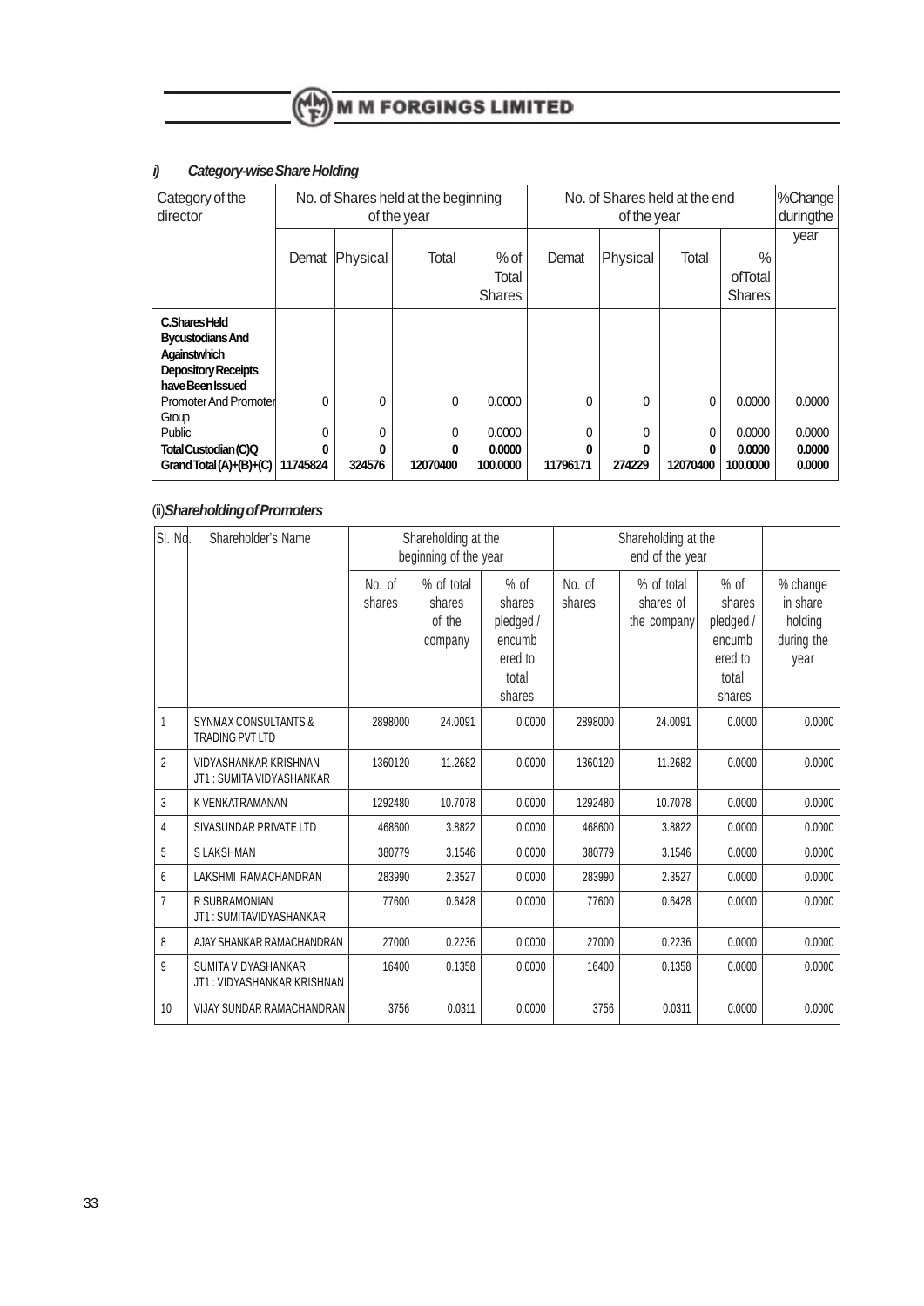### *i) Category-wise Share Holding*

| Category of the director | No. of Shares held at the beginning of the year | | | | No. of Shares held at the end of the year | | | | %Change duringthe year |
|---|---|---|---|---|---|---|---|---|---|
| | Demat | Physical | Total | % of Total Shares | Demat | Physical | Total | % ofTotal Shares | |
| **C.Shares Held Bycustodians And Againstwhich Depository Receipts have Been Issued** | | | | | | | | | |
| Promoter And Promoter Group | 0 | 0 | 0 | 0.0000 | 0 | 0 | 0 | 0.0000 | 0.0000 |
| Public | 0 | 0 | 0 | 0.0000 | 0 | 0 | 0 | 0.0000 | 0.0000 |
| **Total Custodian (C)Q** | **0** | **0** | **0** | **0.0000** | **0** | **0** | **0** | **0.0000** | **0.0000** |
| **Grand Total (A)+(B)+(C)** | **11745824** | **324576** | **12070400** | **100.0000** | **11796171** | **274229** | **12070400** | **100.0000** | **0.0000** |

### (ii)*Shareholding of Promoters*

| Sl. No. | Shareholder's Name | Shareholding at the beginning of the year | | | Shareholding at the end of the year | | | |
|---|---|---|---|---|---|---|---|---|
| | | No. of shares | % of total shares of the company | % of shares pledged / encumbered to total shares | No. of shares | % of total shares of the company | % of shares pledged / encumbered to total shares | % change in share holding during the year |
| 1 | SYNMAX CONSULTANTS & TRADING PVT LTD | 2898000 | 24.0091 | 0.0000 | 2898000 | 24.0091 | 0.0000 | 0.0000 |
| 2 | VIDYASHANKAR KRISHNAN JT1 : SUMITA VIDYASHANKAR | 1360120 | 11.2682 | 0.0000 | 1360120 | 11.2682 | 0.0000 | 0.0000 |
| 3 | K VENKATRAMANAN | 1292480 | 10.7078 | 0.0000 | 1292480 | 10.7078 | 0.0000 | 0.0000 |
| 4 | SIVASUNDAR PRIVATE LTD | 468600 | 3.8822 | 0.0000 | 468600 | 3.8822 | 0.0000 | 0.0000 |
| 5 | S LAKSHMAN | 380779 | 3.1546 | 0.0000 | 380779 | 3.1546 | 0.0000 | 0.0000 |
| 6 | LAKSHMI RAMACHANDRAN | 283990 | 2.3527 | 0.0000 | 283990 | 2.3527 | 0.0000 | 0.0000 |
| 7 | R SUBRAMONIAN JT1 : SUMITAVIDYASHANKAR | 77600 | 0.6428 | 0.0000 | 77600 | 0.6428 | 0.0000 | 0.0000 |
| 8 | AJAY SHANKAR RAMACHANDRAN | 27000 | 0.2236 | 0.0000 | 27000 | 0.2236 | 0.0000 | 0.0000 |
| 9 | SUMITA VIDYASHANKAR JT1 : VIDYASHANKAR KRISHNAN | 16400 | 0.1358 | 0.0000 | 16400 | 0.1358 | 0.0000 | 0.0000 |
| 10 | VIJAY SUNDAR RAMACHANDRAN | 3756 | 0.0311 | 0.0000 | 3756 | 0.0311 | 0.0000 | 0.0000 |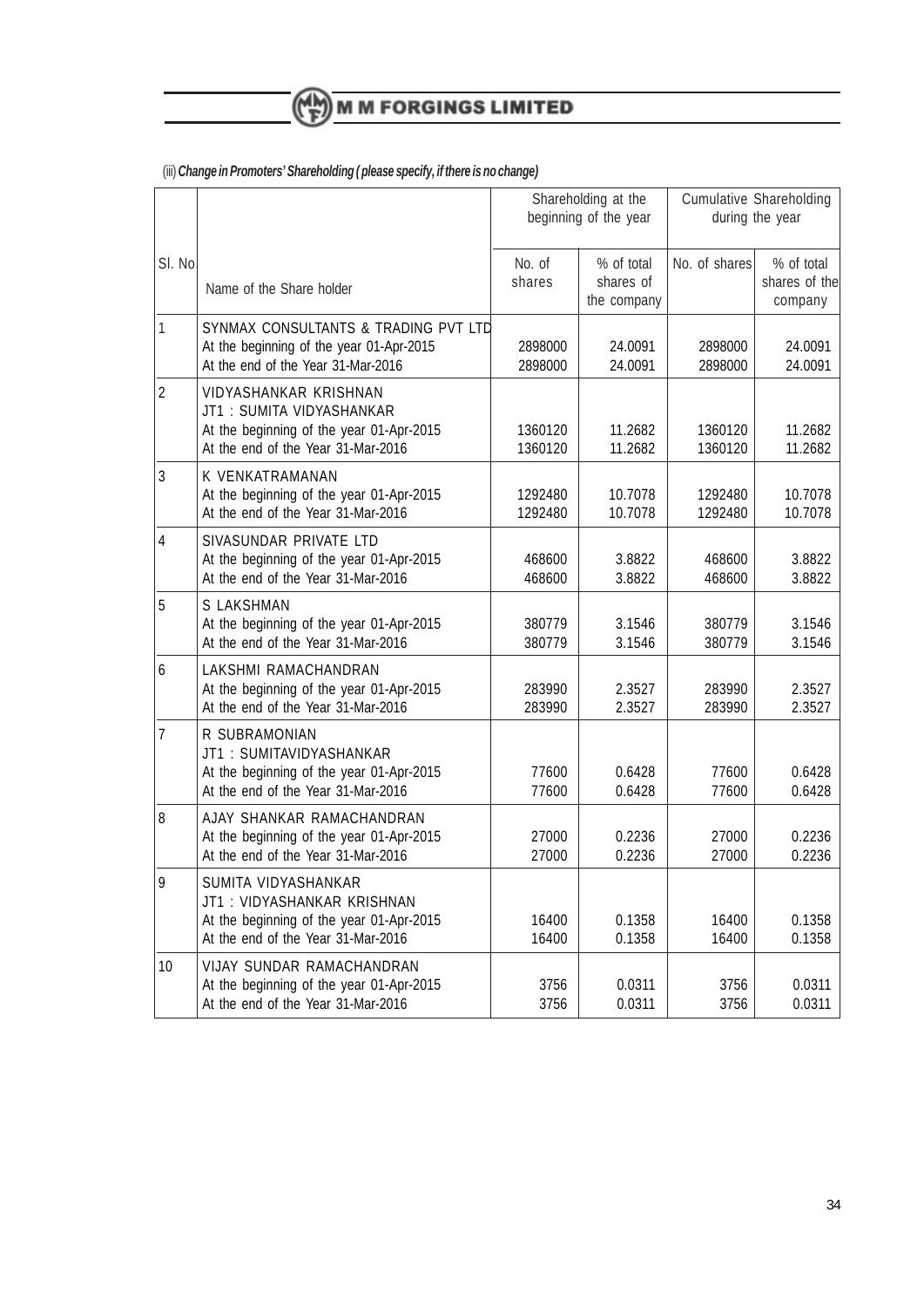(iii) ***Change in Promoters' Shareholding ( please specify, if there is no change)***

| Sl. No | Name of the Share holder | Shareholding at the beginning of the year | | Cumulative Shareholding during the year | |
|---|---|---|---|---|---|
| | | No. of shares | % of total shares of the company | No. of shares | % of total shares of the company |
| 1 | SYNMAX CONSULTANTS & TRADING PVT LTD<br>At the beginning of the year 01-Apr-2015<br>At the end of the Year 31-Mar-2016 | 2898000<br>2898000 | 24.0091<br>24.0091 | 2898000<br>2898000 | 24.0091<br>24.0091 |
| 2 | VIDYASHANKAR KRISHNAN<br>JT1 : SUMITA VIDYASHANKAR<br>At the beginning of the year 01-Apr-2015<br>At the end of the Year 31-Mar-2016 | 1360120<br>1360120 | 11.2682<br>11.2682 | 1360120<br>1360120 | 11.2682<br>11.2682 |
| 3 | K VENKATRAMANAN<br>At the beginning of the year 01-Apr-2015<br>At the end of the Year 31-Mar-2016 | 1292480<br>1292480 | 10.7078<br>10.7078 | 1292480<br>1292480 | 10.7078<br>10.7078 |
| 4 | SIVASUNDAR PRIVATE LTD<br>At the beginning of the year 01-Apr-2015<br>At the end of the Year 31-Mar-2016 | 468600<br>468600 | 3.8822<br>3.8822 | 468600<br>468600 | 3.8822<br>3.8822 |
| 5 | S LAKSHMAN<br>At the beginning of the year 01-Apr-2015<br>At the end of the Year 31-Mar-2016 | 380779<br>380779 | 3.1546<br>3.1546 | 380779<br>380779 | 3.1546<br>3.1546 |
| 6 | LAKSHMI RAMACHANDRAN<br>At the beginning of the year 01-Apr-2015<br>At the end of the Year 31-Mar-2016 | 283990<br>283990 | 2.3527<br>2.3527 | 283990<br>283990 | 2.3527<br>2.3527 |
| 7 | R SUBRAMONIAN<br>JT1 : SUMITAVIDYASHANKAR<br>At the beginning of the year 01-Apr-2015<br>At the end of the Year 31-Mar-2016 | 77600<br>77600 | 0.6428<br>0.6428 | 77600<br>77600 | 0.6428<br>0.6428 |
| 8 | AJAY SHANKAR RAMACHANDRAN<br>At the beginning of the year 01-Apr-2015<br>At the end of the Year 31-Mar-2016 | 27000<br>27000 | 0.2236<br>0.2236 | 27000<br>27000 | 0.2236<br>0.2236 |
| 9 | SUMITA VIDYASHANKAR<br>JT1 : VIDYASHANKAR KRISHNAN<br>At the beginning of the year 01-Apr-2015<br>At the end of the Year 31-Mar-2016 | 16400<br>16400 | 0.1358<br>0.1358 | 16400<br>16400 | 0.1358<br>0.1358 |
| 10 | VIJAY SUNDAR RAMACHANDRAN<br>At the beginning of the year 01-Apr-2015<br>At the end of the Year 31-Mar-2016 | 3756<br>3756 | 0.0311<br>0.0311 | 3756<br>3756 | 0.0311<br>0.0311 |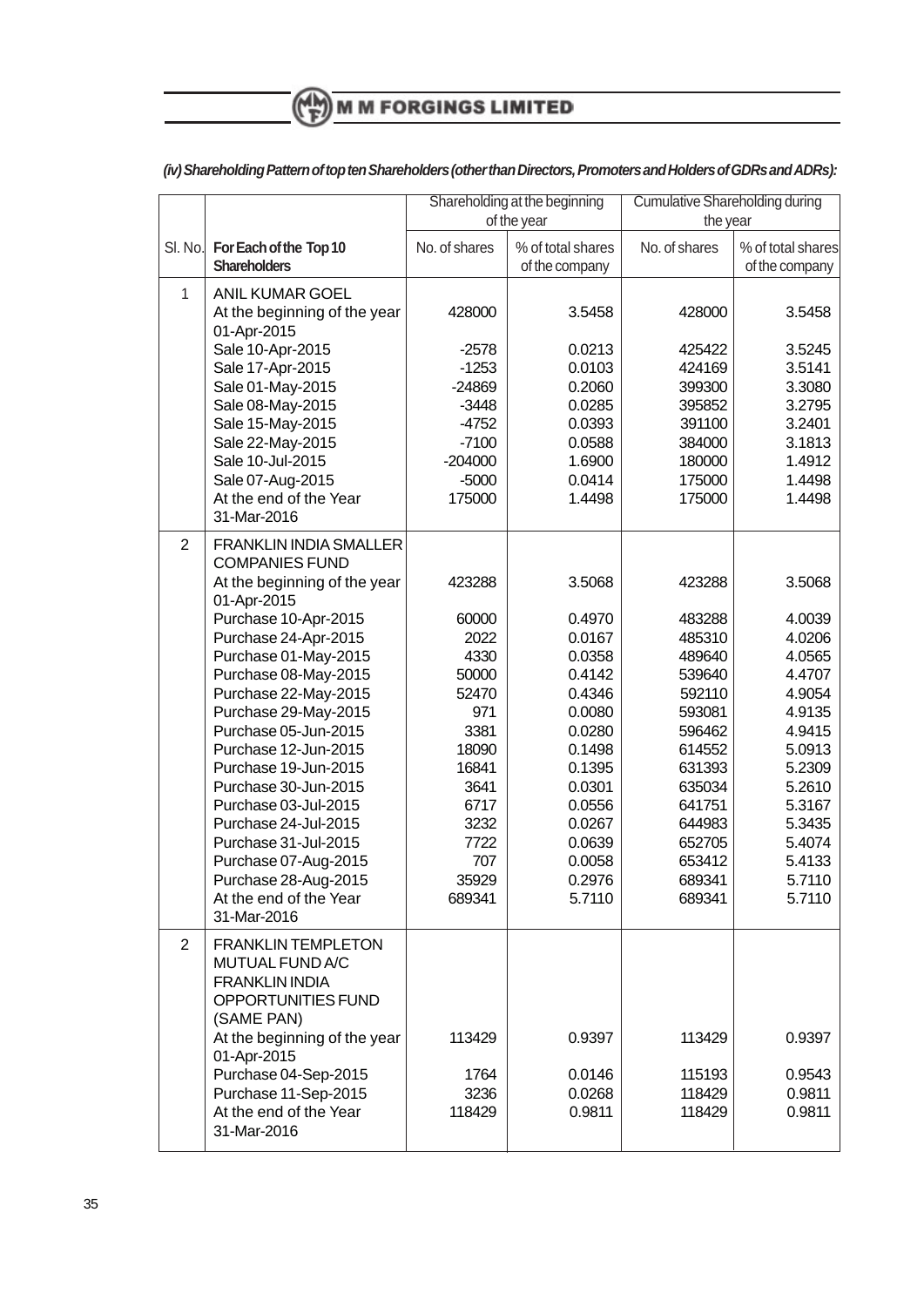***(iv) Shareholding Pattern of top ten Shareholders (other than Directors, Promoters and Holders of GDRs and ADRs):***

| | | Shareholding at the beginning of the year | | Cumulative Shareholding during the year | |
|---|---|---|---|---|---|
| Sl. No. | **For Each of the Top 10 Shareholders** | No. of shares | % of total shares of the company | No. of shares | % of total shares of the company |
| 1 | ANIL KUMAR GOEL | | | | |
| | At the beginning of the year 01-Apr-2015 | 428000 | 3.5458 | 428000 | 3.5458 |
| | Sale 10-Apr-2015 | -2578 | 0.0213 | 425422 | 3.5245 |
| | Sale 17-Apr-2015 | -1253 | 0.0103 | 424169 | 3.5141 |
| | Sale 01-May-2015 | -24869 | 0.2060 | 399300 | 3.3080 |
| | Sale 08-May-2015 | -3448 | 0.0285 | 395852 | 3.2795 |
| | Sale 15-May-2015 | -4752 | 0.0393 | 391100 | 3.2401 |
| | Sale 22-May-2015 | -7100 | 0.0588 | 384000 | 3.1813 |
| | Sale 10-Jul-2015 | -204000 | 1.6900 | 180000 | 1.4912 |
| | Sale 07-Aug-2015 | -5000 | 0.0414 | 175000 | 1.4498 |
| | At the end of the Year 31-Mar-2016 | 175000 | 1.4498 | 175000 | 1.4498 |
| 2 | FRANKLIN INDIA SMALLER COMPANIES FUND | | | | |
| | At the beginning of the year 01-Apr-2015 | 423288 | 3.5068 | 423288 | 3.5068 |
| | Purchase 10-Apr-2015 | 60000 | 0.4970 | 483288 | 4.0039 |
| | Purchase 24-Apr-2015 | 2022 | 0.0167 | 485310 | 4.0206 |
| | Purchase 01-May-2015 | 4330 | 0.0358 | 489640 | 4.0565 |
| | Purchase 08-May-2015 | 50000 | 0.4142 | 539640 | 4.4707 |
| | Purchase 22-May-2015 | 52470 | 0.4346 | 592110 | 4.9054 |
| | Purchase 29-May-2015 | 971 | 0.0080 | 593081 | 4.9135 |
| | Purchase 05-Jun-2015 | 3381 | 0.0280 | 596462 | 4.9415 |
| | Purchase 12-Jun-2015 | 18090 | 0.1498 | 614552 | 5.0913 |
| | Purchase 19-Jun-2015 | 16841 | 0.1395 | 631393 | 5.2309 |
| | Purchase 30-Jun-2015 | 3641 | 0.0301 | 635034 | 5.2610 |
| | Purchase 03-Jul-2015 | 6717 | 0.0556 | 641751 | 5.3167 |
| | Purchase 24-Jul-2015 | 3232 | 0.0267 | 644983 | 5.3435 |
| | Purchase 31-Jul-2015 | 7722 | 0.0639 | 652705 | 5.4074 |
| | Purchase 07-Aug-2015 | 707 | 0.0058 | 653412 | 5.4133 |
| | Purchase 28-Aug-2015 | 35929 | 0.2976 | 689341 | 5.7110 |
| | At the end of the Year 31-Mar-2016 | 689341 | 5.7110 | 689341 | 5.7110 |
| 2 | FRANKLIN TEMPLETON MUTUAL FUND A/C FRANKLIN INDIA OPPORTUNITIES FUND (SAME PAN) | | | | |
| | At the beginning of the year 01-Apr-2015 | 113429 | 0.9397 | 113429 | 0.9397 |
| | Purchase 04-Sep-2015 | 1764 | 0.0146 | 115193 | 0.9543 |
| | Purchase 11-Sep-2015 | 3236 | 0.0268 | 118429 | 0.9811 |
| | At the end of the Year 31-Mar-2016 | 118429 | 0.9811 | 118429 | 0.9811 |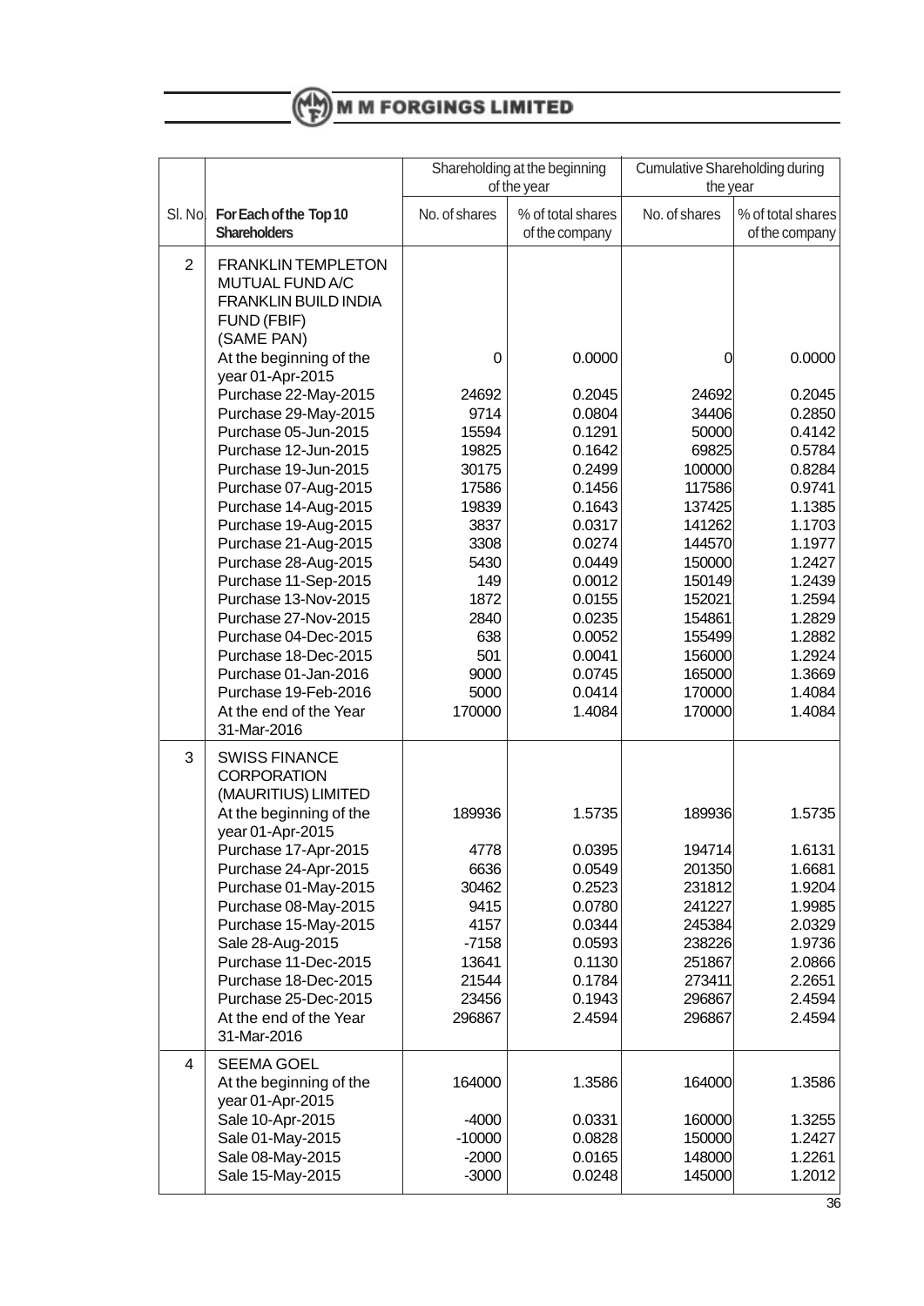| Sl. No. | For Each of the Top 10 Shareholders | Shareholding at the beginning of the year | | Cumulative Shareholding during the year | |
|---|---|---|---|---|---|
| | | No. of shares | % of total shares of the company | No. of shares | % of total shares of the company |
| 2 | FRANKLIN TEMPLETON MUTUAL FUND A/C FRANKLIN BUILD INDIA FUND (FBIF) (SAME PAN) | | | | |
| | At the beginning of the year 01-Apr-2015 | 0 | 0.0000 | 0 | 0.0000 |
| | Purchase 22-May-2015 | 24692 | 0.2045 | 24692 | 0.2045 |
| | Purchase 29-May-2015 | 9714 | 0.0804 | 34406 | 0.2850 |
| | Purchase 05-Jun-2015 | 15594 | 0.1291 | 50000 | 0.4142 |
| | Purchase 12-Jun-2015 | 19825 | 0.1642 | 69825 | 0.5784 |
| | Purchase 19-Jun-2015 | 30175 | 0.2499 | 100000 | 0.8284 |
| | Purchase 07-Aug-2015 | 17586 | 0.1456 | 117586 | 0.9741 |
| | Purchase 14-Aug-2015 | 19839 | 0.1643 | 137425 | 1.1385 |
| | Purchase 19-Aug-2015 | 3837 | 0.0317 | 141262 | 1.1703 |
| | Purchase 21-Aug-2015 | 3308 | 0.0274 | 144570 | 1.1977 |
| | Purchase 28-Aug-2015 | 5430 | 0.0449 | 150000 | 1.2427 |
| | Purchase 11-Sep-2015 | 149 | 0.0012 | 150149 | 1.2439 |
| | Purchase 13-Nov-2015 | 1872 | 0.0155 | 152021 | 1.2594 |
| | Purchase 27-Nov-2015 | 2840 | 0.0235 | 154861 | 1.2829 |
| | Purchase 04-Dec-2015 | 638 | 0.0052 | 155499 | 1.2882 |
| | Purchase 18-Dec-2015 | 501 | 0.0041 | 156000 | 1.2924 |
| | Purchase 01-Jan-2016 | 9000 | 0.0745 | 165000 | 1.3669 |
| | Purchase 19-Feb-2016 | 5000 | 0.0414 | 170000 | 1.4084 |
| | At the end of the Year 31-Mar-2016 | 170000 | 1.4084 | 170000 | 1.4084 |
| 3 | SWISS FINANCE CORPORATION (MAURITIUS) LIMITED | | | | |
| | At the beginning of the year 01-Apr-2015 | 189936 | 1.5735 | 189936 | 1.5735 |
| | Purchase 17-Apr-2015 | 4778 | 0.0395 | 194714 | 1.6131 |
| | Purchase 24-Apr-2015 | 6636 | 0.0549 | 201350 | 1.6681 |
| | Purchase 01-May-2015 | 30462 | 0.2523 | 231812 | 1.9204 |
| | Purchase 08-May-2015 | 9415 | 0.0780 | 241227 | 1.9985 |
| | Purchase 15-May-2015 | 4157 | 0.0344 | 245384 | 2.0329 |
| | Sale 28-Aug-2015 | -7158 | 0.0593 | 238226 | 1.9736 |
| | Purchase 11-Dec-2015 | 13641 | 0.1130 | 251867 | 2.0866 |
| | Purchase 18-Dec-2015 | 21544 | 0.1784 | 273411 | 2.2651 |
| | Purchase 25-Dec-2015 | 23456 | 0.1943 | 296867 | 2.4594 |
| | At the end of the Year 31-Mar-2016 | 296867 | 2.4594 | 296867 | 2.4594 |
| 4 | SEEMA GOEL | | | | |
| | At the beginning of the year 01-Apr-2015 | 164000 | 1.3586 | 164000 | 1.3586 |
| | Sale 10-Apr-2015 | -4000 | 0.0331 | 160000 | 1.3255 |
| | Sale 01-May-2015 | -10000 | 0.0828 | 150000 | 1.2427 |
| | Sale 08-May-2015 | -2000 | 0.0165 | 148000 | 1.2261 |
| | Sale 15-May-2015 | -3000 | 0.0248 | 145000 | 1.2012 |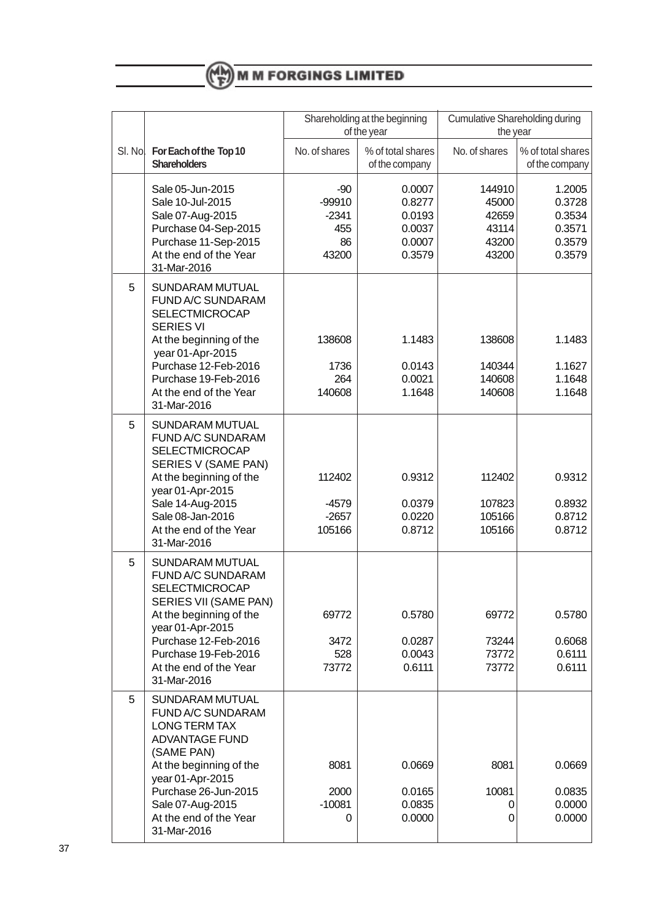| | | Shareholding at the beginning of the year | | Cumulative Shareholding during the year | |
|---|---|---|---|---|---|
| Sl. No. | For Each of the Top 10 Shareholders | No. of shares | % of total shares of the company | No. of shares | % of total shares of the company |
| | Sale 05-Jun-2015 | -90 | 0.0007 | 144910 | 1.2005 |
| | Sale 10-Jul-2015 | -99910 | 0.8277 | 45000 | 0.3728 |
| | Sale 07-Aug-2015 | -2341 | 0.0193 | 42659 | 0.3534 |
| | Purchase 04-Sep-2015 | 455 | 0.0037 | 43114 | 0.3571 |
| | Purchase 11-Sep-2015 | 86 | 0.0007 | 43200 | 0.3579 |
| | At the end of the Year 31-Mar-2016 | 43200 | 0.3579 | 43200 | 0.3579 |
| 5 | SUNDARAM MUTUAL FUND A/C SUNDARAM SELECTMICROCAP SERIES VI | | | | |
| | At the beginning of the year 01-Apr-2015 | 138608 | 1.1483 | 138608 | 1.1483 |
| | Purchase 12-Feb-2016 | 1736 | 0.0143 | 140344 | 1.1627 |
| | Purchase 19-Feb-2016 | 264 | 0.0021 | 140608 | 1.1648 |
| | At the end of the Year 31-Mar-2016 | 140608 | 1.1648 | 140608 | 1.1648 |
| 5 | SUNDARAM MUTUAL FUND A/C SUNDARAM SELECTMICROCAP SERIES V (SAME PAN) | | | | |
| | At the beginning of the year 01-Apr-2015 | 112402 | 0.9312 | 112402 | 0.9312 |
| | Sale 14-Aug-2015 | -4579 | 0.0379 | 107823 | 0.8932 |
| | Sale 08-Jan-2016 | -2657 | 0.0220 | 105166 | 0.8712 |
| | At the end of the Year 31-Mar-2016 | 105166 | 0.8712 | 105166 | 0.8712 |
| 5 | SUNDARAM MUTUAL FUND A/C SUNDARAM SELECTMICROCAP SERIES VII (SAME PAN) | | | | |
| | At the beginning of the year 01-Apr-2015 | 69772 | 0.5780 | 69772 | 0.5780 |
| | Purchase 12-Feb-2016 | 3472 | 0.0287 | 73244 | 0.6068 |
| | Purchase 19-Feb-2016 | 528 | 0.0043 | 73772 | 0.6111 |
| | At the end of the Year 31-Mar-2016 | 73772 | 0.6111 | 73772 | 0.6111 |
| 5 | SUNDARAM MUTUAL FUND A/C SUNDARAM LONG TERM TAX ADVANTAGE FUND (SAME PAN) | | | | |
| | At the beginning of the year 01-Apr-2015 | 8081 | 0.0669 | 8081 | 0.0669 |
| | Purchase 26-Jun-2015 | 2000 | 0.0165 | 10081 | 0.0835 |
| | Sale 07-Aug-2015 | -10081 | 0.0835 | 0 | 0.0000 |
| | At the end of the Year 31-Mar-2016 | 0 | 0.0000 | 0 | 0.0000 |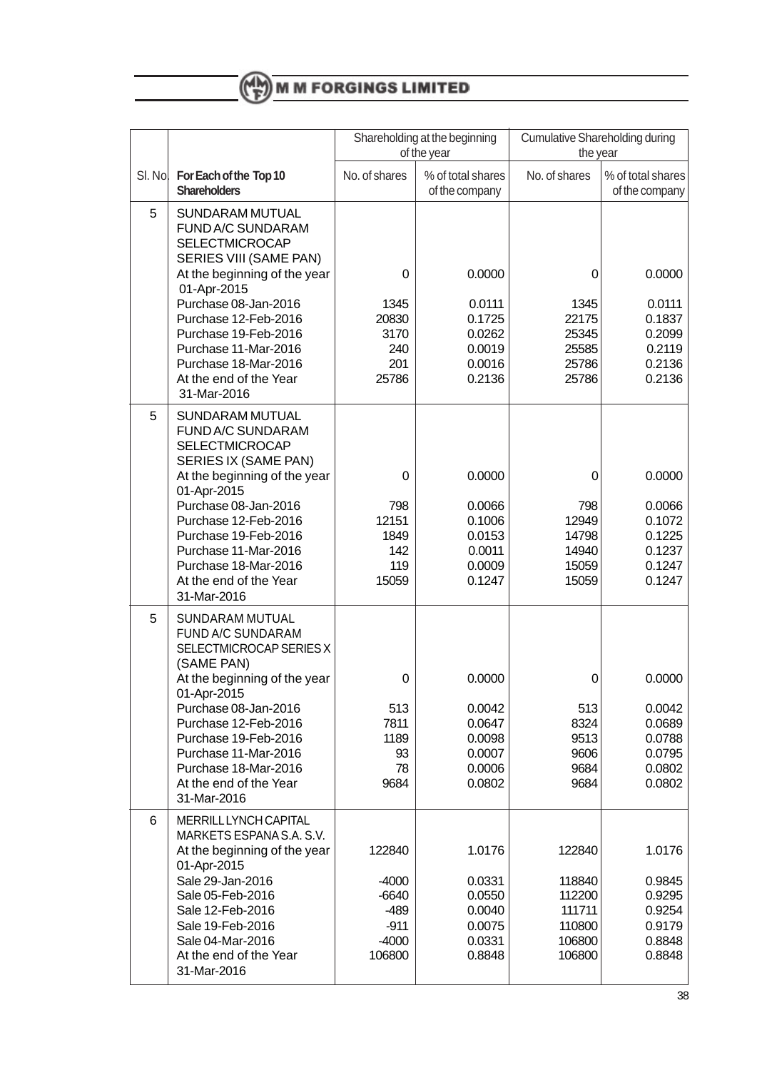| Sl. No. | For Each of the Top 10 Shareholders | Shareholding at the beginning of the year | | Cumulative Shareholding during the year | |
|---|---|---|---|---|---|
| | | No. of shares | % of total shares of the company | No. of shares | % of total shares of the company |
| 5 | SUNDARAM MUTUAL FUND A/C SUNDARAM SELECTMICROCAP SERIES VIII (SAME PAN) | | | | |
| | At the beginning of the year 01-Apr-2015 | 0 | 0.0000 | 0 | 0.0000 |
| | Purchase 08-Jan-2016 | 1345 | 0.0111 | 1345 | 0.0111 |
| | Purchase 12-Feb-2016 | 20830 | 0.1725 | 22175 | 0.1837 |
| | Purchase 19-Feb-2016 | 3170 | 0.0262 | 25345 | 0.2099 |
| | Purchase 11-Mar-2016 | 240 | 0.0019 | 25585 | 0.2119 |
| | Purchase 18-Mar-2016 | 201 | 0.0016 | 25786 | 0.2136 |
| | At the end of the Year 31-Mar-2016 | 25786 | 0.2136 | 25786 | 0.2136 |
| 5 | SUNDARAM MUTUAL FUND A/C SUNDARAM SELECTMICROCAP SERIES IX (SAME PAN) | | | | |
| | At the beginning of the year 01-Apr-2015 | 0 | 0.0000 | 0 | 0.0000 |
| | Purchase 08-Jan-2016 | 798 | 0.0066 | 798 | 0.0066 |
| | Purchase 12-Feb-2016 | 12151 | 0.1006 | 12949 | 0.1072 |
| | Purchase 19-Feb-2016 | 1849 | 0.0153 | 14798 | 0.1225 |
| | Purchase 11-Mar-2016 | 142 | 0.0011 | 14940 | 0.1237 |
| | Purchase 18-Mar-2016 | 119 | 0.0009 | 15059 | 0.1247 |
| | At the end of the Year 31-Mar-2016 | 15059 | 0.1247 | 15059 | 0.1247 |
| 5 | SUNDARAM MUTUAL FUND A/C SUNDARAM SELECTMICROCAP SERIES X (SAME PAN) | | | | |
| | At the beginning of the year 01-Apr-2015 | 0 | 0.0000 | 0 | 0.0000 |
| | Purchase 08-Jan-2016 | 513 | 0.0042 | 513 | 0.0042 |
| | Purchase 12-Feb-2016 | 7811 | 0.0647 | 8324 | 0.0689 |
| | Purchase 19-Feb-2016 | 1189 | 0.0098 | 9513 | 0.0788 |
| | Purchase 11-Mar-2016 | 93 | 0.0007 | 9606 | 0.0795 |
| | Purchase 18-Mar-2016 | 78 | 0.0006 | 9684 | 0.0802 |
| | At the end of the Year 31-Mar-2016 | 9684 | 0.0802 | 9684 | 0.0802 |
| 6 | MERRILL LYNCH CAPITAL MARKETS ESPANA S.A. S.V. | | | | |
| | At the beginning of the year 01-Apr-2015 | 122840 | 1.0176 | 122840 | 1.0176 |
| | Sale 29-Jan-2016 | -4000 | 0.0331 | 118840 | 0.9845 |
| | Sale 05-Feb-2016 | -6640 | 0.0550 | 112200 | 0.9295 |
| | Sale 12-Feb-2016 | -489 | 0.0040 | 111711 | 0.9254 |
| | Sale 19-Feb-2016 | -911 | 0.0075 | 110800 | 0.9179 |
| | Sale 04-Mar-2016 | -4000 | 0.0331 | 106800 | 0.8848 |
| | At the end of the Year 31-Mar-2016 | 106800 | 0.8848 | 106800 | 0.8848 |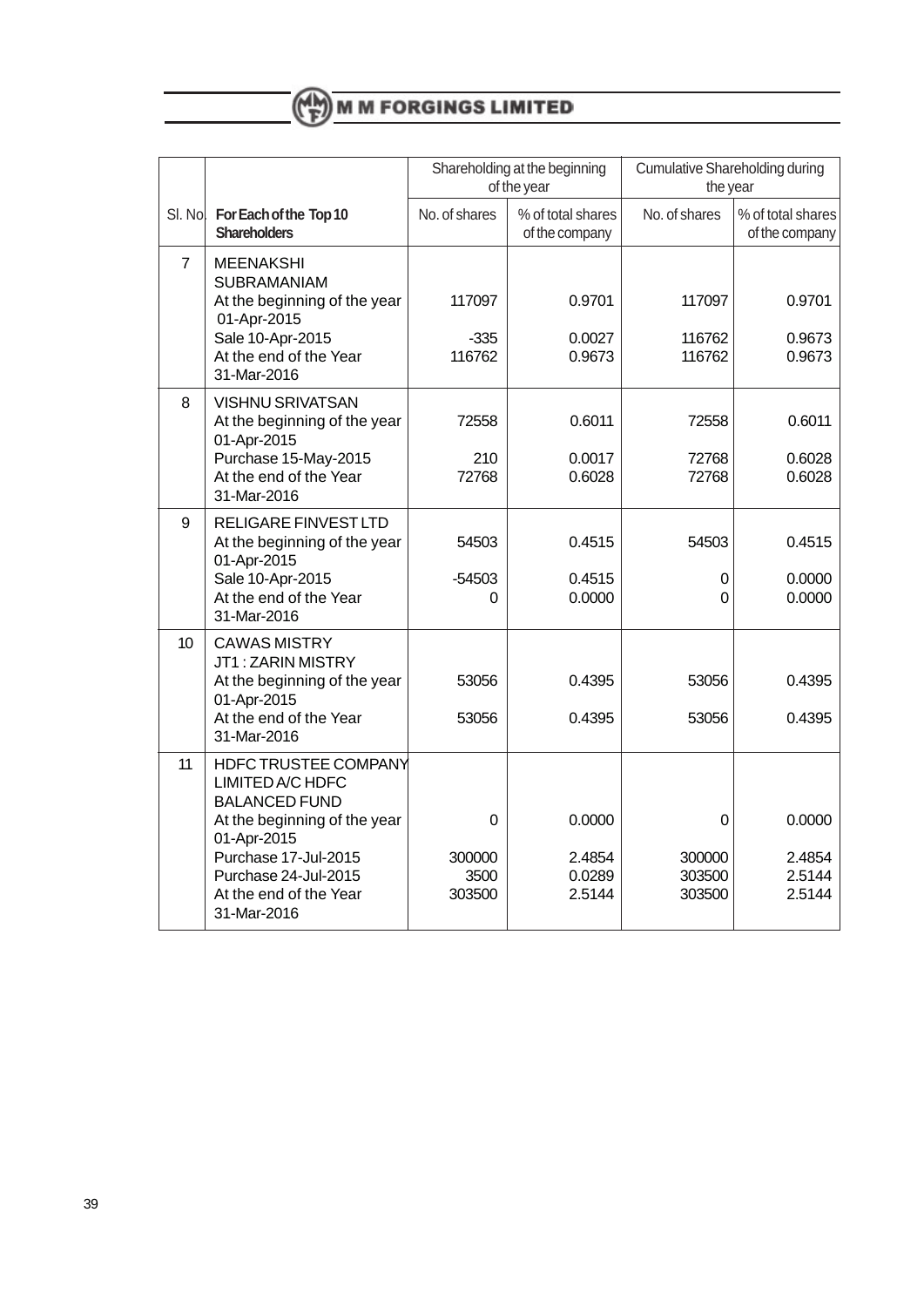| | | Shareholding at the beginning of the year | | Cumulative Shareholding during the year | |
|---|---|---|---|---|---|
| Sl. No. | **For Each of the Top 10 Shareholders** | No. of shares | % of total shares of the company | No. of shares | % of total shares of the company |
| 7 | MEENAKSHI SUBRAMANIAM | | | | |
| | At the beginning of the year 01-Apr-2015 | 117097 | 0.9701 | 117097 | 0.9701 |
| | Sale 10-Apr-2015 | -335 | 0.0027 | 116762 | 0.9673 |
| | At the end of the Year 31-Mar-2016 | 116762 | 0.9673 | 116762 | 0.9673 |
| 8 | VISHNU SRIVATSAN | | | | |
| | At the beginning of the year 01-Apr-2015 | 72558 | 0.6011 | 72558 | 0.6011 |
| | Purchase 15-May-2015 | 210 | 0.0017 | 72768 | 0.6028 |
| | At the end of the Year 31-Mar-2016 | 72768 | 0.6028 | 72768 | 0.6028 |
| 9 | RELIGARE FINVEST LTD | | | | |
| | At the beginning of the year 01-Apr-2015 | 54503 | 0.4515 | 54503 | 0.4515 |
| | Sale 10-Apr-2015 | -54503 | 0.4515 | 0 | 0.0000 |
| | At the end of the Year 31-Mar-2016 | 0 | 0.0000 | 0 | 0.0000 |
| 10 | CAWAS MISTRY JT1 : ZARIN MISTRY | | | | |
| | At the beginning of the year 01-Apr-2015 | 53056 | 0.4395 | 53056 | 0.4395 |
| | At the end of the Year 31-Mar-2016 | 53056 | 0.4395 | 53056 | 0.4395 |
| 11 | HDFC TRUSTEE COMPANY LIMITED A/C HDFC BALANCED FUND | | | | |
| | At the beginning of the year 01-Apr-2015 | 0 | 0.0000 | 0 | 0.0000 |
| | Purchase 17-Jul-2015 | 300000 | 2.4854 | 300000 | 2.4854 |
| | Purchase 24-Jul-2015 | 3500 | 0.0289 | 303500 | 2.5144 |
| | At the end of the Year 31-Mar-2016 | 303500 | 2.5144 | 303500 | 2.5144 |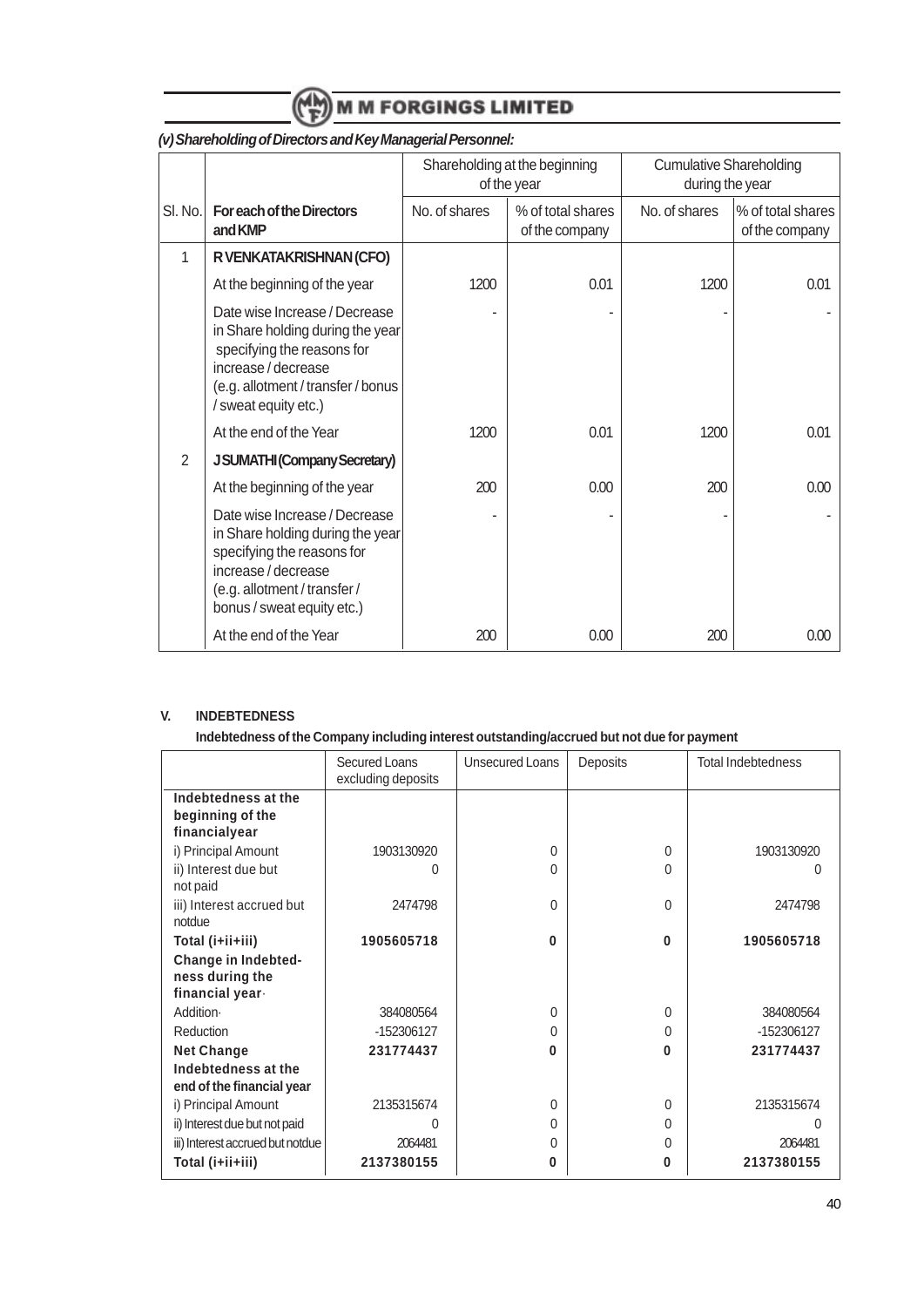*(v) Shareholding of Directors and Key Managerial Personnel:*

| Sl. No. | For each of the Directors and KMP | Shareholding at the beginning of the year | | Cumulative Shareholding during the year | |
|---|---|---|---|---|---|
| | | No. of shares | % of total shares of the company | No. of shares | % of total shares of the company |
| 1 | **R VENKATAKRISHNAN (CFO)** | | | | |
| | At the beginning of the year | 1200 | 0.01 | 1200 | 0.01 |
| | Date wise Increase / Decrease in Share holding during the year specifying the reasons for increase / decrease (e.g. allotment / transfer / bonus / sweat equity etc.) | - | - | - | - |
| | At the end of the Year | 1200 | 0.01 | 1200 | 0.01 |
| 2 | **J SUMATHI (Company Secretary)** | | | | |
| | At the beginning of the year | 200 | 0.00 | 200 | 0.00 |
| | Date wise Increase / Decrease in Share holding during the year specifying the reasons for increase / decrease (e.g. allotment / transfer / bonus / sweat equity etc.) | - | - | - | - |
| | At the end of the Year | 200 | 0.00 | 200 | 0.00 |

## V. INDEBTEDNESS

**Indebtedness of the Company including interest outstanding/accrued but not due for payment**

| | Secured Loans excluding deposits | Unsecured Loans | Deposits | Total Indebtedness |
|---|---|---|---|---|
| **Indebtedness at the beginning of the financialyear** | | | | |
| i) Principal Amount | 1903130920 | 0 | 0 | 1903130920 |
| ii) Interest due but not paid | 0 | 0 | 0 | 0 |
| iii) Interest accrued but notdue | 2474798 | 0 | 0 | 2474798 |
| **Total (i+ii+iii)** | **1905605718** | **0** | **0** | **1905605718** |
| **Change in Indebtedness during the financial year·** | | | | |
| Addition· | 384080564 | 0 | 0 | 384080564 |
| Reduction | -152306127 | 0 | 0 | -152306127 |
| **Net Change** | **231774437** | **0** | **0** | **231774437** |
| **Indebtedness at the end of the financial year** | | | | |
| i) Principal Amount | 2135315674 | 0 | 0 | 2135315674 |
| ii) Interest due but not paid | 0 | 0 | 0 | 0 |
| iii) Interest accrued but notdue | 2064481 | 0 | 0 | 2064481 |
| **Total (i+ii+iii)** | **2137380155** | **0** | **0** | **2137380155** |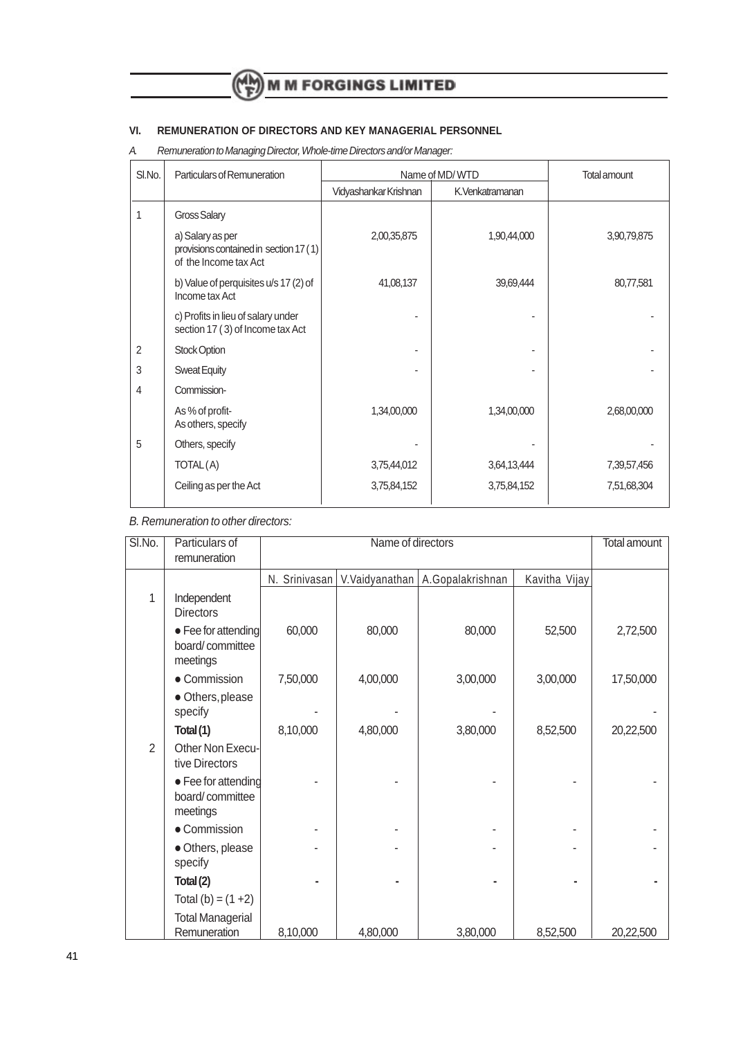## VI. REMUNERATION OF DIRECTORS AND KEY MANAGERIAL PERSONNEL

*A. Remuneration to Managing Director, Whole-time Directors and/or Manager:*

| Sl.No. | Particulars of Remuneration | Name of MD/ WTD | | Total amount |
|---|---|---|---|---|
| | | Vidyashankar Krishnan | K.Venkatramanan | |
| 1 | Gross Salary | | | |
| | a) Salary as per provisions contained in section 17 (1) of the Income tax Act | 2,00,35,875 | 1,90,44,000 | 3,90,79,875 |
| | b) Value of perquisites u/s 17 (2) of Income tax Act | 41,08,137 | 39,69,444 | 80,77,581 |
| | c) Profits in lieu of salary under section 17 ( 3) of Income tax Act | - | - | - |
| 2 | Stock Option | - | - | - |
| 3 | Sweat Equity | - | - | - |
| 4 | Commission- | | | |
| | As % of profit- As others, specify | 1,34,00,000 | 1,34,00,000 | 2,68,00,000 |
| 5 | Others, specify | - | - | - |
| | TOTAL (A) | 3,75,44,012 | 3,64,13,444 | 7,39,57,456 |
| | Ceiling as per the Act | 3,75,84,152 | 3,75,84,152 | 7,51,68,304 |

*B. Remuneration to other directors:*

| Sl.No. | Particulars of remuneration | Name of directors | | | | Total amount |
|---|---|---|---|---|---|---|
| | | N. Srinivasan | V.Vaidyanathan | A.Gopalakrishnan | Kavitha Vijay | |
| 1 | Independent Directors | | | | | |
| | • Fee for attending board/ committee meetings | 60,000 | 80,000 | 80,000 | 52,500 | 2,72,500 |
| | • Commission | 7,50,000 | 4,00,000 | 3,00,000 | 3,00,000 | 17,50,000 |
| | • Others, please specify | - | - | - | - | - |
| | **Total (1)** | 8,10,000 | 4,80,000 | 3,80,000 | 8,52,500 | 20,22,500 |
| 2 | Other Non Executive Directors | | | | | |
| | • Fee for attending board/ committee meetings | - | - | - | - | - |
| | • Commission | - | - | - | - | - |
| | • Others, please specify | - | - | - | - | - |
| | **Total (2)** | - | - | - | - | - |
| | Total (b) = (1 +2) | | | | | |
| | Total Managerial Remuneration | 8,10,000 | 4,80,000 | 3,80,000 | 8,52,500 | 20,22,500 |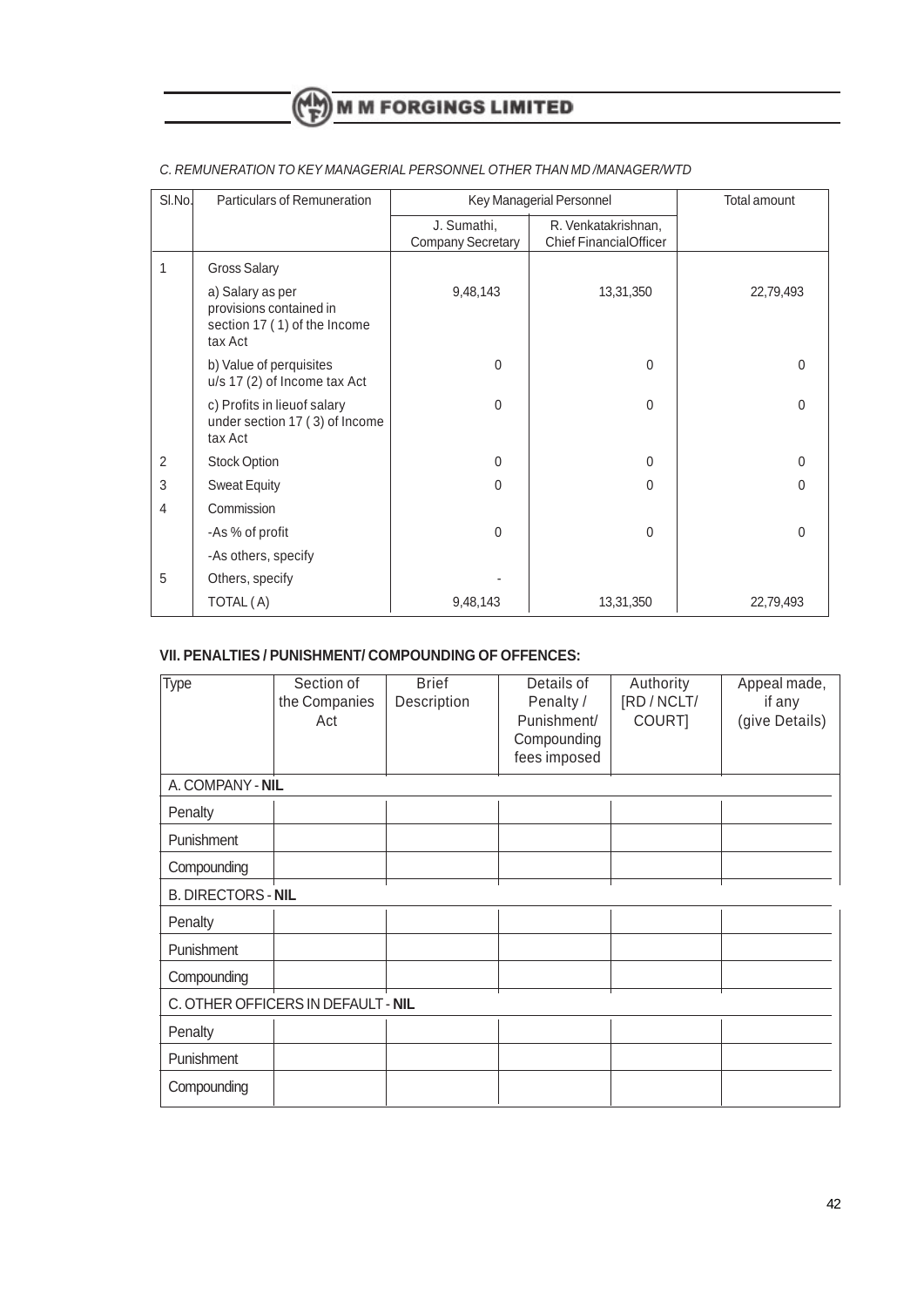*C. REMUNERATION TO KEY MANAGERIAL PERSONNEL OTHER THAN MD /MANAGER/WTD*

| Sl.No. | Particulars of Remuneration | Key Managerial Personnel | | Total amount |
|---|---|---|---|---|
| | | J. Sumathi, Company Secretary | R. Venkatakrishnan, Chief FinancialOfficer | |
| 1 | Gross Salary | | | |
| | a) Salary as per provisions contained in section 17 ( 1) of the Income tax Act | 9,48,143 | 13,31,350 | 22,79,493 |
| | b) Value of perquisites u/s 17 (2) of Income tax Act | 0 | 0 | 0 |
| | c) Profits in lieuof salary under section 17 ( 3) of Income tax Act | 0 | 0 | 0 |
| 2 | Stock Option | 0 | 0 | 0 |
| 3 | Sweat Equity | 0 | 0 | 0 |
| 4 | Commission | | | |
| | -As % of profit | 0 | 0 | 0 |
| | -As others, specify | | | |
| 5 | Others, specify | - | | |
| | TOTAL ( A) | 9,48,143 | 13,31,350 | 22,79,493 |

### VII. PENALTIES / PUNISHMENT/ COMPOUNDING OF OFFENCES:

| Type | Section of the Companies Act | Brief Description | Details of Penalty / Punishment/ Compounding fees imposed | Authority [RD / NCLT/ COURT] | Appeal made, if any (give Details) |
|---|---|---|---|---|---|
| A. COMPANY - **NIL** | | | | | |
| Penalty | | | | | |
| Punishment | | | | | |
| Compounding | | | | | |
| B. DIRECTORS - **NIL** | | | | | |
| Penalty | | | | | |
| Punishment | | | | | |
| Compounding | | | | | |
| C. OTHER OFFICERS IN DEFAULT - **NIL** | | | | | |
| Penalty | | | | | |
| Punishment | | | | | |
| Compounding | | | | | |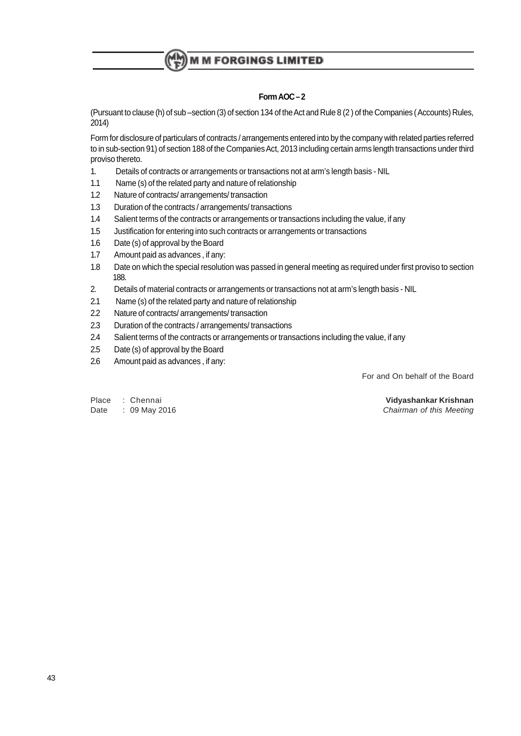## Form AOC – 2

(Pursuant to clause (h) of sub –section (3) of section 134 of the Act and Rule 8 (2 ) of the Companies ( Accounts) Rules, 2014)

Form for disclosure of particulars of contracts / arrangements entered into by the company with related parties referred to in sub-section 91) of section 188 of the Companies Act, 2013 including certain arms length transactions under third proviso thereto.

1. Details of contracts or arrangements or transactions not at arm's length basis - NIL
1.1 Name (s) of the related party and nature of relationship
1.2 Nature of contracts/ arrangements/ transaction
1.3 Duration of the contracts / arrangements/ transactions
1.4 Salient terms of the contracts or arrangements or transactions including the value, if any
1.5 Justification for entering into such contracts or arrangements or transactions
1.6 Date (s) of approval by the Board
1.7 Amount paid as advances , if any:
1.8 Date on which the special resolution was passed in general meeting as required under first proviso to section 188.
2. Details of material contracts or arrangements or transactions not at arm's length basis - NIL
2.1 Name (s) of the related party and nature of relationship
2.2 Nature of contracts/ arrangements/ transaction
2.3 Duration of the contracts / arrangements/ transactions
2.4 Salient terms of the contracts or arrangements or transactions including the value, if any
2.5 Date (s) of approval by the Board
2.6 Amount paid as advances , if any:

For and On behalf of the Board

Place : Chennai
Date : 09 May 2016

**Vidyashankar Krishnan**
*Chairman of this Meeting*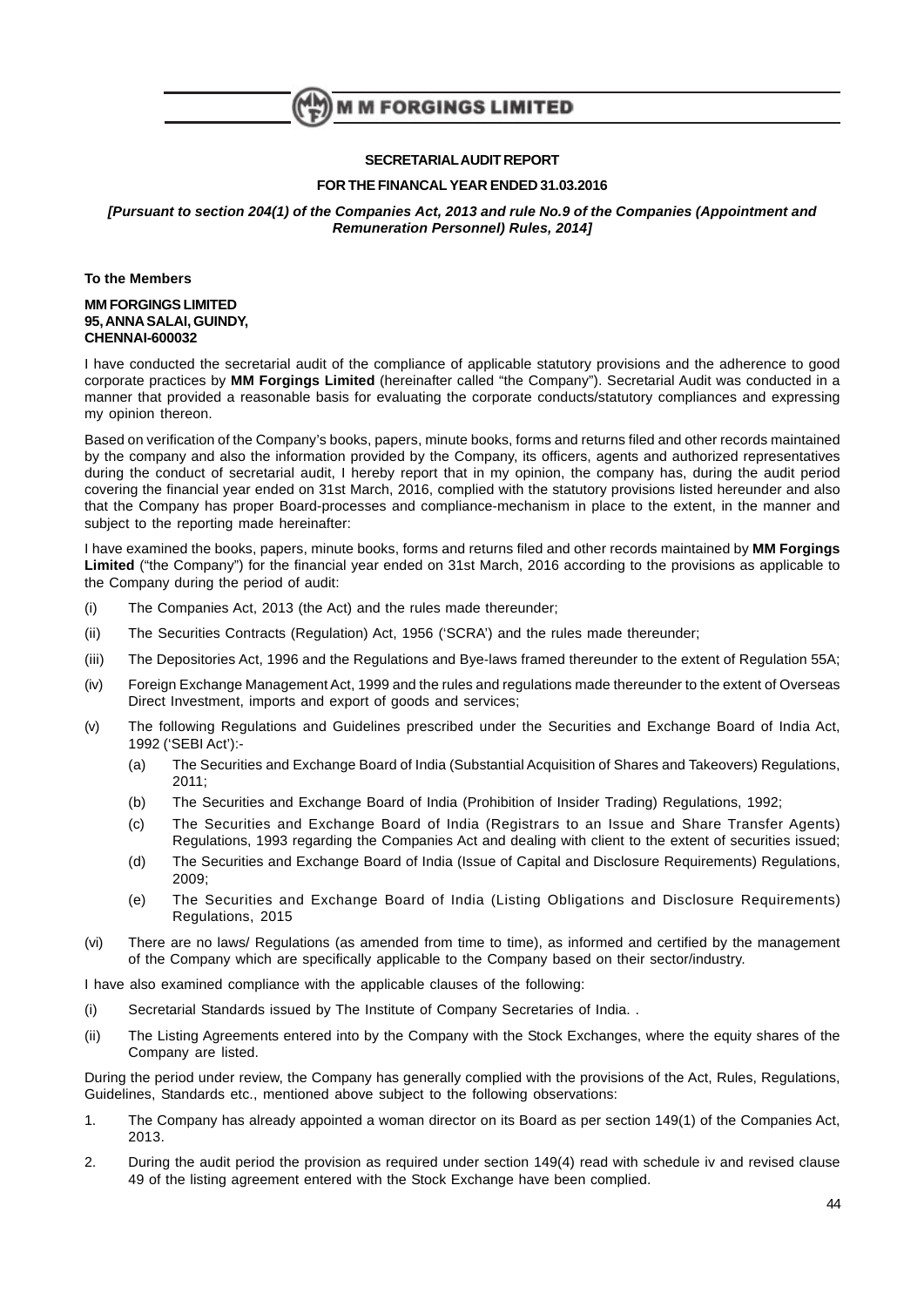# SECRETARIAL AUDIT REPORT

## FOR THE FINANCAL YEAR ENDED 31.03.2016

***[Pursuant to section 204(1) of the Companies Act, 2013 and rule No.9 of the Companies (Appointment and Remuneration Personnel) Rules, 2014]***

**To the Members**

**MM FORGINGS LIMITED**
**95, ANNA SALAI, GUINDY,**
**CHENNAI-600032**

I have conducted the secretarial audit of the compliance of applicable statutory provisions and the adherence to good corporate practices by **MM Forgings Limited** (hereinafter called "the Company"). Secretarial Audit was conducted in a manner that provided a reasonable basis for evaluating the corporate conducts/statutory compliances and expressing my opinion thereon.

Based on verification of the Company's books, papers, minute books, forms and returns filed and other records maintained by the company and also the information provided by the Company, its officers, agents and authorized representatives during the conduct of secretarial audit, I hereby report that in my opinion, the company has, during the audit period covering the financial year ended on 31st March, 2016, complied with the statutory provisions listed hereunder and also that the Company has proper Board-processes and compliance-mechanism in place to the extent, in the manner and subject to the reporting made hereinafter:

I have examined the books, papers, minute books, forms and returns filed and other records maintained by **MM Forgings Limited** ("the Company") for the financial year ended on 31st March, 2016 according to the provisions as applicable to the Company during the period of audit:

(i) The Companies Act, 2013 (the Act) and the rules made thereunder;

(ii) The Securities Contracts (Regulation) Act, 1956 ('SCRA') and the rules made thereunder;

(iii) The Depositories Act, 1996 and the Regulations and Bye-laws framed thereunder to the extent of Regulation 55A;

(iv) Foreign Exchange Management Act, 1999 and the rules and regulations made thereunder to the extent of Overseas Direct Investment, imports and export of goods and services;

(v) The following Regulations and Guidelines prescribed under the Securities and Exchange Board of India Act, 1992 ('SEBI Act'):-

   (a) The Securities and Exchange Board of India (Substantial Acquisition of Shares and Takeovers) Regulations, 2011;

   (b) The Securities and Exchange Board of India (Prohibition of Insider Trading) Regulations, 1992;

   (c) The Securities and Exchange Board of India (Registrars to an Issue and Share Transfer Agents) Regulations, 1993 regarding the Companies Act and dealing with client to the extent of securities issued;

   (d) The Securities and Exchange Board of India (Issue of Capital and Disclosure Requirements) Regulations, 2009;

   (e) The Securities and Exchange Board of India (Listing Obligations and Disclosure Requirements) Regulations, 2015

(vi) There are no laws/ Regulations (as amended from time to time), as informed and certified by the management of the Company which are specifically applicable to the Company based on their sector/industry.

I have also examined compliance with the applicable clauses of the following:

(i) Secretarial Standards issued by The Institute of Company Secretaries of India. .

(ii) The Listing Agreements entered into by the Company with the Stock Exchanges, where the equity shares of the Company are listed.

During the period under review, the Company has generally complied with the provisions of the Act, Rules, Regulations, Guidelines, Standards etc., mentioned above subject to the following observations:

1. The Company has already appointed a woman director on its Board as per section 149(1) of the Companies Act, 2013.

2. During the audit period the provision as required under section 149(4) read with schedule iv and revised clause 49 of the listing agreement entered with the Stock Exchange have been complied.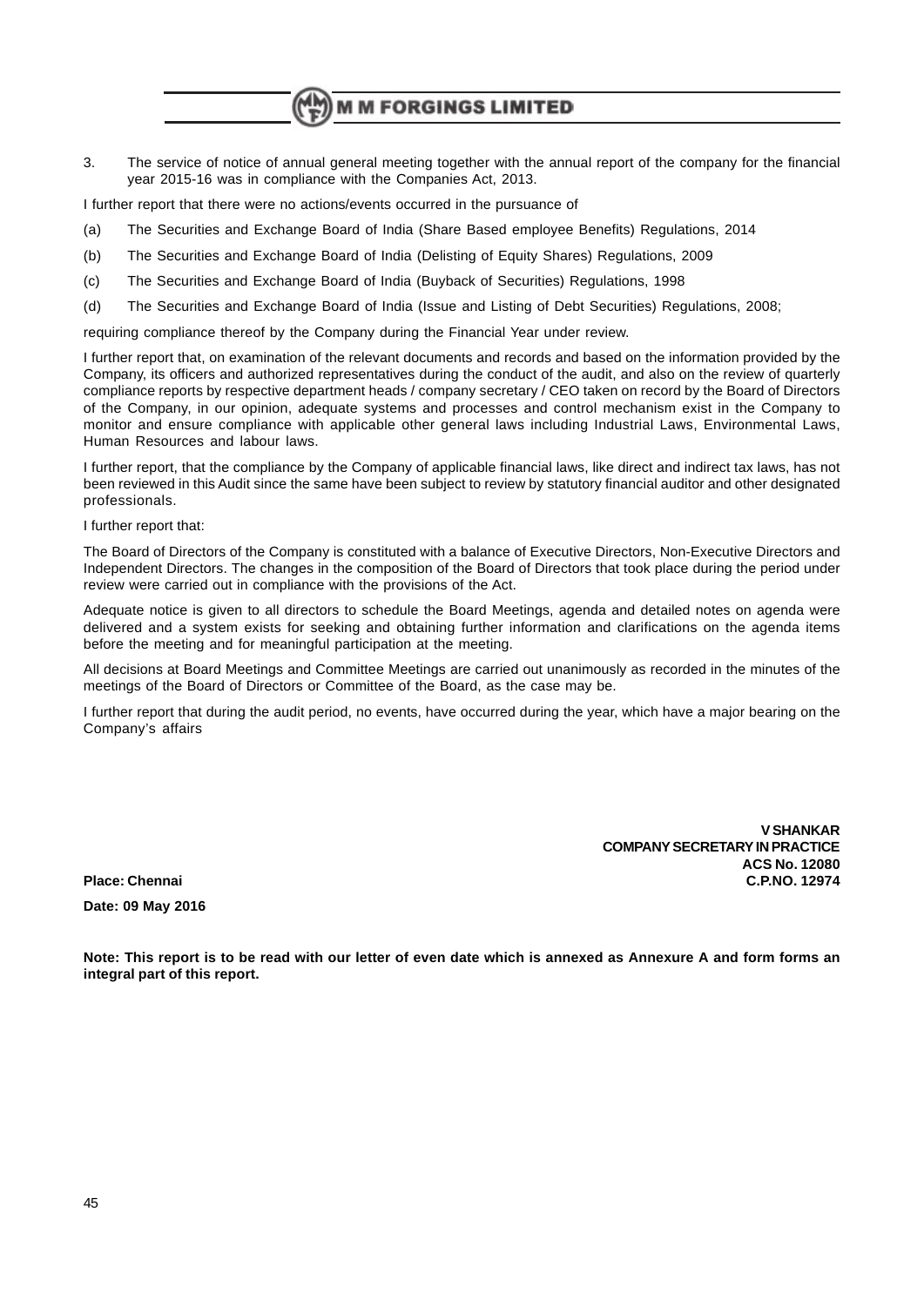3. The service of notice of annual general meeting together with the annual report of the company for the financial year 2015-16 was in compliance with the Companies Act, 2013.

I further report that there were no actions/events occurred in the pursuance of

(a) The Securities and Exchange Board of India (Share Based employee Benefits) Regulations, 2014

(b) The Securities and Exchange Board of India (Delisting of Equity Shares) Regulations, 2009

(c) The Securities and Exchange Board of India (Buyback of Securities) Regulations, 1998

(d) The Securities and Exchange Board of India (Issue and Listing of Debt Securities) Regulations, 2008;

requiring compliance thereof by the Company during the Financial Year under review.

I further report that, on examination of the relevant documents and records and based on the information provided by the Company, its officers and authorized representatives during the conduct of the audit, and also on the review of quarterly compliance reports by respective department heads / company secretary / CEO taken on record by the Board of Directors of the Company, in our opinion, adequate systems and processes and control mechanism exist in the Company to monitor and ensure compliance with applicable other general laws including Industrial Laws, Environmental Laws, Human Resources and labour laws.

I further report, that the compliance by the Company of applicable financial laws, like direct and indirect tax laws, has not been reviewed in this Audit since the same have been subject to review by statutory financial auditor and other designated professionals.

I further report that:

The Board of Directors of the Company is constituted with a balance of Executive Directors, Non-Executive Directors and Independent Directors. The changes in the composition of the Board of Directors that took place during the period under review were carried out in compliance with the provisions of the Act.

Adequate notice is given to all directors to schedule the Board Meetings, agenda and detailed notes on agenda were delivered and a system exists for seeking and obtaining further information and clarifications on the agenda items before the meeting and for meaningful participation at the meeting.

All decisions at Board Meetings and Committee Meetings are carried out unanimously as recorded in the minutes of the meetings of the Board of Directors or Committee of the Board, as the case may be.

I further report that during the audit period, no events, have occurred during the year, which have a major bearing on the Company's affairs

**V SHANKAR**
**COMPANY SECRETARY IN PRACTICE**
**ACS No. 12080**
**C.P.NO. 12974**

**Place: Chennai**

**Date: 09 May 2016**

**Note: This report is to be read with our letter of even date which is annexed as Annexure A and form forms an integral part of this report.**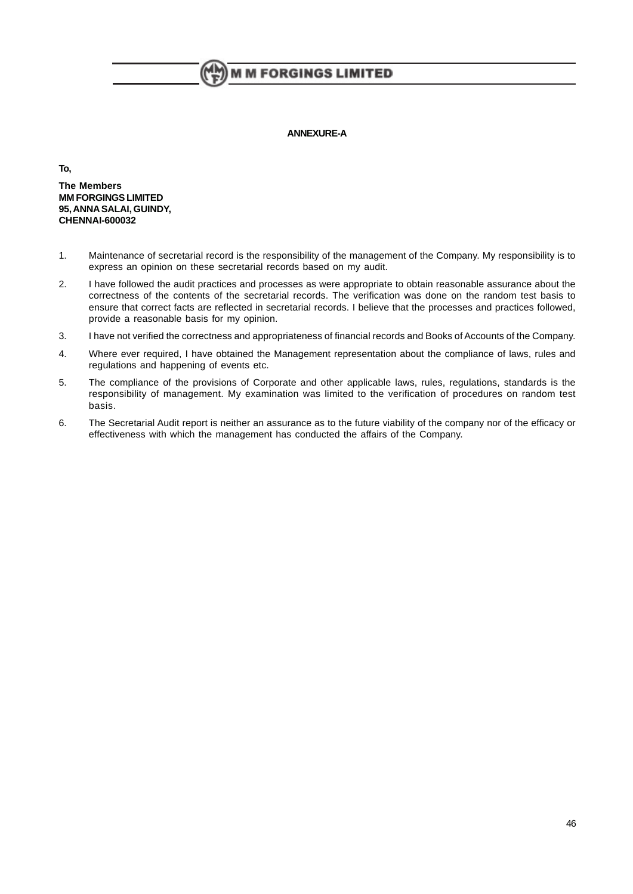**ANNEXURE-A**

**To,**

**The Members**
**MM FORGINGS LIMITED**
**95, ANNA SALAI, GUINDY,**
**CHENNAI-600032**

1. Maintenance of secretarial record is the responsibility of the management of the Company. My responsibility is to express an opinion on these secretarial records based on my audit.
2. I have followed the audit practices and processes as were appropriate to obtain reasonable assurance about the correctness of the contents of the secretarial records. The verification was done on the random test basis to ensure that correct facts are reflected in secretarial records. I believe that the processes and practices followed, provide a reasonable basis for my opinion.
3. I have not verified the correctness and appropriateness of financial records and Books of Accounts of the Company.
4. Where ever required, I have obtained the Management representation about the compliance of laws, rules and regulations and happening of events etc.
5. The compliance of the provisions of Corporate and other applicable laws, rules, regulations, standards is the responsibility of management. My examination was limited to the verification of procedures on random test basis.
6. The Secretarial Audit report is neither an assurance as to the future viability of the company nor of the efficacy or effectiveness with which the management has conducted the affairs of the Company.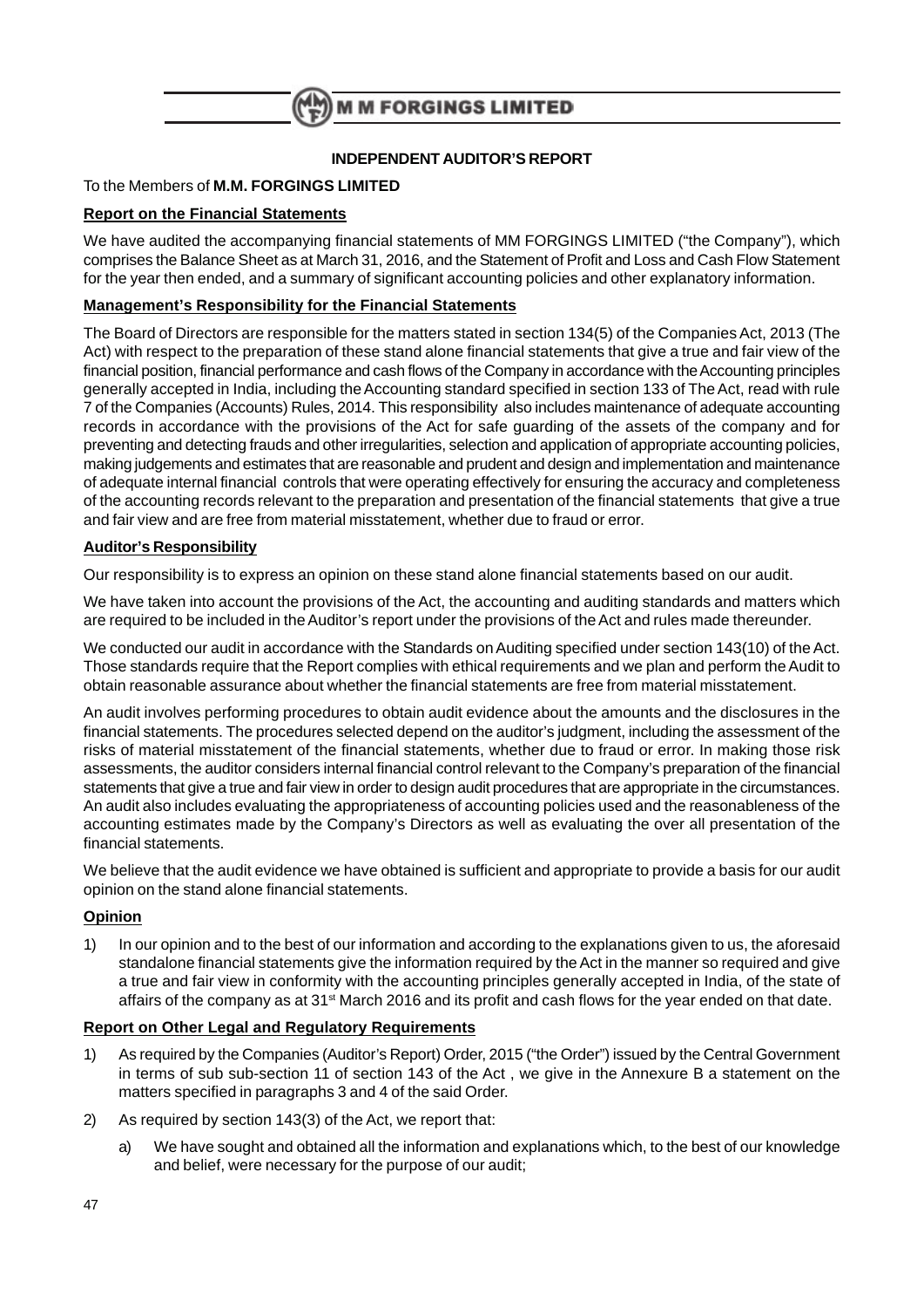## INDEPENDENT AUDITOR'S REPORT

To the Members of **M.M. FORGINGS LIMITED**

### Report on the Financial Statements

We have audited the accompanying financial statements of MM FORGINGS LIMITED ("the Company"), which comprises the Balance Sheet as at March 31, 2016, and the Statement of Profit and Loss and Cash Flow Statement for the year then ended, and a summary of significant accounting policies and other explanatory information.

### Management's Responsibility for the Financial Statements

The Board of Directors are responsible for the matters stated in section 134(5) of the Companies Act, 2013 (The Act) with respect to the preparation of these stand alone financial statements that give a true and fair view of the financial position, financial performance and cash flows of the Company in accordance with the Accounting principles generally accepted in India, including the Accounting standard specified in section 133 of The Act, read with rule 7 of the Companies (Accounts) Rules, 2014. This responsibility also includes maintenance of adequate accounting records in accordance with the provisions of the Act for safe guarding of the assets of the company and for preventing and detecting frauds and other irregularities, selection and application of appropriate accounting policies, making judgements and estimates that are reasonable and prudent and design and implementation and maintenance of adequate internal financial controls that were operating effectively for ensuring the accuracy and completeness of the accounting records relevant to the preparation and presentation of the financial statements that give a true and fair view and are free from material misstatement, whether due to fraud or error.

### Auditor's Responsibility

Our responsibility is to express an opinion on these stand alone financial statements based on our audit.

We have taken into account the provisions of the Act, the accounting and auditing standards and matters which are required to be included in the Auditor's report under the provisions of the Act and rules made thereunder.

We conducted our audit in accordance with the Standards on Auditing specified under section 143(10) of the Act. Those standards require that the Report complies with ethical requirements and we plan and perform the Audit to obtain reasonable assurance about whether the financial statements are free from material misstatement.

An audit involves performing procedures to obtain audit evidence about the amounts and the disclosures in the financial statements. The procedures selected depend on the auditor's judgment, including the assessment of the risks of material misstatement of the financial statements, whether due to fraud or error. In making those risk assessments, the auditor considers internal financial control relevant to the Company's preparation of the financial statements that give a true and fair view in order to design audit procedures that are appropriate in the circumstances. An audit also includes evaluating the appropriateness of accounting policies used and the reasonableness of the accounting estimates made by the Company's Directors as well as evaluating the over all presentation of the financial statements.

We believe that the audit evidence we have obtained is sufficient and appropriate to provide a basis for our audit opinion on the stand alone financial statements.

### Opinion

1) In our opinion and to the best of our information and according to the explanations given to us, the aforesaid standalone financial statements give the information required by the Act in the manner so required and give a true and fair view in conformity with the accounting principles generally accepted in India, of the state of affairs of the company as at 31st March 2016 and its profit and cash flows for the year ended on that date.

### Report on Other Legal and Regulatory Requirements

1) As required by the Companies (Auditor's Report) Order, 2015 ("the Order") issued by the Central Government in terms of sub sub-section 11 of section 143 of the Act , we give in the Annexure B a statement on the matters specified in paragraphs 3 and 4 of the said Order.

2) As required by section 143(3) of the Act, we report that:

   a) We have sought and obtained all the information and explanations which, to the best of our knowledge and belief, were necessary for the purpose of our audit;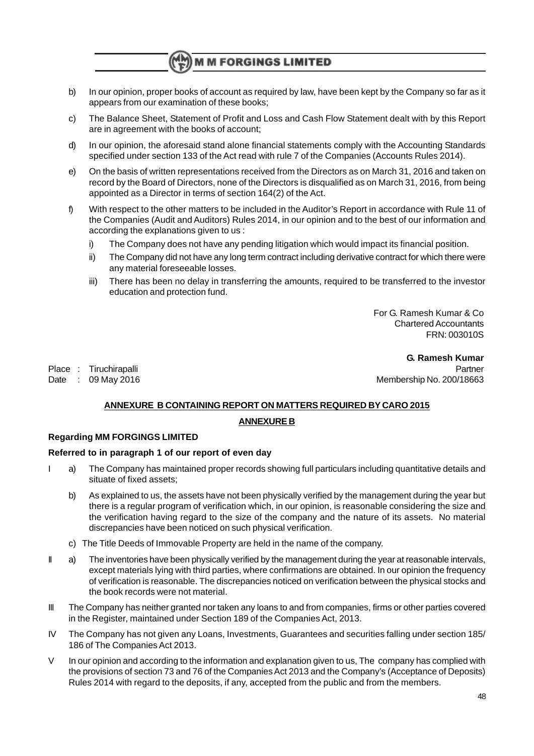b) In our opinion, proper books of account as required by law, have been kept by the Company so far as it appears from our examination of these books;

c) The Balance Sheet, Statement of Profit and Loss and Cash Flow Statement dealt with by this Report are in agreement with the books of account;

d) In our opinion, the aforesaid stand alone financial statements comply with the Accounting Standards specified under section 133 of the Act read with rule 7 of the Companies (Accounts Rules 2014).

e) On the basis of written representations received from the Directors as on March 31, 2016 and taken on record by the Board of Directors, none of the Directors is disqualified as on March 31, 2016, from being appointed as a Director in terms of section 164(2) of the Act.

f) With respect to the other matters to be included in the Auditor's Report in accordance with Rule 11 of the Companies (Audit and Auditors) Rules 2014, in our opinion and to the best of our information and according the explanations given to us :

   i) The Company does not have any pending litigation which would impact its financial position.

   ii) The Company did not have any long term contract including derivative contract for which there were any material foreseeable losses.

   iii) There has been no delay in transferring the amounts, required to be transferred to the investor education and protection fund.

For G. Ramesh Kumar & Co
Chartered Accountants
FRN: 003010S

**G. Ramesh Kumar**
Partner
Membership No. 200/18663

Place : Tiruchirapalli
Date : 09 May 2016

**ANNEXURE B CONTAINING REPORT ON MATTERS REQUIRED BY CARO 2015**

**ANNEXURE B**

**Regarding MM FORGINGS LIMITED**

**Referred to in paragraph 1 of our report of even day**

I a) The Company has maintained proper records showing full particulars including quantitative details and situate of fixed assets;

b) As explained to us, the assets have not been physically verified by the management during the year but there is a regular program of verification which, in our opinion, is reasonable considering the size and the verification having regard to the size of the company and the nature of its assets. No material discrepancies have been noticed on such physical verification.

c) The Title Deeds of Immovable Property are held in the name of the company.

II a) The inventories have been physically verified by the management during the year at reasonable intervals, except materials lying with third parties, where confirmations are obtained. In our opinion the frequency of verification is reasonable. The discrepancies noticed on verification between the physical stocks and the book records were not material.

III The Company has neither granted nor taken any loans to and from companies, firms or other parties covered in the Register, maintained under Section 189 of the Companies Act, 2013.

IV The Company has not given any Loans, Investments, Guarantees and securities falling under section 185/ 186 of The Companies Act 2013.

V In our opinion and according to the information and explanation given to us, The company has complied with the provisions of section 73 and 76 of the Companies Act 2013 and the Company's (Acceptance of Deposits) Rules 2014 with regard to the deposits, if any, accepted from the public and from the members.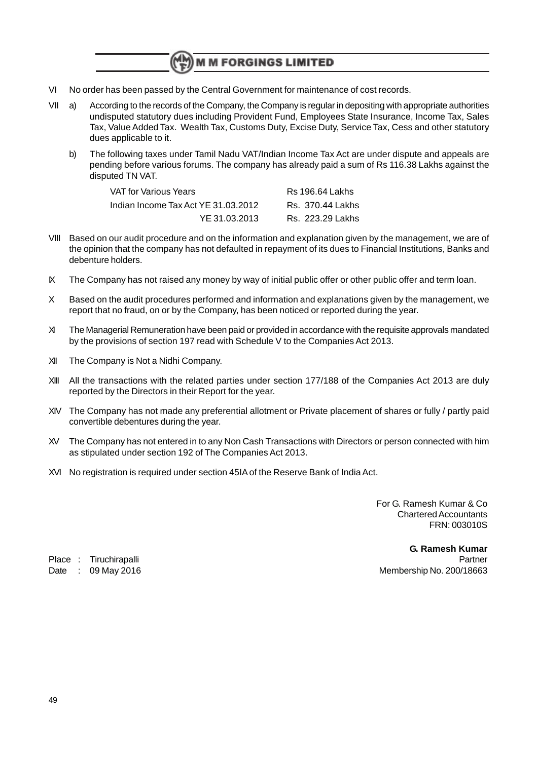VI No order has been passed by the Central Government for maintenance of cost records.

VII a) According to the records of the Company, the Company is regular in depositing with appropriate authorities undisputed statutory dues including Provident Fund, Employees State Insurance, Income Tax, Sales Tax, Value Added Tax. Wealth Tax, Customs Duty, Excise Duty, Service Tax, Cess and other statutory dues applicable to it.

b) The following taxes under Tamil Nadu VAT/Indian Income Tax Act are under dispute and appeals are pending before various forums. The company has already paid a sum of Rs 116.38 Lakhs against the disputed TN VAT.

| | |
|---|---|
| VAT for Various Years | Rs 196.64 Lakhs |
| Indian Income Tax Act YE 31.03.2012 | Rs. 370.44 Lakhs |
| YE 31.03.2013 | Rs. 223.29 Lakhs |

VIII Based on our audit procedure and on the information and explanation given by the management, we are of the opinion that the company has not defaulted in repayment of its dues to Financial Institutions, Banks and debenture holders.

IX The Company has not raised any money by way of initial public offer or other public offer and term loan.

X Based on the audit procedures performed and information and explanations given by the management, we report that no fraud, on or by the Company, has been noticed or reported during the year.

XI The Managerial Remuneration have been paid or provided in accordance with the requisite approvals mandated by the provisions of section 197 read with Schedule V to the Companies Act 2013.

XII The Company is Not a Nidhi Company.

XIII All the transactions with the related parties under section 177/188 of the Companies Act 2013 are duly reported by the Directors in their Report for the year.

XIV The Company has not made any preferential allotment or Private placement of shares or fully / partly paid convertible debentures during the year.

XV The Company has not entered in to any Non Cash Transactions with Directors or person connected with him as stipulated under section 192 of The Companies Act 2013.

XVI No registration is required under section 45IA of the Reserve Bank of India Act.

For G. Ramesh Kumar & Co
Chartered Accountants
FRN: 003010S

**G. Ramesh Kumar**
Partner
Membership No. 200/18663

Place : Tiruchirapalli
Date : 09 May 2016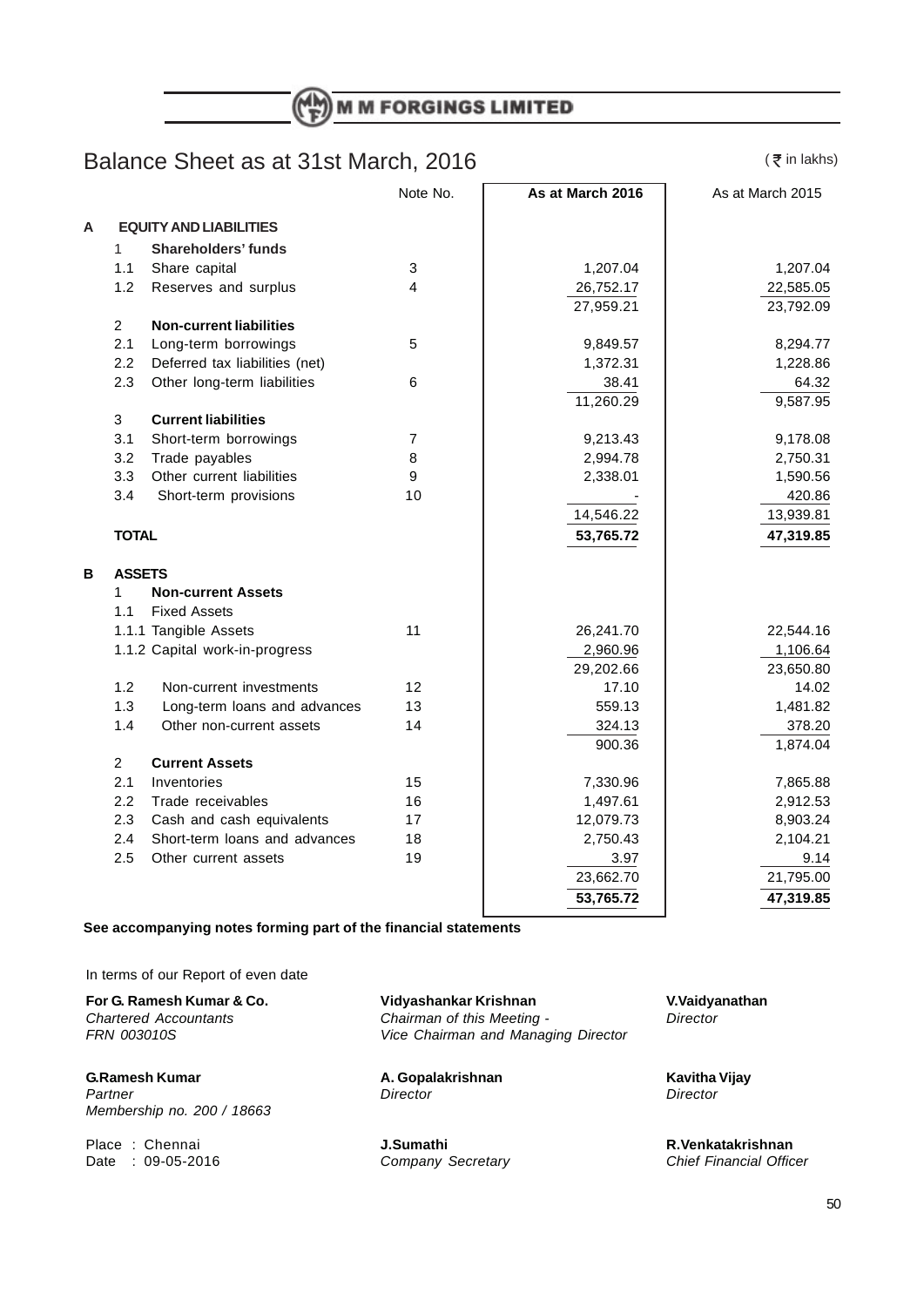# M M FORGINGS LIMITED

## Balance Sheet as at 31st March, 2016

(₹ in lakhs)

| | | | Note No. | As at March 2016 | As at March 2015 |
|---|---|---|---|---|---|
| **A** | | **EQUITY AND LIABILITIES** | | | |
| | 1 | **Shareholders' funds** | | | |
| | 1.1 | Share capital | 3 | 1,207.04 | 1,207.04 |
| | 1.2 | Reserves and surplus | 4 | 26,752.17 | 22,585.05 |
| | | | | 27,959.21 | 23,792.09 |
| | 2 | **Non-current liabilities** | | | |
| | 2.1 | Long-term borrowings | 5 | 9,849.57 | 8,294.77 |
| | 2.2 | Deferred tax liabilities (net) | | 1,372.31 | 1,228.86 |
| | 2.3 | Other long-term liabilities | 6 | 38.41 | 64.32 |
| | | | | 11,260.29 | 9,587.95 |
| | 3 | **Current liabilities** | | | |
| | 3.1 | Short-term borrowings | 7 | 9,213.43 | 9,178.08 |
| | 3.2 | Trade payables | 8 | 2,994.78 | 2,750.31 |
| | 3.3 | Other current liabilities | 9 | 2,338.01 | 1,590.56 |
| | 3.4 | Short-term provisions | 10 | - | 420.86 |
| | | | | 14,546.22 | 13,939.81 |
| | | **TOTAL** | | **53,765.72** | **47,319.85** |
| **B** | | **ASSETS** | | | |
| | 1 | **Non-current Assets** | | | |
| | 1.1 | Fixed Assets | | | |
| | 1.1.1 | Tangible Assets | 11 | 26,241.70 | 22,544.16 |
| | 1.1.2 | Capital work-in-progress | | 2,960.96 | 1,106.64 |
| | | | | 29,202.66 | 23,650.80 |
| | 1.2 | Non-current investments | 12 | 17.10 | 14.02 |
| | 1.3 | Long-term loans and advances | 13 | 559.13 | 1,481.82 |
| | 1.4 | Other non-current assets | 14 | 324.13 | 378.20 |
| | | | | 900.36 | 1,874.04 |
| | 2 | **Current Assets** | | | |
| | 2.1 | Inventories | 15 | 7,330.96 | 7,865.88 |
| | 2.2 | Trade receivables | 16 | 1,497.61 | 2,912.53 |
| | 2.3 | Cash and cash equivalents | 17 | 12,079.73 | 8,903.24 |
| | 2.4 | Short-term loans and advances | 18 | 2,750.43 | 2,104.21 |
| | 2.5 | Other current assets | 19 | 3.97 | 9.14 |
| | | | | 23,662.70 | 21,795.00 |
| | | | | **53,765.72** | **47,319.85** |

**See accompanying notes forming part of the financial statements**

In terms of our Report of even date

**For G. Ramesh Kumar & Co.**
*Chartered Accountants*
*FRN 003010S*

**G.Ramesh Kumar**
*Partner*
*Membership no. 200 / 18663*

Place : Chennai
Date : 09-05-2016

**Vidyashankar Krishnan**
*Chairman of this Meeting -*
*Vice Chairman and Managing Director*

**A. Gopalakrishnan**
*Director*

**J.Sumathi**
*Company Secretary*

**V.Vaidyanathan**
*Director*

**Kavitha Vijay**
*Director*

**R.Venkatakrishnan**
*Chief Financial Officer*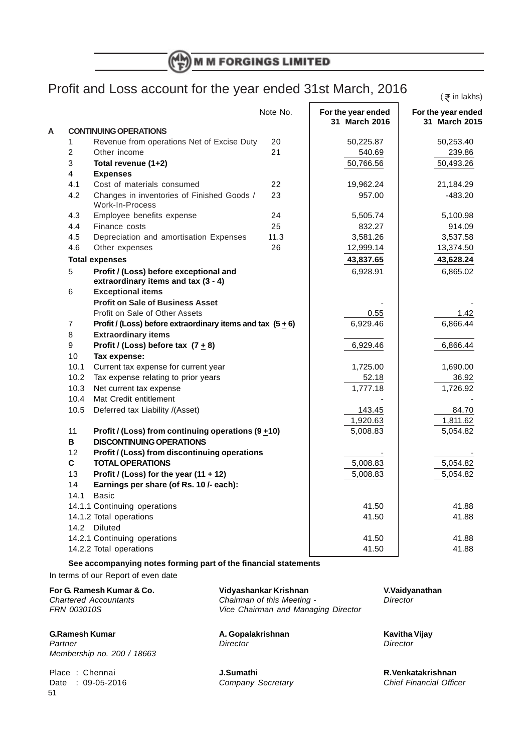# M M FORGINGS LIMITED

## Profit and Loss account for the year ended 31st March, 2016

(₹ in lakhs)

| | | | Note No. | For the year ended 31 March 2016 | For the year ended 31 March 2015 |
|---|---|---|---|---|---|
| **A** | | **CONTINUING OPERATIONS** | | | |
| | 1 | Revenue from operations Net of Excise Duty | 20 | 50,225.87 | 50,253.40 |
| | 2 | Other income | 21 | 540.69 | 239.86 |
| | 3 | **Total revenue (1+2)** | | 50,766.56 | 50,493.26 |
| | 4 | **Expenses** | | | |
| | 4.1 | Cost of materials consumed | 22 | 19,962.24 | 21,184.29 |
| | 4.2 | Changes in inventories of Finished Goods / Work-In-Process | 23 | 957.00 | -483.20 |
| | 4.3 | Employee benefits expense | 24 | 5,505.74 | 5,100.98 |
| | 4.4 | Finance costs | 25 | 832.27 | 914.09 |
| | 4.5 | Depreciation and amortisation Expenses | 11.3 | 3,581.26 | 3,537.58 |
| | 4.6 | Other expenses | 26 | 12,999.14 | 13,374.50 |
| | | **Total expenses** | | **43,837.65** | **43,628.24** |
| | 5 | **Profit / (Loss) before exceptional and extraordinary items and tax (3 - 4)** | | 6,928.91 | 6,865.02 |
| | 6 | **Exceptional items** | | | |
| | | **Profit on Sale of Business Asset** | | - | - |
| | | Profit on Sale of Other Assets | | 0.55 | 1.42 |
| | 7 | **Profit / (Loss) before extraordinary items and tax (5 ± 6)** | | 6,929.46 | 6,866.44 |
| | 8 | **Extraordinary items** | | | |
| | 9 | **Profit / (Loss) before tax (7 ± 8)** | | 6,929.46 | 6,866.44 |
| | 10 | **Tax expense:** | | | |
| | 10.1 | Current tax expense for current year | | 1,725.00 | 1,690.00 |
| | 10.2 | Tax expense relating to prior years | | 52.18 | 36.92 |
| | 10.3 | Net current tax expense | | 1,777.18 | 1,726.92 |
| | 10.4 | Mat Credit entitlement | | - | - |
| | 10.5 | Deferred tax Liability /(Asset) | | 143.45 | 84.70 |
| | | | | 1,920.63 | 1,811.62 |
| | 11 | **Profit / (Loss) from continuing operations (9 ±10)** | | 5,008.83 | 5,054.82 |
| | **B** | **DISCONTINUING OPERATIONS** | | | |
| | 12 | **Profit / (Loss) from discontinuing operations** | | - | - |
| | **C** | **TOTAL OPERATIONS** | | 5,008.83 | 5,054.82 |
| | 13 | **Profit / (Loss) for the year (11 ± 12)** | | 5,008.83 | 5,054.82 |
| | 14 | **Earnings per share (of Rs. 10 /- each):** | | | |
| | 14.1 | Basic | | | |
| | 14.1.1 | Continuing operations | | 41.50 | 41.88 |
| | 14.1.2 | Total operations | | 41.50 | 41.88 |
| | 14.2 | Diluted | | | |
| | 14.2.1 | Continuing operations | | 41.50 | 41.88 |
| | 14.2.2 | Total operations | | 41.50 | 41.88 |

**See accompanying notes forming part of the financial statements**

In terms of our Report of even date

**For G. Ramesh Kumar & Co.**
*Chartered Accountants*
*FRN 003010S*

**G.Ramesh Kumar**
*Partner*
*Membership no. 200 / 18663*

Place : Chennai
Date : 09-05-2016

**Vidyashankar Krishnan**
*Chairman of this Meeting - Vice Chairman and Managing Director*

**A. Gopalakrishnan**
*Director*

**J.Sumathi**
*Company Secretary*

**V.Vaidyanathan**
*Director*

**Kavitha Vijay**
*Director*

**R.Venkatakrishnan**
*Chief Financial Officer*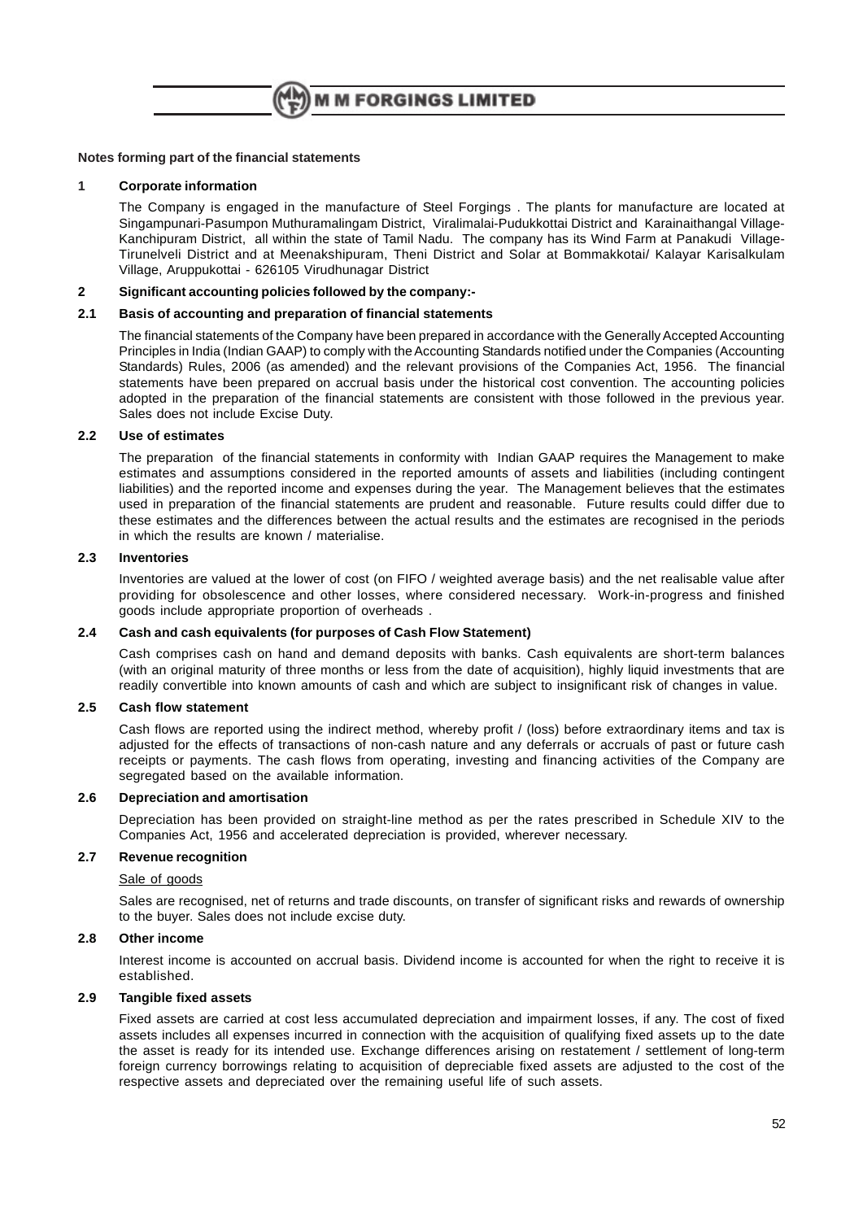## Notes forming part of the financial statements

### 1 Corporate information

The Company is engaged in the manufacture of Steel Forgings . The plants for manufacture are located at Singampunari-Pasumpon Muthuramalingam District, Viralimalai-Pudukkottai District and Karainaithangal Village-Kanchipuram District, all within the state of Tamil Nadu. The company has its Wind Farm at Panakudi Village-Tirunelveli District and at Meenakshipuram, Theni District and Solar at Bommakkotai/ Kalayar Karisalkulam Village, Aruppukottai - 626105 Virudhunagar District

### 2 Significant accounting policies followed by the company:-

#### 2.1 Basis of accounting and preparation of financial statements

The financial statements of the Company have been prepared in accordance with the Generally Accepted Accounting Principles in India (Indian GAAP) to comply with the Accounting Standards notified under the Companies (Accounting Standards) Rules, 2006 (as amended) and the relevant provisions of the Companies Act, 1956. The financial statements have been prepared on accrual basis under the historical cost convention. The accounting policies adopted in the preparation of the financial statements are consistent with those followed in the previous year. Sales does not include Excise Duty.

#### 2.2 Use of estimates

The preparation of the financial statements in conformity with Indian GAAP requires the Management to make estimates and assumptions considered in the reported amounts of assets and liabilities (including contingent liabilities) and the reported income and expenses during the year. The Management believes that the estimates used in preparation of the financial statements are prudent and reasonable. Future results could differ due to these estimates and the differences between the actual results and the estimates are recognised in the periods in which the results are known / materialise.

#### 2.3 Inventories

Inventories are valued at the lower of cost (on FIFO / weighted average basis) and the net realisable value after providing for obsolescence and other losses, where considered necessary. Work-in-progress and finished goods include appropriate proportion of overheads .

#### 2.4 Cash and cash equivalents (for purposes of Cash Flow Statement)

Cash comprises cash on hand and demand deposits with banks. Cash equivalents are short-term balances (with an original maturity of three months or less from the date of acquisition), highly liquid investments that are readily convertible into known amounts of cash and which are subject to insignificant risk of changes in value.

#### 2.5 Cash flow statement

Cash flows are reported using the indirect method, whereby profit / (loss) before extraordinary items and tax is adjusted for the effects of transactions of non-cash nature and any deferrals or accruals of past or future cash receipts or payments. The cash flows from operating, investing and financing activities of the Company are segregated based on the available information.

#### 2.6 Depreciation and amortisation

Depreciation has been provided on straight-line method as per the rates prescribed in Schedule XIV to the Companies Act, 1956 and accelerated depreciation is provided, wherever necessary.

#### 2.7 Revenue recognition

Sale of goods

Sales are recognised, net of returns and trade discounts, on transfer of significant risks and rewards of ownership to the buyer. Sales does not include excise duty.

#### 2.8 Other income

Interest income is accounted on accrual basis. Dividend income is accounted for when the right to receive it is established.

#### 2.9 Tangible fixed assets

Fixed assets are carried at cost less accumulated depreciation and impairment losses, if any. The cost of fixed assets includes all expenses incurred in connection with the acquisition of qualifying fixed assets up to the date the asset is ready for its intended use. Exchange differences arising on restatement / settlement of long-term foreign currency borrowings relating to acquisition of depreciable fixed assets are adjusted to the cost of the respective assets and depreciated over the remaining useful life of such assets.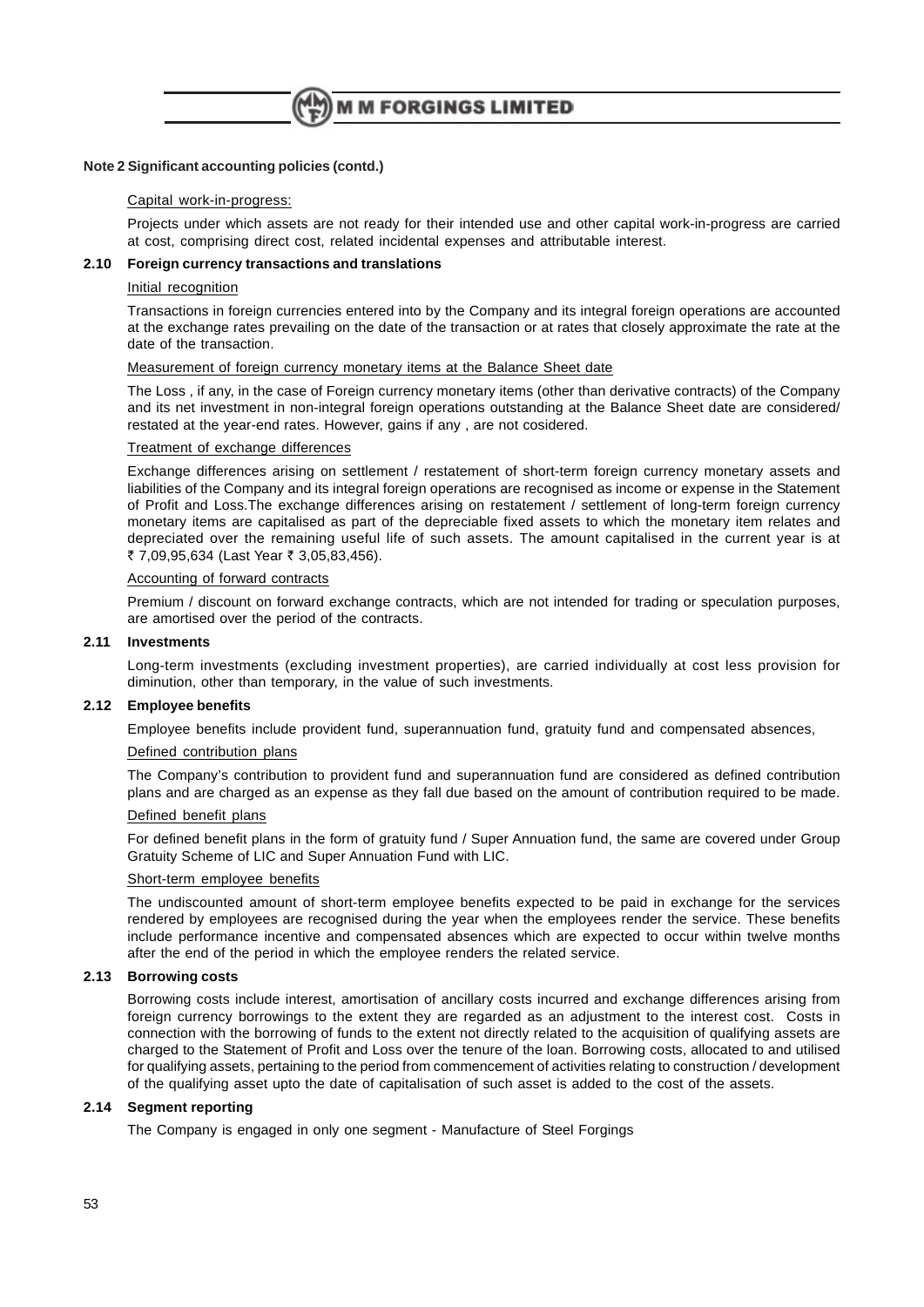**Note 2 Significant accounting policies (contd.)**

Capital work-in-progress:

Projects under which assets are not ready for their intended use and other capital work-in-progress are carried at cost, comprising direct cost, related incidental expenses and attributable interest.

**2.10 Foreign currency transactions and translations**

Initial recognition

Transactions in foreign currencies entered into by the Company and its integral foreign operations are accounted at the exchange rates prevailing on the date of the transaction or at rates that closely approximate the rate at the date of the transaction.

Measurement of foreign currency monetary items at the Balance Sheet date

The Loss , if any, in the case of Foreign currency monetary items (other than derivative contracts) of the Company and its net investment in non-integral foreign operations outstanding at the Balance Sheet date are considered/ restated at the year-end rates. However, gains if any , are not cosidered.

Treatment of exchange differences

Exchange differences arising on settlement / restatement of short-term foreign currency monetary assets and liabilities of the Company and its integral foreign operations are recognised as income or expense in the Statement of Profit and Loss.The exchange differences arising on restatement / settlement of long-term foreign currency monetary items are capitalised as part of the depreciable fixed assets to which the monetary item relates and depreciated over the remaining useful life of such assets. The amount capitalised in the current year is at ₹ 7,09,95,634 (Last Year ₹ 3,05,83,456).

Accounting of forward contracts

Premium / discount on forward exchange contracts, which are not intended for trading or speculation purposes, are amortised over the period of the contracts.

**2.11 Investments**

Long-term investments (excluding investment properties), are carried individually at cost less provision for diminution, other than temporary, in the value of such investments.

**2.12 Employee benefits**

Employee benefits include provident fund, superannuation fund, gratuity fund and compensated absences,

Defined contribution plans

The Company's contribution to provident fund and superannuation fund are considered as defined contribution plans and are charged as an expense as they fall due based on the amount of contribution required to be made.

Defined benefit plans

For defined benefit plans in the form of gratuity fund / Super Annuation fund, the same are covered under Group Gratuity Scheme of LIC and Super Annuation Fund with LIC.

Short-term employee benefits

The undiscounted amount of short-term employee benefits expected to be paid in exchange for the services rendered by employees are recognised during the year when the employees render the service. These benefits include performance incentive and compensated absences which are expected to occur within twelve months after the end of the period in which the employee renders the related service.

**2.13 Borrowing costs**

Borrowing costs include interest, amortisation of ancillary costs incurred and exchange differences arising from foreign currency borrowings to the extent they are regarded as an adjustment to the interest cost. Costs in connection with the borrowing of funds to the extent not directly related to the acquisition of qualifying assets are charged to the Statement of Profit and Loss over the tenure of the loan. Borrowing costs, allocated to and utilised for qualifying assets, pertaining to the period from commencement of activities relating to construction / development of the qualifying asset upto the date of capitalisation of such asset is added to the cost of the assets.

**2.14 Segment reporting**

The Company is engaged in only one segment - Manufacture of Steel Forgings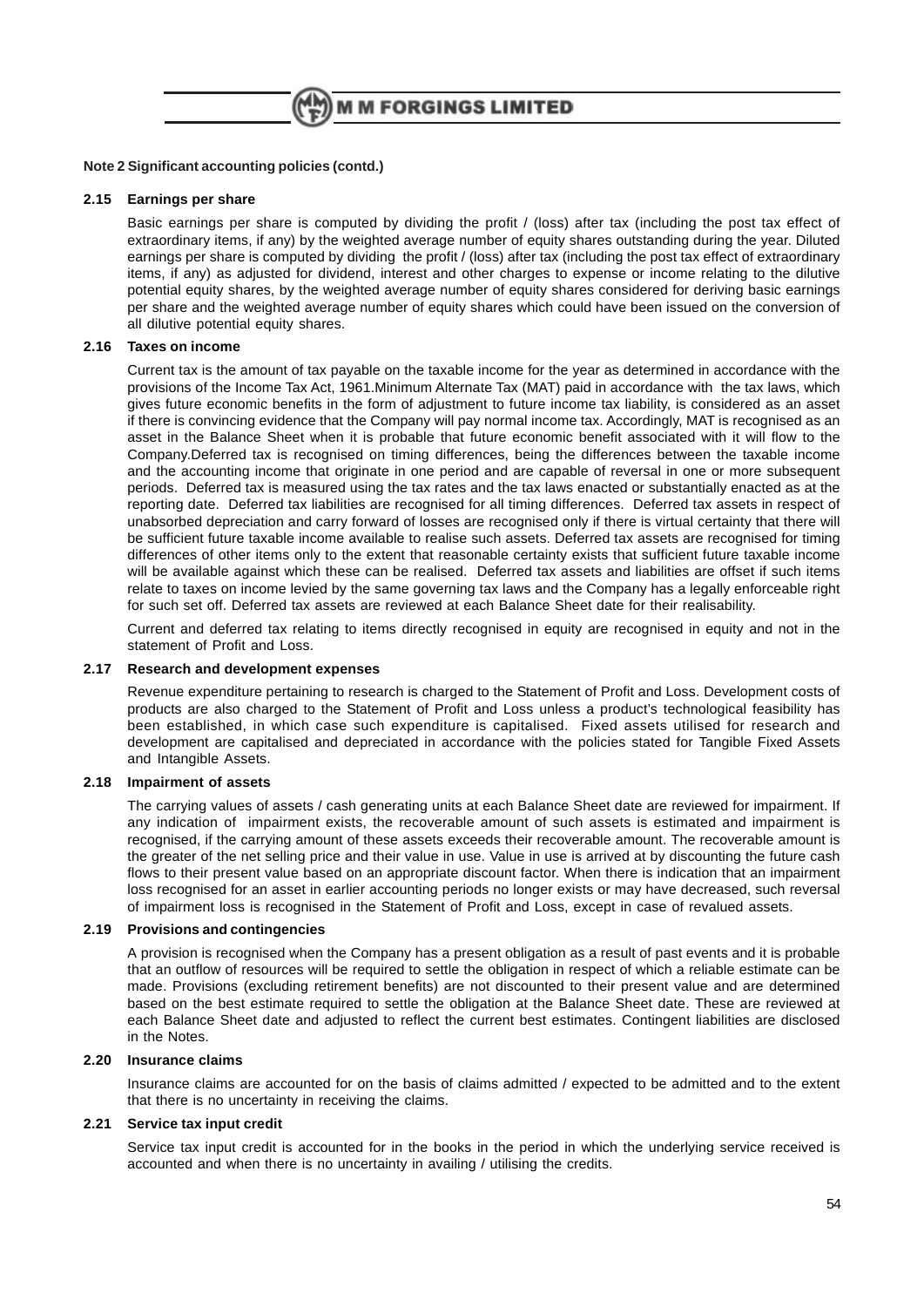**Note 2 Significant accounting policies (contd.)**

### 2.15 Earnings per share

Basic earnings per share is computed by dividing the profit / (loss) after tax (including the post tax effect of extraordinary items, if any) by the weighted average number of equity shares outstanding during the year. Diluted earnings per share is computed by dividing the profit / (loss) after tax (including the post tax effect of extraordinary items, if any) as adjusted for dividend, interest and other charges to expense or income relating to the dilutive potential equity shares, by the weighted average number of equity shares considered for deriving basic earnings per share and the weighted average number of equity shares which could have been issued on the conversion of all dilutive potential equity shares.

### 2.16 Taxes on income

Current tax is the amount of tax payable on the taxable income for the year as determined in accordance with the provisions of the Income Tax Act, 1961.Minimum Alternate Tax (MAT) paid in accordance with the tax laws, which gives future economic benefits in the form of adjustment to future income tax liability, is considered as an asset if there is convincing evidence that the Company will pay normal income tax. Accordingly, MAT is recognised as an asset in the Balance Sheet when it is probable that future economic benefit associated with it will flow to the Company.Deferred tax is recognised on timing differences, being the differences between the taxable income and the accounting income that originate in one period and are capable of reversal in one or more subsequent periods. Deferred tax is measured using the tax rates and the tax laws enacted or substantially enacted as at the reporting date. Deferred tax liabilities are recognised for all timing differences. Deferred tax assets in respect of unabsorbed depreciation and carry forward of losses are recognised only if there is virtual certainty that there will be sufficient future taxable income available to realise such assets. Deferred tax assets are recognised for timing differences of other items only to the extent that reasonable certainty exists that sufficient future taxable income will be available against which these can be realised. Deferred tax assets and liabilities are offset if such items relate to taxes on income levied by the same governing tax laws and the Company has a legally enforceable right for such set off. Deferred tax assets are reviewed at each Balance Sheet date for their realisability.

Current and deferred tax relating to items directly recognised in equity are recognised in equity and not in the statement of Profit and Loss.

### 2.17 Research and development expenses

Revenue expenditure pertaining to research is charged to the Statement of Profit and Loss. Development costs of products are also charged to the Statement of Profit and Loss unless a product's technological feasibility has been established, in which case such expenditure is capitalised. Fixed assets utilised for research and development are capitalised and depreciated in accordance with the policies stated for Tangible Fixed Assets and Intangible Assets.

### 2.18 Impairment of assets

The carrying values of assets / cash generating units at each Balance Sheet date are reviewed for impairment. If any indication of impairment exists, the recoverable amount of such assets is estimated and impairment is recognised, if the carrying amount of these assets exceeds their recoverable amount. The recoverable amount is the greater of the net selling price and their value in use. Value in use is arrived at by discounting the future cash flows to their present value based on an appropriate discount factor. When there is indication that an impairment loss recognised for an asset in earlier accounting periods no longer exists or may have decreased, such reversal of impairment loss is recognised in the Statement of Profit and Loss, except in case of revalued assets.

### 2.19 Provisions and contingencies

A provision is recognised when the Company has a present obligation as a result of past events and it is probable that an outflow of resources will be required to settle the obligation in respect of which a reliable estimate can be made. Provisions (excluding retirement benefits) are not discounted to their present value and are determined based on the best estimate required to settle the obligation at the Balance Sheet date. These are reviewed at each Balance Sheet date and adjusted to reflect the current best estimates. Contingent liabilities are disclosed in the Notes.

### 2.20 Insurance claims

Insurance claims are accounted for on the basis of claims admitted / expected to be admitted and to the extent that there is no uncertainty in receiving the claims.

### 2.21 Service tax input credit

Service tax input credit is accounted for in the books in the period in which the underlying service received is accounted and when there is no uncertainty in availing / utilising the credits.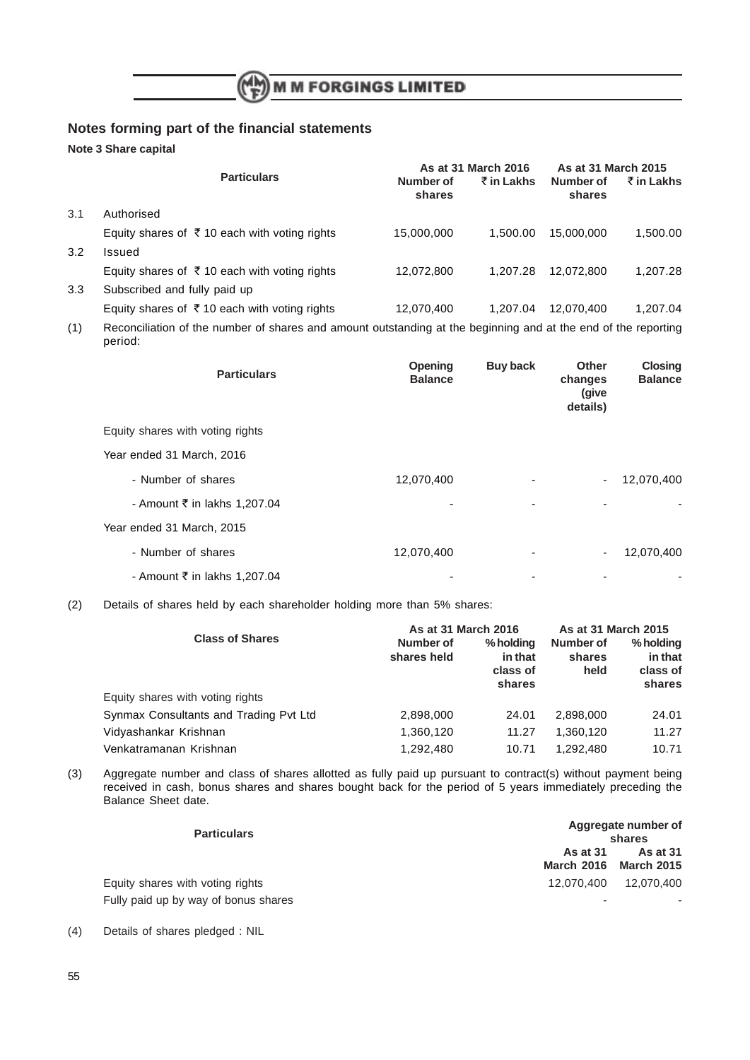## Notes forming part of the financial statements

**Note 3 Share capital**

| | Particulars | As at 31 March 2016 | | As at 31 March 2015 | |
|---|---|---|---|---|---|
| | | Number of shares | ₹ in Lakhs | Number of shares | ₹ in Lakhs |
| 3.1 | Authorised | | | | |
| | Equity shares of ₹ 10 each with voting rights | 15,000,000 | 1,500.00 | 15,000,000 | 1,500.00 |
| 3.2 | Issued | | | | |
| | Equity shares of ₹ 10 each with voting rights | 12,072,800 | 1,207.28 | 12,072,800 | 1,207.28 |
| 3.3 | Subscribed and fully paid up | | | | |
| | Equity shares of ₹ 10 each with voting rights | 12,070,400 | 1,207.04 | 12,070,400 | 1,207.04 |

(1) Reconciliation of the number of shares and amount outstanding at the beginning and at the end of the reporting period:

| Particulars | Opening Balance | Buy back | Other changes (give details) | Closing Balance |
|---|---|---|---|---|
| Equity shares with voting rights | | | | |
| Year ended 31 March, 2016 | | | | |
| - Number of shares | 12,070,400 | - | - | 12,070,400 |
| - Amount ₹ in lakhs 1,207.04 | - | - | - | - |
| Year ended 31 March, 2015 | | | | |
| - Number of shares | 12,070,400 | - | - | 12,070,400 |
| - Amount ₹ in lakhs 1,207.04 | - | - | - | - |

(2) Details of shares held by each shareholder holding more than 5% shares:

| Class of Shares | As at 31 March 2016 | | As at 31 March 2015 | |
|---|---|---|---|---|
| | Number of shares held | % holding in that class of shares | Number of shares held | % holding in that class of shares |
| Equity shares with voting rights | | | | |
| Synmax Consultants and Trading Pvt Ltd | 2,898,000 | 24.01 | 2,898,000 | 24.01 |
| Vidyashankar Krishnan | 1,360,120 | 11.27 | 1,360,120 | 11.27 |
| Venkatramanan Krishnan | 1,292,480 | 10.71 | 1,292,480 | 10.71 |

(3) Aggregate number and class of shares allotted as fully paid up pursuant to contract(s) without payment being received in cash, bonus shares and shares bought back for the period of 5 years immediately preceding the Balance Sheet date.

| Particulars | Aggregate number of shares | |
|---|---|---|
| | As at 31 March 2016 | As at 31 March 2015 |
| Equity shares with voting rights | 12,070,400 | 12,070,400 |
| Fully paid up by way of bonus shares | - | - |

(4) Details of shares pledged : NIL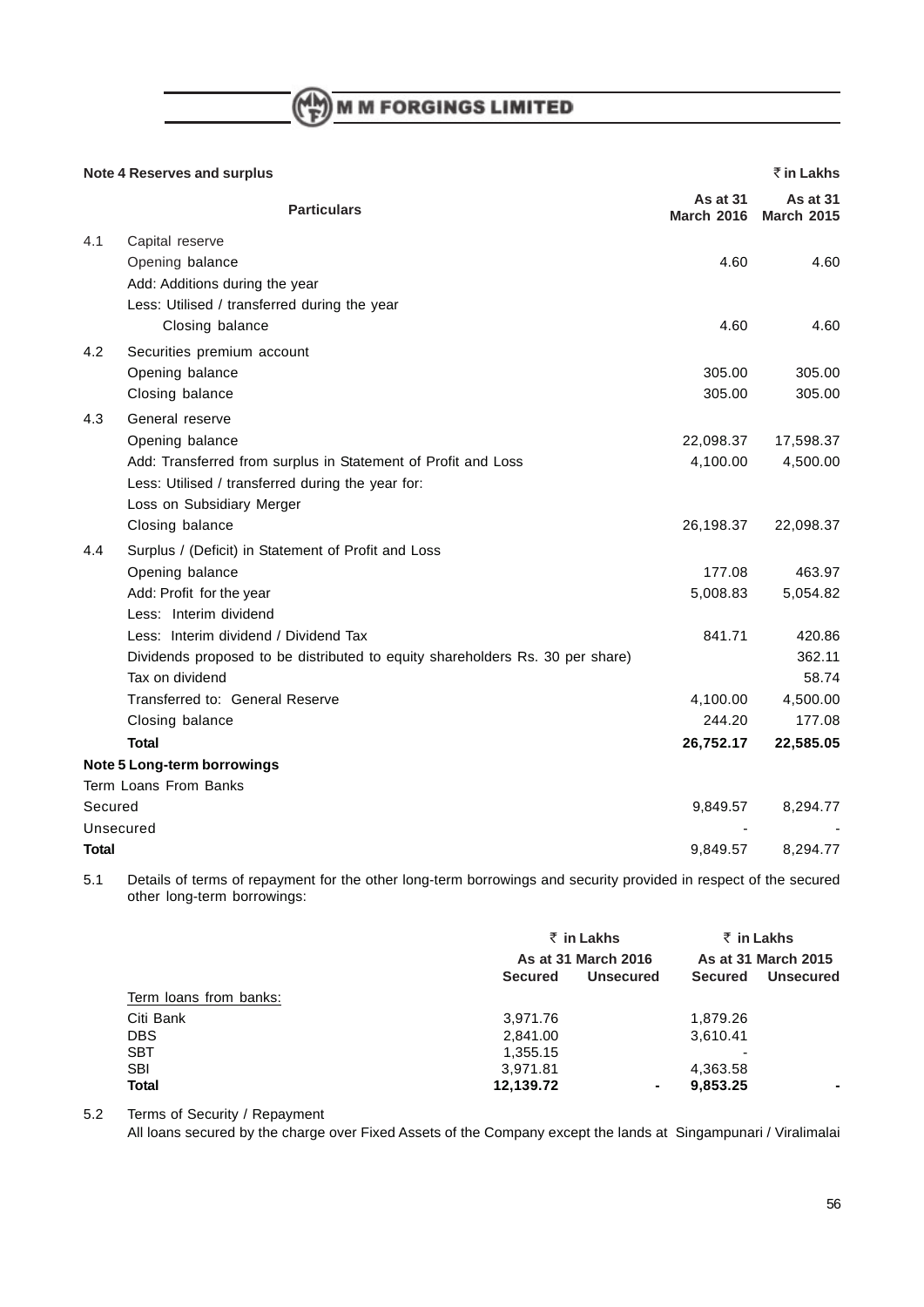**Note 4 Reserves and surplus** ₹ in Lakhs

| | Particulars | As at 31 March 2016 | As at 31 March 2015 |
|---|---|---|---|
| 4.1 | Capital reserve | | |
| | Opening balance | 4.60 | 4.60 |
| | Add: Additions during the year | | |
| | Less: Utilised / transferred during the year | | |
| | Closing balance | 4.60 | 4.60 |
| 4.2 | Securities premium account | | |
| | Opening balance | 305.00 | 305.00 |
| | Closing balance | 305.00 | 305.00 |
| 4.3 | General reserve | | |
| | Opening balance | 22,098.37 | 17,598.37 |
| | Add: Transferred from surplus in Statement of Profit and Loss | 4,100.00 | 4,500.00 |
| | Less: Utilised / transferred during the year for: | | |
| | Loss on Subsidiary Merger | | |
| | Closing balance | 26,198.37 | 22,098.37 |
| 4.4 | Surplus / (Deficit) in Statement of Profit and Loss | | |
| | Opening balance | 177.08 | 463.97 |
| | Add: Profit for the year | 5,008.83 | 5,054.82 |
| | Less: Interim dividend | | |
| | Less: Interim dividend / Dividend Tax | 841.71 | 420.86 |
| | Dividends proposed to be distributed to equity shareholders Rs. 30 per share) | | 362.11 |
| | Tax on dividend | | 58.74 |
| | Transferred to: General Reserve | 4,100.00 | 4,500.00 |
| | Closing balance | 244.20 | 177.08 |
| | **Total** | **26,752.17** | **22,585.05** |

**Note 5 Long-term borrowings**

| | As at 31 March 2016 | As at 31 March 2015 |
|---|---|---|
| Term Loans From Banks | | |
| Secured | 9,849.57 | 8,294.77 |
| Unsecured | - | - |
| **Total** | 9,849.57 | 8,294.77 |

5.1 Details of terms of repayment for the other long-term borrowings and security provided in respect of the secured other long-term borrowings:

| | ₹ in Lakhs | | ₹ in Lakhs | |
|---|---|---|---|---|
| | As at 31 March 2016 | | As at 31 March 2015 | |
| | Secured | Unsecured | Secured | Unsecured |
| Term loans from banks: | | | | |
| Citi Bank | 3,971.76 | | 1,879.26 | |
| DBS | 2,841.00 | | 3,610.41 | |
| SBT | 1,355.15 | | - | |
| SBI | 3,971.81 | | 4,363.58 | |
| **Total** | **12,139.72** | - | **9,853.25** | - |

5.2 Terms of Security / Repayment

All loans secured by the charge over Fixed Assets of the Company except the lands at Singampunari / Viralimalai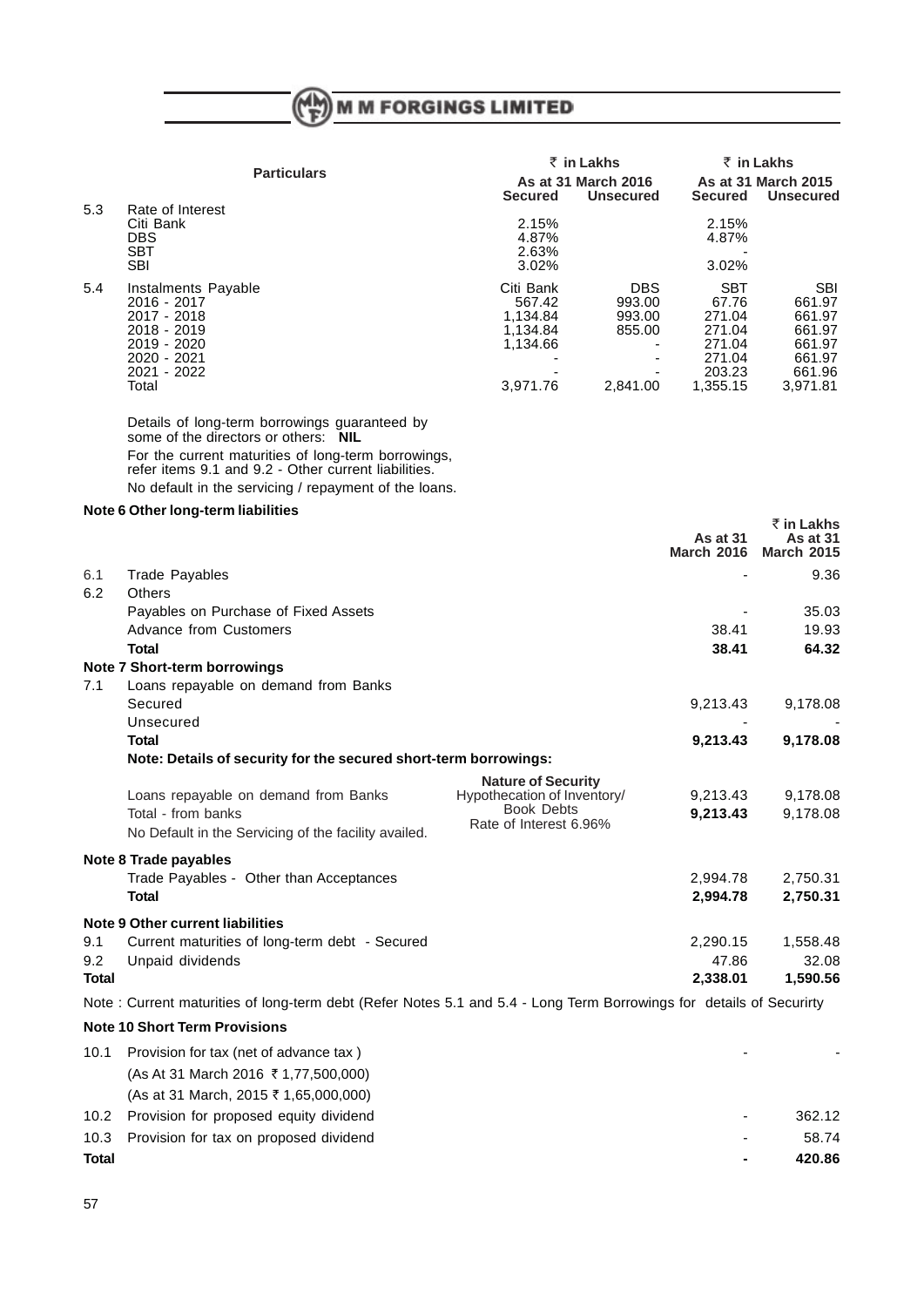| | Particulars | ₹ in Lakhs | | ₹ in Lakhs | |
|---|---|---|---|---|---|
| | | As at 31 March 2016 | | As at 31 March 2015 | |
| | | Secured | Unsecured | Secured | Unsecured |
| 5.3 | Rate of Interest | | | | |
| | Citi Bank | 2.15% | | 2.15% | |
| | DBS | 4.87% | | 4.87% | |
| | SBT | 2.63% | | - | |
| | SBI | 3.02% | | 3.02% | |
| 5.4 | Instalments Payable | Citi Bank | DBS | SBT | SBI |
| | 2016 - 2017 | 567.42 | 993.00 | 67.76 | 661.97 |
| | 2017 - 2018 | 1,134.84 | 993.00 | 271.04 | 661.97 |
| | 2018 - 2019 | 1,134.84 | 855.00 | 271.04 | 661.97 |
| | 2019 - 2020 | 1,134.66 | - | 271.04 | 661.97 |
| | 2020 - 2021 | - | - | 271.04 | 661.97 |
| | 2021 - 2022 | - | - | 203.23 | 661.96 |
| | Total | 3,971.76 | 2,841.00 | 1,355.15 | 3,971.81 |

Details of long-term borrowings guaranteed by some of the directors or others: **NIL**

For the current maturities of long-term borrowings, refer items 9.1 and 9.2 - Other current liabilities.

No default in the servicing / repayment of the loans.

**Note 6 Other long-term liabilities**

| | | | As at 31 March 2016 | ₹ in Lakhs As at 31 March 2015 |
|---|---|---|---|---|
| 6.1 | Trade Payables | | - | 9.36 |
| 6.2 | Others | | | |
| | Payables on Purchase of Fixed Assets | | - | 35.03 |
| | Advance from Customers | | 38.41 | 19.93 |
| | **Total** | | **38.41** | **64.32** |
| | **Note 7 Short-term borrowings** | | | |
| 7.1 | Loans repayable on demand from Banks | | | |
| | Secured | | 9,213.43 | 9,178.08 |
| | Unsecured | | - | - |
| | **Total** | | **9,213.43** | **9,178.08** |
| | **Note: Details of security for the secured short-term borrowings:** | | | |
| | | **Nature of Security** | | |
| | Loans repayable on demand from Banks | Hypothecation of Inventory/ Book Debts | 9,213.43 | 9,178.08 |
| | Total - from banks | Rate of Interest 6.96% | **9,213.43** | 9,178.08 |
| | No Default in the Servicing of the facility availed. | | | |
| | **Note 8 Trade payables** | | | |
| | Trade Payables - Other than Acceptances | | 2,994.78 | 2,750.31 |
| | **Total** | | **2,994.78** | **2,750.31** |
| | **Note 9 Other current liabilities** | | | |
| 9.1 | Current maturities of long-term debt - Secured | | 2,290.15 | 1,558.48 |
| 9.2 | Unpaid dividends | | 47.86 | 32.08 |
| **Total** | | | **2,338.01** | **1,590.56** |

Note : Current maturities of long-term debt (Refer Notes 5.1 and 5.4 - Long Term Borrowings for details of Securirty

**Note 10 Short Term Provisions**

| | | | |
|---|---|---|---|
| 10.1 | Provision for tax (net of advance tax ) | - | - |
| | (As At 31 March 2016 ₹ 1,77,500,000) | | |
| | (As at 31 March, 2015 ₹ 1,65,000,000) | | |
| 10.2 | Provision for proposed equity dividend | - | 362.12 |
| 10.3 | Provision for tax on proposed dividend | - | 58.74 |
| **Total** | | **-** | **420.86** |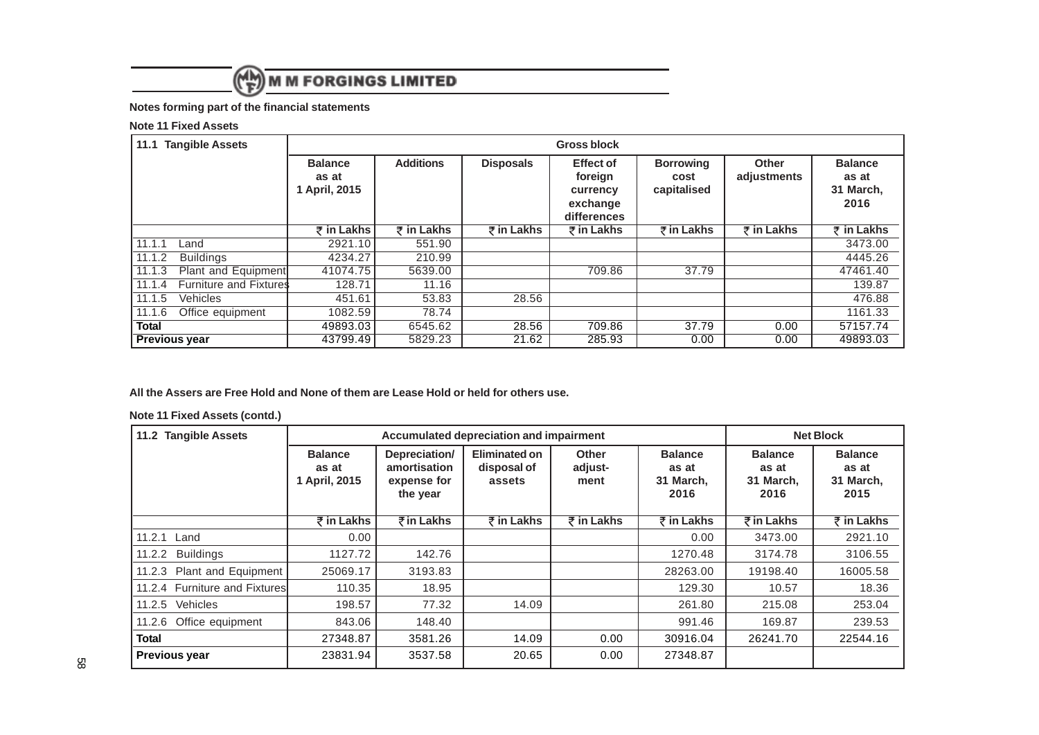M M FORGINGS LIMITED

**Notes forming part of the financial statements**

**Note 11 Fixed Assets**

| 11.1 Tangible Assets | Gross block | | | | | | |
|---|---|---|---|---|---|---|---|
| | Balance as at 1 April, 2015 | Additions | Disposals | Effect of foreign currency exchange differences | Borrowing cost capitalised | Other adjustments | Balance as at 31 March, 2016 |
| | ₹ in Lakhs | ₹ in Lakhs | ₹ in Lakhs | ₹ in Lakhs | ₹ in Lakhs | ₹ in Lakhs | ₹ in Lakhs |
| 11.1.1 Land | 2921.10 | 551.90 | | | | | 3473.00 |
| 11.1.2 Buildings | 4234.27 | 210.99 | | | | | 4445.26 |
| 11.1.3 Plant and Equipment | 41074.75 | 5639.00 | | 709.86 | 37.79 | | 47461.40 |
| 11.1.4 Furniture and Fixtures | 128.71 | 11.16 | | | | | 139.87 |
| 11.1.5 Vehicles | 451.61 | 53.83 | 28.56 | | | | 476.88 |
| 11.1.6 Office equipment | 1082.59 | 78.74 | | | | | 1161.33 |
| **Total** | 49893.03 | 6545.62 | 28.56 | 709.86 | 37.79 | 0.00 | 57157.74 |
| **Previous year** | 43799.49 | 5829.23 | 21.62 | 285.93 | 0.00 | 0.00 | 49893.03 |

**All the Assers are Free Hold and None of them are Lease Hold or held for others use.**

**Note 11 Fixed Assets (contd.)**

| 11.2 Tangible Assets | Accumulated depreciation and impairment | | | | | Net Block | |
|---|---|---|---|---|---|---|---|
| | Balance as at 1 April, 2015 | Depreciation/ amortisation expense for the year | Eliminated on disposal of assets | Other adjust-ment | Balance as at 31 March, 2016 | Balance as at 31 March, 2016 | Balance as at 31 March, 2015 |
| | ₹ in Lakhs | ₹ in Lakhs | ₹ in Lakhs | ₹ in Lakhs | ₹ in Lakhs | ₹ in Lakhs | ₹ in Lakhs |
| 11.2.1 Land | 0.00 | | | | 0.00 | 3473.00 | 2921.10 |
| 11.2.2 Buildings | 1127.72 | 142.76 | | | 1270.48 | 3174.78 | 3106.55 |
| 11.2.3 Plant and Equipment | 25069.17 | 3193.83 | | | 28263.00 | 19198.40 | 16005.58 |
| 11.2.4 Furniture and Fixtures | 110.35 | 18.95 | | | 129.30 | 10.57 | 18.36 |
| 11.2.5 Vehicles | 198.57 | 77.32 | 14.09 | | 261.80 | 215.08 | 253.04 |
| 11.2.6 Office equipment | 843.06 | 148.40 | | | 991.46 | 169.87 | 239.53 |
| **Total** | 27348.87 | 3581.26 | 14.09 | 0.00 | 30916.04 | 26241.70 | 22544.16 |
| **Previous year** | 23831.94 | 3537.58 | 20.65 | 0.00 | 27348.87 | | |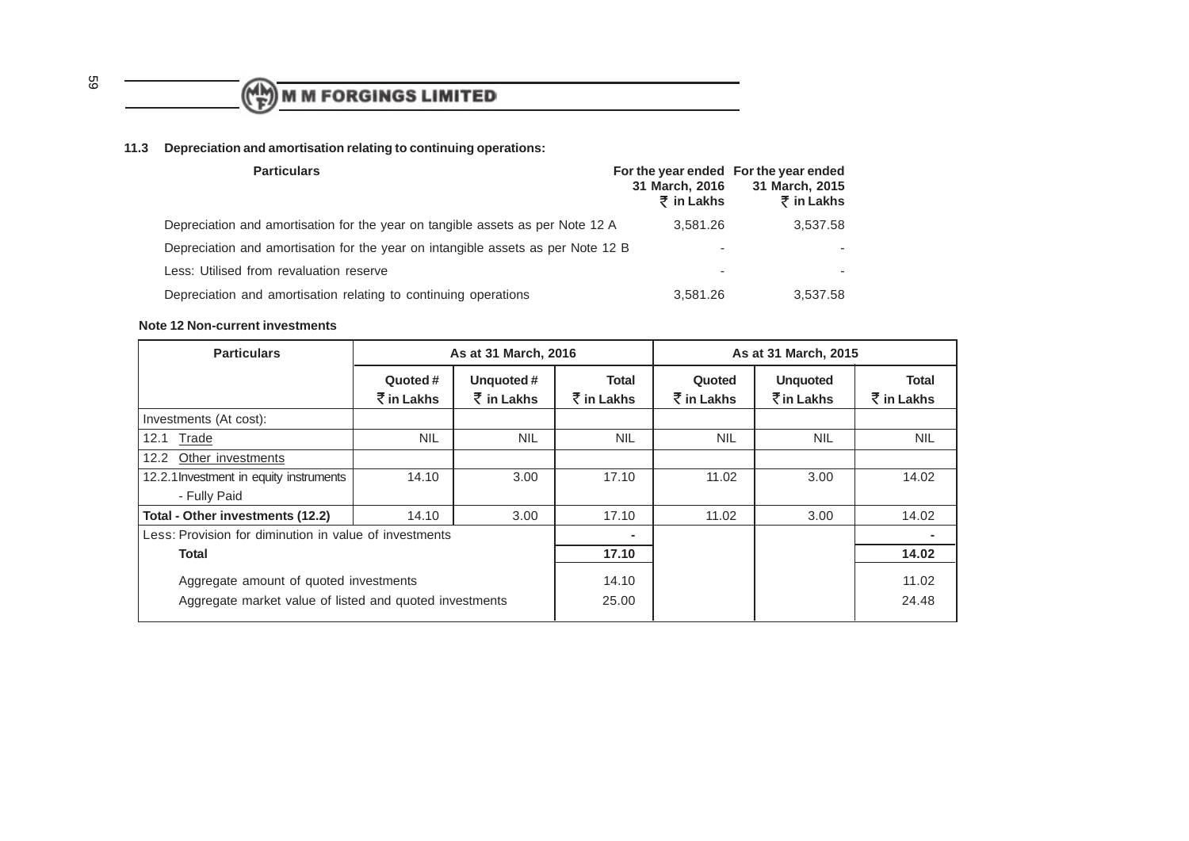### 11.3 Depreciation and amortisation relating to continuing operations:

| Particulars | For the year ended 31 March, 2016 ₹ in Lakhs | For the year ended 31 March, 2015 ₹ in Lakhs |
|---|---|---|
| Depreciation and amortisation for the year on tangible assets as per Note 12 A | 3,581.26 | 3,537.58 |
| Depreciation and amortisation for the year on intangible assets as per Note 12 B | - | - |
| Less: Utilised from revaluation reserve | - | - |
| Depreciation and amortisation relating to continuing operations | 3,581.26 | 3,537.58 |

**Note 12 Non-current investments**

| Particulars | As at 31 March, 2016 | | | As at 31 March, 2015 | | |
|---|---|---|---|---|---|---|
| | Quoted # ₹ in Lakhs | Unquoted # ₹ in Lakhs | Total ₹ in Lakhs | Quoted ₹ in Lakhs | Unquoted ₹ in Lakhs | Total ₹ in Lakhs |
| Investments (At cost): | | | | | | |
| 12.1 Trade | NIL | NIL | NIL | NIL | NIL | NIL |
| 12.2 Other investments | | | | | | |
| 12.2.1 Investment in equity instruments - Fully Paid | 14.10 | 3.00 | 17.10 | 11.02 | 3.00 | 14.02 |
| **Total - Other investments (12.2)** | 14.10 | 3.00 | 17.10 | 11.02 | 3.00 | 14.02 |
| Less: Provision for diminution in value of investments | | | - | | | - |
| **Total** | | | **17.10** | | | **14.02** |
| Aggregate amount of quoted investments | | | 14.10 | | | 11.02 |
| Aggregate market value of listed and quoted investments | | | 25.00 | | | 24.48 |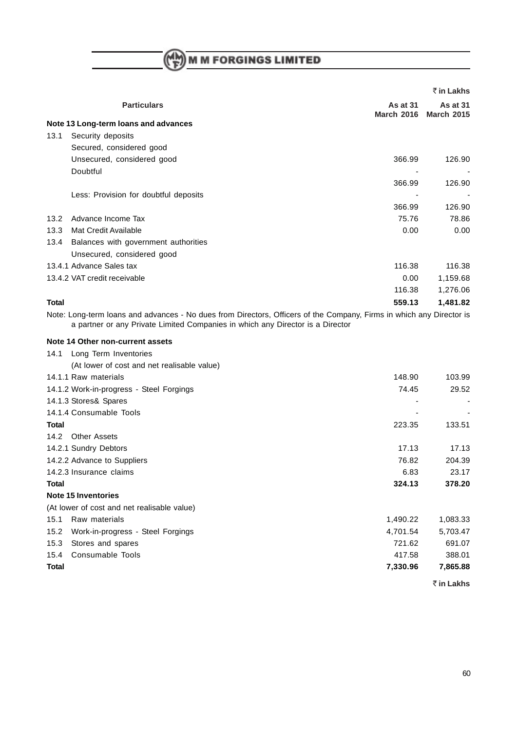₹ in Lakhs

| Particulars | As at 31 March 2016 | As at 31 March 2015 |
|---|---|---|
| **Note 13 Long-term loans and advances** | | |
| 13.1 Security deposits | | |
| Secured, considered good | | |
| Unsecured, considered good | 366.99 | 126.90 |
| Doubtful | - | - |
| | 366.99 | 126.90 |
| Less: Provision for doubtful deposits | - | - |
| | 366.99 | 126.90 |
| 13.2 Advance Income Tax | 75.76 | 78.86 |
| 13.3 Mat Credit Available | 0.00 | 0.00 |
| 13.4 Balances with government authorities | | |
| Unsecured, considered good | | |
| 13.4.1 Advance Sales tax | 116.38 | 116.38 |
| 13.4.2 VAT credit receivable | 0.00 | 1,159.68 |
| | 116.38 | 1,276.06 |
| **Total** | **559.13** | **1,481.82** |

Note: Long-term loans and advances - No dues from Directors, Officers of the Company, Firms in which any Director is a partner or any Private Limited Companies in which any Director is a Director

| Particulars | As at 31 March 2016 | As at 31 March 2015 |
|---|---|---|
| **Note 14 Other non-current assets** | | |
| 14.1 Long Term Inventories | | |
| (At lower of cost and net realisable value) | | |
| 14.1.1 Raw materials | 148.90 | 103.99 |
| 14.1.2 Work-in-progress - Steel Forgings | 74.45 | 29.52 |
| 14.1.3 Stores& Spares | - | - |
| 14.1.4 Consumable Tools | - | - |
| **Total** | 223.35 | 133.51 |
| 14.2 Other Assets | | |
| 14.2.1 Sundry Debtors | 17.13 | 17.13 |
| 14.2.2 Advance to Suppliers | 76.82 | 204.39 |
| 14.2.3 Insurance claims | 6.83 | 23.17 |
| **Total** | **324.13** | **378.20** |
| **Note 15 Inventories** | | |
| (At lower of cost and net realisable value) | | |
| 15.1 Raw materials | 1,490.22 | 1,083.33 |
| 15.2 Work-in-progress - Steel Forgings | 4,701.54 | 5,703.47 |
| 15.3 Stores and spares | 721.62 | 691.07 |
| 15.4 Consumable Tools | 417.58 | 388.01 |
| **Total** | **7,330.96** | **7,865.88** |

₹ in Lakhs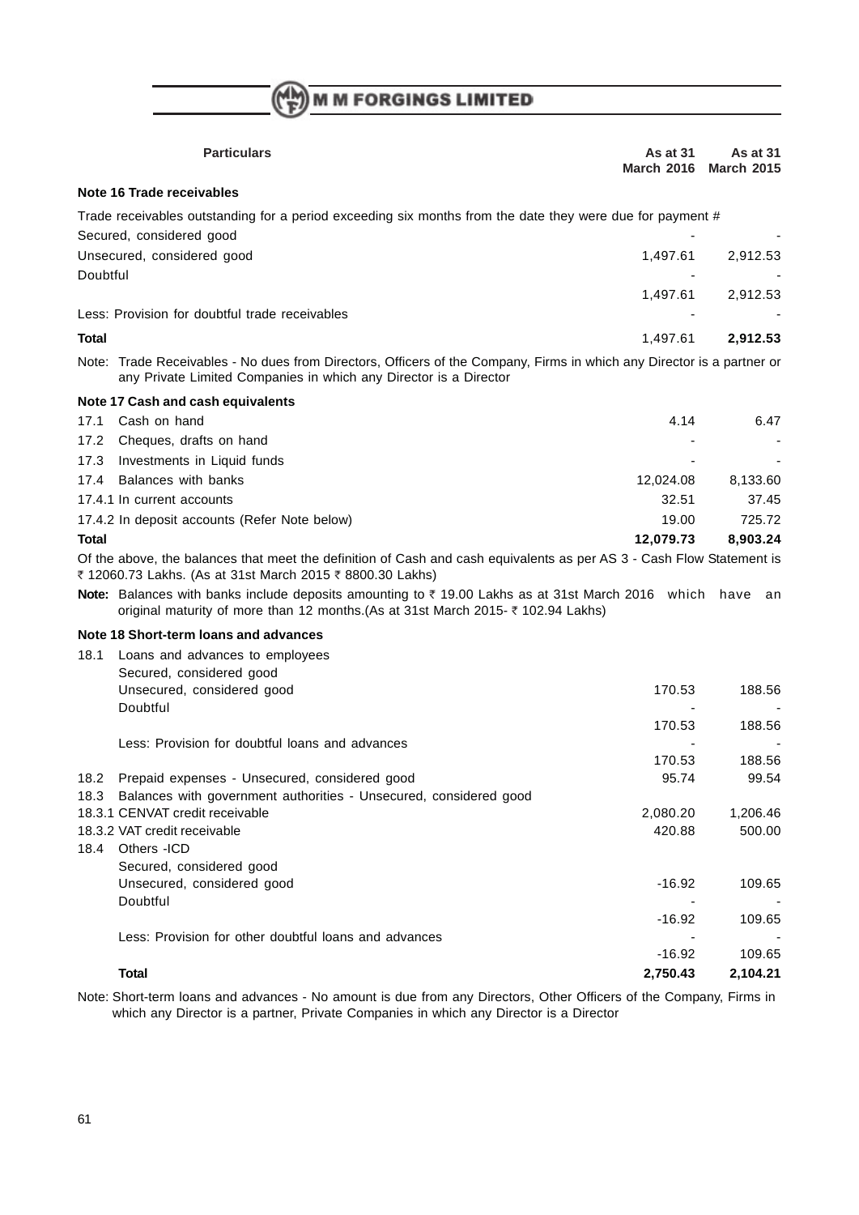| Particulars | As at 31 March 2016 | As at 31 March 2015 |
|---|---|---|
| **Note 16 Trade receivables** | | |
| Trade receivables outstanding for a period exceeding six months from the date they were due for payment # | | |
| Secured, considered good | - | - |
| Unsecured, considered good | 1,497.61 | 2,912.53 |
| Doubtful | - | - |
| | 1,497.61 | 2,912.53 |
| Less: Provision for doubtful trade receivables | - | - |
| **Total** | 1,497.61 | **2,912.53** |

Note: Trade Receivables - No dues from Directors, Officers of the Company, Firms in which any Director is a partner or any Private Limited Companies in which any Director is a Director

| Particulars | As at 31 March 2016 | As at 31 March 2015 |
|---|---|---|
| **Note 17 Cash and cash equivalents** | | |
| 17.1 Cash on hand | 4.14 | 6.47 |
| 17.2 Cheques, drafts on hand | - | - |
| 17.3 Investments in Liquid funds | - | - |
| 17.4 Balances with banks | 12,024.08 | 8,133.60 |
| 17.4.1 In current accounts | 32.51 | 37.45 |
| 17.4.2 In deposit accounts (Refer Note below) | 19.00 | 725.72 |
| **Total** | **12,079.73** | **8,903.24** |

Of the above, the balances that meet the definition of Cash and cash equivalents as per AS 3 - Cash Flow Statement is ₹ 12060.73 Lakhs. (As at 31st March 2015 ₹ 8800.30 Lakhs)

**Note:** Balances with banks include deposits amounting to ₹ 19.00 Lakhs as at 31st March 2016 which have an original maturity of more than 12 months.(As at 31st March 2015- ₹ 102.94 Lakhs)

| Particulars | As at 31 March 2016 | As at 31 March 2015 |
|---|---|---|
| **Note 18 Short-term loans and advances** | | |
| 18.1 Loans and advances to employees | | |
| Secured, considered good | | |
| Unsecured, considered good | 170.53 | 188.56 |
| Doubtful | - | - |
| | 170.53 | 188.56 |
| Less: Provision for doubtful loans and advances | - | - |
| | 170.53 | 188.56 |
| 18.2 Prepaid expenses - Unsecured, considered good | 95.74 | 99.54 |
| 18.3 Balances with government authorities - Unsecured, considered good | | |
| 18.3.1 CENVAT credit receivable | 2,080.20 | 1,206.46 |
| 18.3.2 VAT credit receivable | 420.88 | 500.00 |
| 18.4 Others -ICD | | |
| Secured, considered good | | |
| Unsecured, considered good | -16.92 | 109.65 |
| Doubtful | - | - |
| | -16.92 | 109.65 |
| Less: Provision for other doubtful loans and advances | - | - |
| | -16.92 | 109.65 |
| **Total** | **2,750.43** | **2,104.21** |

Note: Short-term loans and advances - No amount is due from any Directors, Other Officers of the Company, Firms in which any Director is a partner, Private Companies in which any Director is a Director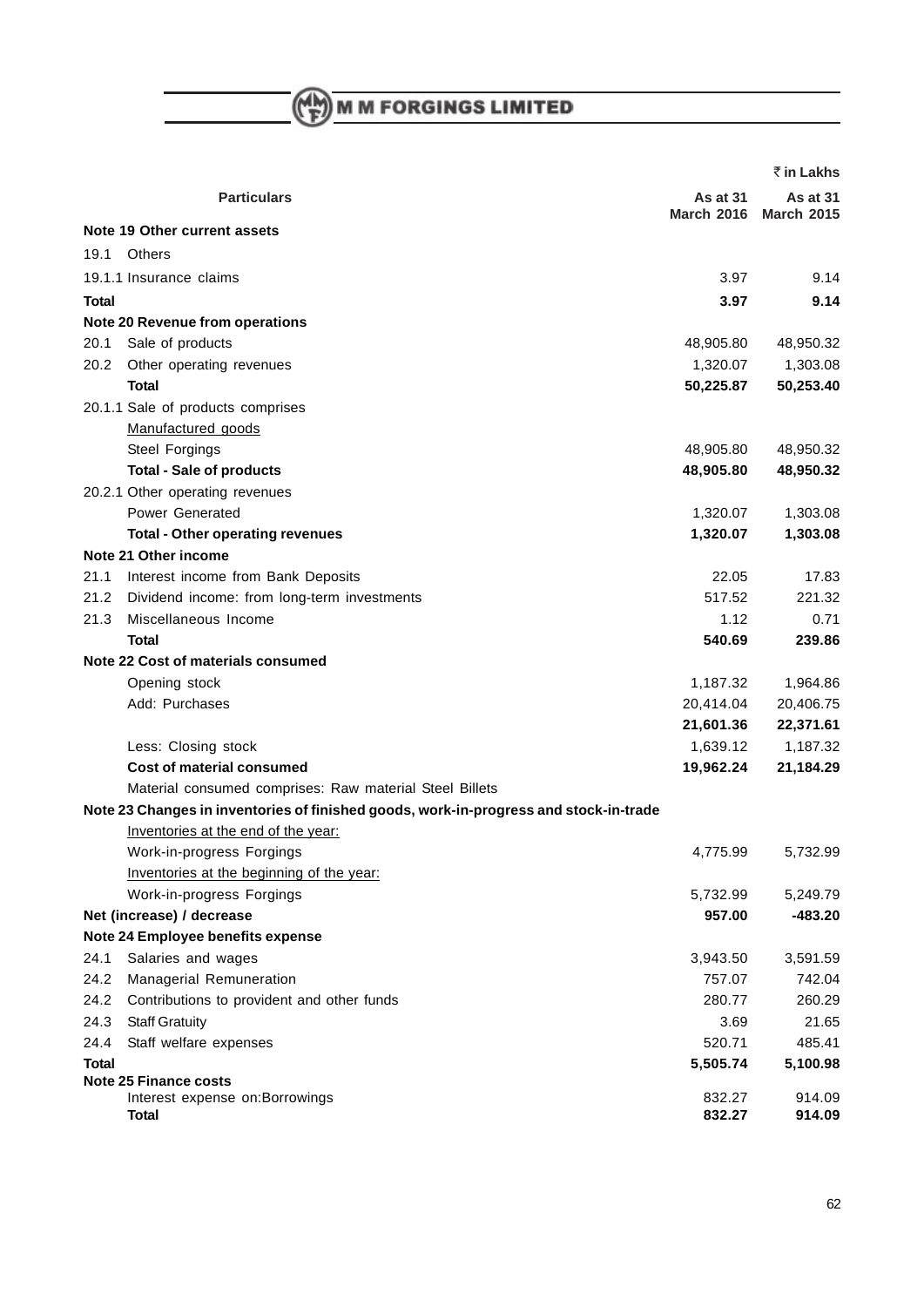| Particulars | | As at 31 March 2016 | As at 31 March 2015 |
|---|---|---|---|
| | | | ₹ in Lakhs |
| **Note 19 Other current assets** | | | |
| 19.1 | Others | | |
| 19.1.1 Insurance claims | | 3.97 | 9.14 |
| **Total** | | **3.97** | **9.14** |
| **Note 20 Revenue from operations** | | | |
| 20.1 | Sale of products | 48,905.80 | 48,950.32 |
| 20.2 | Other operating revenues | 1,320.07 | 1,303.08 |
| | **Total** | **50,225.87** | **50,253.40** |
| 20.1.1 Sale of products comprises | | | |
| | Manufactured goods | | |
| | Steel Forgings | 48,905.80 | 48,950.32 |
| | **Total - Sale of products** | **48,905.80** | **48,950.32** |
| 20.2.1 Other operating revenues | | | |
| | Power Generated | 1,320.07 | 1,303.08 |
| | **Total - Other operating revenues** | **1,320.07** | **1,303.08** |
| **Note 21 Other income** | | | |
| 21.1 | Interest income from Bank Deposits | 22.05 | 17.83 |
| 21.2 | Dividend income: from long-term investments | 517.52 | 221.32 |
| 21.3 | Miscellaneous Income | 1.12 | 0.71 |
| | **Total** | **540.69** | **239.86** |
| **Note 22 Cost of materials consumed** | | | |
| | Opening stock | 1,187.32 | 1,964.86 |
| | Add: Purchases | 20,414.04 | 20,406.75 |
| | | **21,601.36** | **22,371.61** |
| | Less: Closing stock | 1,639.12 | 1,187.32 |
| | **Cost of material consumed** | **19,962.24** | **21,184.29** |
| | Material consumed comprises: Raw material Steel Billets | | |
| **Note 23 Changes in inventories of finished goods, work-in-progress and stock-in-trade** | | | |
| | Inventories at the end of the year: | | |
| | Work-in-progress Forgings | 4,775.99 | 5,732.99 |
| | Inventories at the beginning of the year: | | |
| | Work-in-progress Forgings | 5,732.99 | 5,249.79 |
| **Net (increase) / decrease** | | **957.00** | **-483.20** |
| **Note 24 Employee benefits expense** | | | |
| 24.1 | Salaries and wages | 3,943.50 | 3,591.59 |
| 24.2 | Managerial Remuneration | 757.07 | 742.04 |
| 24.2 | Contributions to provident and other funds | 280.77 | 260.29 |
| 24.3 | Staff Gratuity | 3.69 | 21.65 |
| 24.4 | Staff welfare expenses | 520.71 | 485.41 |
| **Total** | | **5,505.74** | **5,100.98** |
| **Note 25 Finance costs** | | | |
| | Interest expense on:Borrowings | 832.27 | 914.09 |
| | **Total** | **832.27** | **914.09** |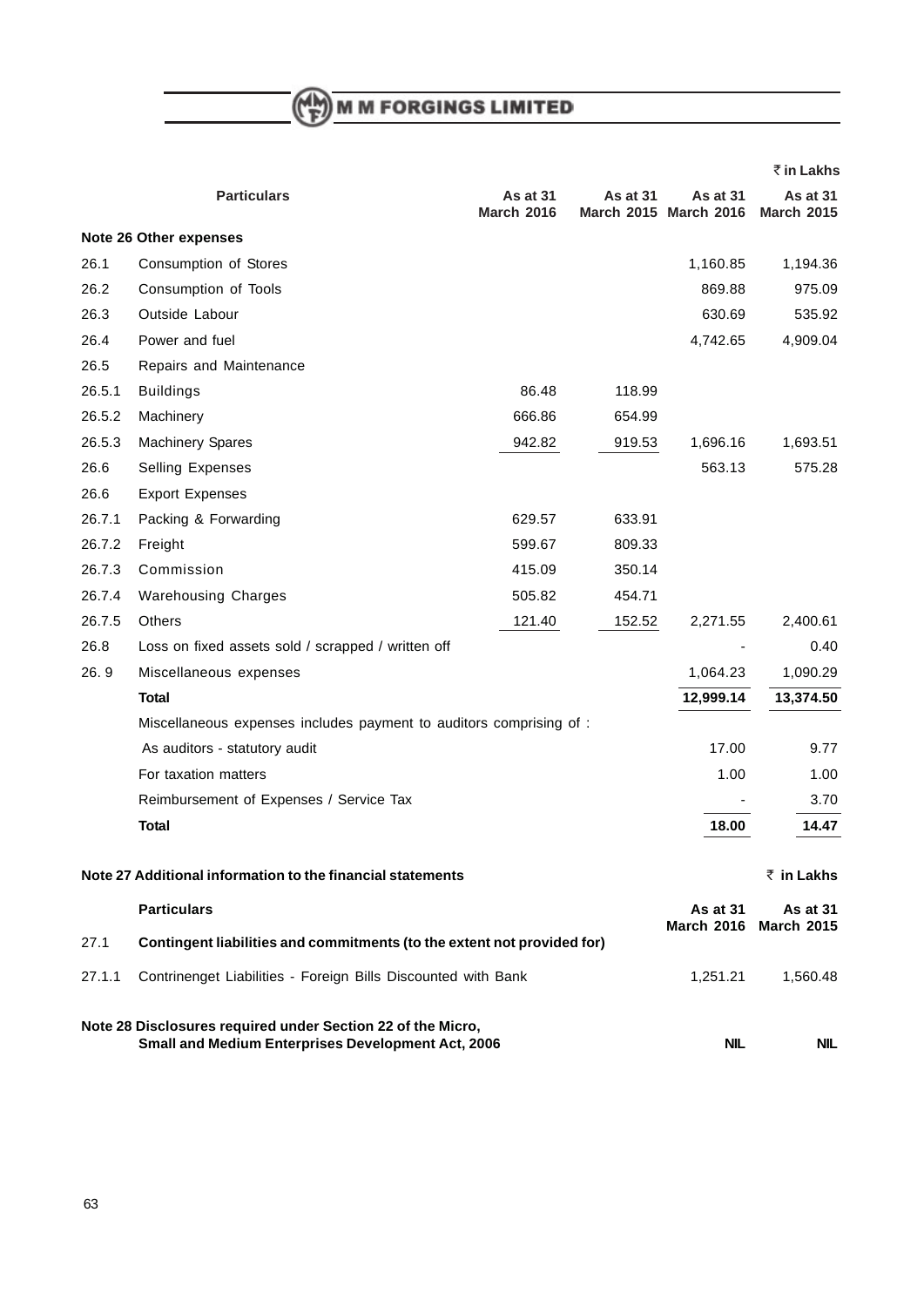₹ in Lakhs

| | Particulars | As at 31 March 2016 | As at 31 March 2015 | As at 31 March 2016 | As at 31 March 2015 |
|---|---|---|---|---|---|
| **Note 26 Other expenses** | | | | | |
| 26.1 | Consumption of Stores | | | 1,160.85 | 1,194.36 |
| 26.2 | Consumption of Tools | | | 869.88 | 975.09 |
| 26.3 | Outside Labour | | | 630.69 | 535.92 |
| 26.4 | Power and fuel | | | 4,742.65 | 4,909.04 |
| 26.5 | Repairs and Maintenance | | | | |
| 26.5.1 | Buildings | 86.48 | 118.99 | | |
| 26.5.2 | Machinery | 666.86 | 654.99 | | |
| 26.5.3 | Machinery Spares | 942.82 | 919.53 | 1,696.16 | 1,693.51 |
| 26.6 | Selling Expenses | | | 563.13 | 575.28 |
| 26.6 | Export Expenses | | | | |
| 26.7.1 | Packing & Forwarding | 629.57 | 633.91 | | |
| 26.7.2 | Freight | 599.67 | 809.33 | | |
| 26.7.3 | Commission | 415.09 | 350.14 | | |
| 26.7.4 | Warehousing Charges | 505.82 | 454.71 | | |
| 26.7.5 | Others | 121.40 | 152.52 | 2,271.55 | 2,400.61 |
| 26.8 | Loss on fixed assets sold / scrapped / written off | | | - | 0.40 |
| 26. 9 | Miscellaneous expenses | | | 1,064.23 | 1,090.29 |
| | **Total** | | | **12,999.14** | **13,374.50** |
| | Miscellaneous expenses includes payment to auditors comprising of : | | | | |
| | As auditors - statutory audit | | | 17.00 | 9.77 |
| | For taxation matters | | | 1.00 | 1.00 |
| | Reimbursement of Expenses / Service Tax | | | - | 3.70 |
| | **Total** | | | **18.00** | **14.47** |

**Note 27 Additional information to the financial statements**

₹ in Lakhs

| | Particulars | As at 31 March 2016 | As at 31 March 2015 |
|---|---|---|---|
| 27.1 | **Contingent liabilities and commitments (to the extent not provided for)** | | |
| 27.1.1 | Contrinenget Liabilities - Foreign Bills Discounted with Bank | 1,251.21 | 1,560.48 |

| **Note 28 Disclosures required under Section 22 of the Micro, Small and Medium Enterprises Development Act, 2006** | **NIL** | **NIL** |
|---|---|---|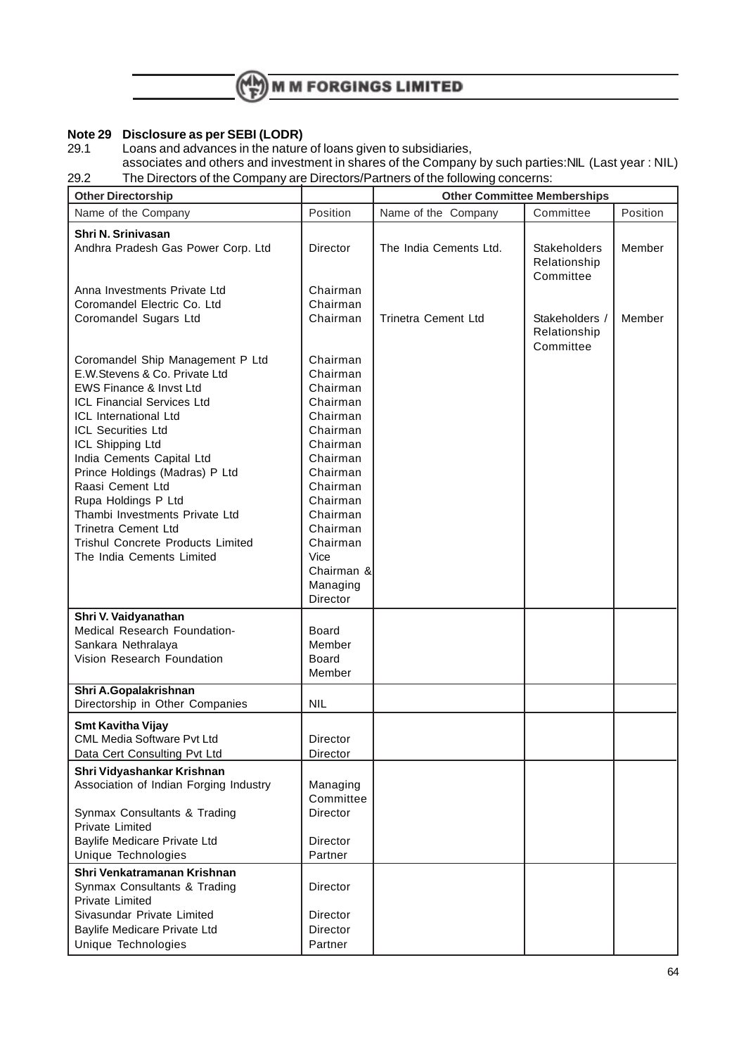**Note 29 Disclosure as per SEBI (LODR)**

29.1 Loans and advances in the nature of loans given to subsidiaries, associates and others and investment in shares of the Company by such parties:NIL (Last year : NIL)

29.2 The Directors of the Company are Directors/Partners of the following concerns:

| Other Directorship | | Other Committee Memberships | | |
|---|---|---|---|---|
| Name of the Company | Position | Name of the Company | Committee | Position |
| **Shri N. Srinivasan** | | | | |
| Andhra Pradesh Gas Power Corp. Ltd | Director | The India Cements Ltd. | Stakeholders Relationship Committee | Member |
| Anna Investments Private Ltd | Chairman | | | |
| Coromandel Electric Co. Ltd | Chairman | | | |
| Coromandel Sugars Ltd | Chairman | Trinetra Cement Ltd | Stakeholders / Relationship Committee | Member |
| Coromandel Ship Management P Ltd | Chairman | | | |
| E.W.Stevens & Co. Private Ltd | Chairman | | | |
| EWS Finance & Invst Ltd | Chairman | | | |
| ICL Financial Services Ltd | Chairman | | | |
| ICL International Ltd | Chairman | | | |
| ICL Securities Ltd | Chairman | | | |
| ICL Shipping Ltd | Chairman | | | |
| India Cements Capital Ltd | Chairman | | | |
| Prince Holdings (Madras) P Ltd | Chairman | | | |
| Raasi Cement Ltd | Chairman | | | |
| Rupa Holdings P Ltd | Chairman | | | |
| Thambi Investments Private Ltd | Chairman | | | |
| Trinetra Cement Ltd | Chairman | | | |
| Trishul Concrete Products Limited | Chairman | | | |
| The India Cements Limited | Vice Chairman & Managing Director | | | |
| **Shri V. Vaidyanathan** | | | | |
| Medical Research Foundation-Sankara Nethralaya | Board Member | | | |
| Vision Research Foundation | Board Member | | | |
| **Shri A.Gopalakrishnan** | | | | |
| Directorship in Other Companies | NIL | | | |
| **Smt Kavitha Vijay** | | | | |
| CML Media Software Pvt Ltd | Director | | | |
| Data Cert Consulting Pvt Ltd | Director | | | |
| **Shri Vidyashankar Krishnan** | | | | |
| Association of Indian Forging Industry | Managing Committee | | | |
| Synmax Consultants & Trading Private Limited | Director | | | |
| Baylife Medicare Private Ltd | Director | | | |
| Unique Technologies | Partner | | | |
| **Shri Venkatramanan Krishnan** | | | | |
| Synmax Consultants & Trading Private Limited | Director | | | |
| Sivasundar Private Limited | Director | | | |
| Baylife Medicare Private Ltd | Director | | | |
| Unique Technologies | Partner | | | |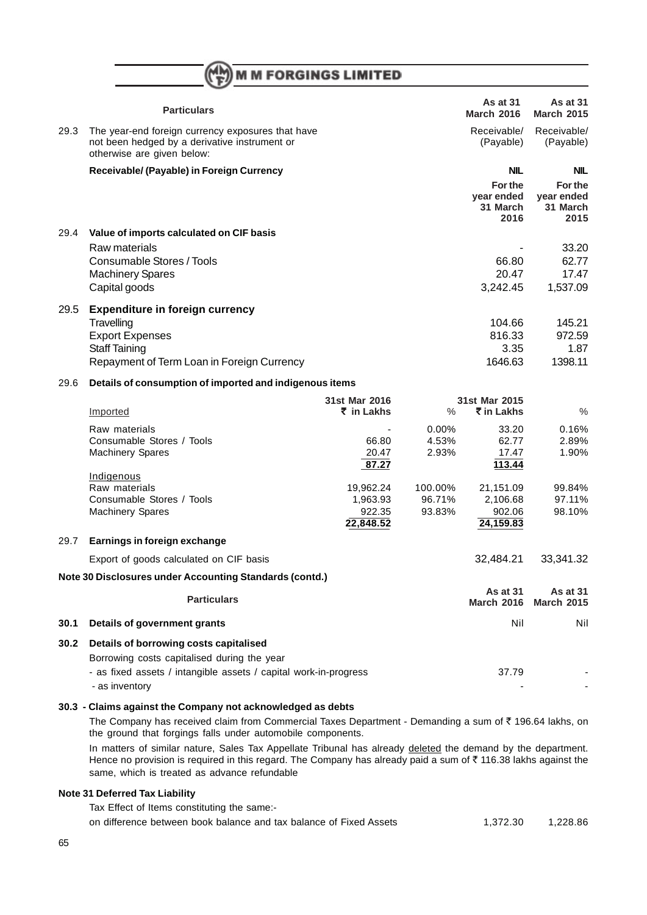| | Particulars | As at 31 March 2016 | As at 31 March 2015 |
|---|---|---|---|
| 29.3 | The year-end foreign currency exposures that have not been hedged by a derivative instrument or otherwise are given below: | Receivable/ (Payable) | Receivable/ (Payable) |
| | **Receivable/ (Payable) in Foreign Currency** | **NIL** | **NIL** |
| | | **For the year ended 31 March 2016** | **For the year ended 31 March 2015** |
| 29.4 | **Value of imports calculated on CIF basis** | | |
| | Raw materials | - | 33.20 |
| | Consumable Stores / Tools | 66.80 | 62.77 |
| | Machinery Spares | 20.47 | 17.47 |
| | Capital goods | 3,242.45 | 1,537.09 |
| 29.5 | **Expenditure in foreign currency** | | |
| | Travelling | 104.66 | 145.21 |
| | Export Expenses | 816.33 | 972.59 |
| | Staff Taining | 3.35 | 1.87 |
| | Repayment of Term Loan in Foreign Currency | 1646.63 | 1398.11 |

29.6 **Details of consumption of imported and indigenous items**

| Imported | 31st Mar 2016 ₹ in Lakhs | % | 31st Mar 2015 ₹ in Lakhs | % |
|---|---|---|---|---|
| Raw materials | - | 0.00% | 33.20 | 0.16% |
| Consumable Stores / Tools | 66.80 | 4.53% | 62.77 | 2.89% |
| Machinery Spares | 20.47 | 2.93% | 17.47 | 1.90% |
| | 87.27 | | 113.44 | |
| Indigenous | | | | |
| Raw materials | 19,962.24 | 100.00% | 21,151.09 | 99.84% |
| Consumable Stores / Tools | 1,963.93 | 96.71% | 2,106.68 | 97.11% |
| Machinery Spares | 922.35 | 93.83% | 902.06 | 98.10% |
| | 22,848.52 | | 24,159.83 | |

| | | | |
|---|---|---|---|
| 29.7 | **Earnings in foreign exchange** | | |
| | Export of goods calculated on CIF basis | 32,484.21 | 33,341.32 |

**Note 30 Disclosures under Accounting Standards (contd.)**

| | Particulars | As at 31 March 2016 | As at 31 March 2015 |
|---|---|---|---|
| **30.1** | **Details of government grants** | Nil | Nil |
| **30.2** | **Details of borrowing costs capitalised** | | |
| | Borrowing costs capitalised during the year | | |
| | - as fixed assets / intangible assets / capital work-in-progress | 37.79 | - |
| | - as inventory | - | - |

**30.3 - Claims against the Company not acknowledged as debts**

The Company has received claim from Commercial Taxes Department - Demanding a sum of ₹ 196.64 lakhs, on the ground that forgings falls under automobile components.

In matters of similar nature, Sales Tax Appellate Tribunal has already deleted the demand by the department. Hence no provision is required in this regard. The Company has already paid a sum of ₹ 116.38 lakhs against the same, which is treated as advance refundable

**Note 31 Deferred Tax Liability**

| Tax Effect of Items constituting the same:- | | |
|---|---|---|
| on difference between book balance and tax balance of Fixed Assets | 1,372.30 | 1,228.86 |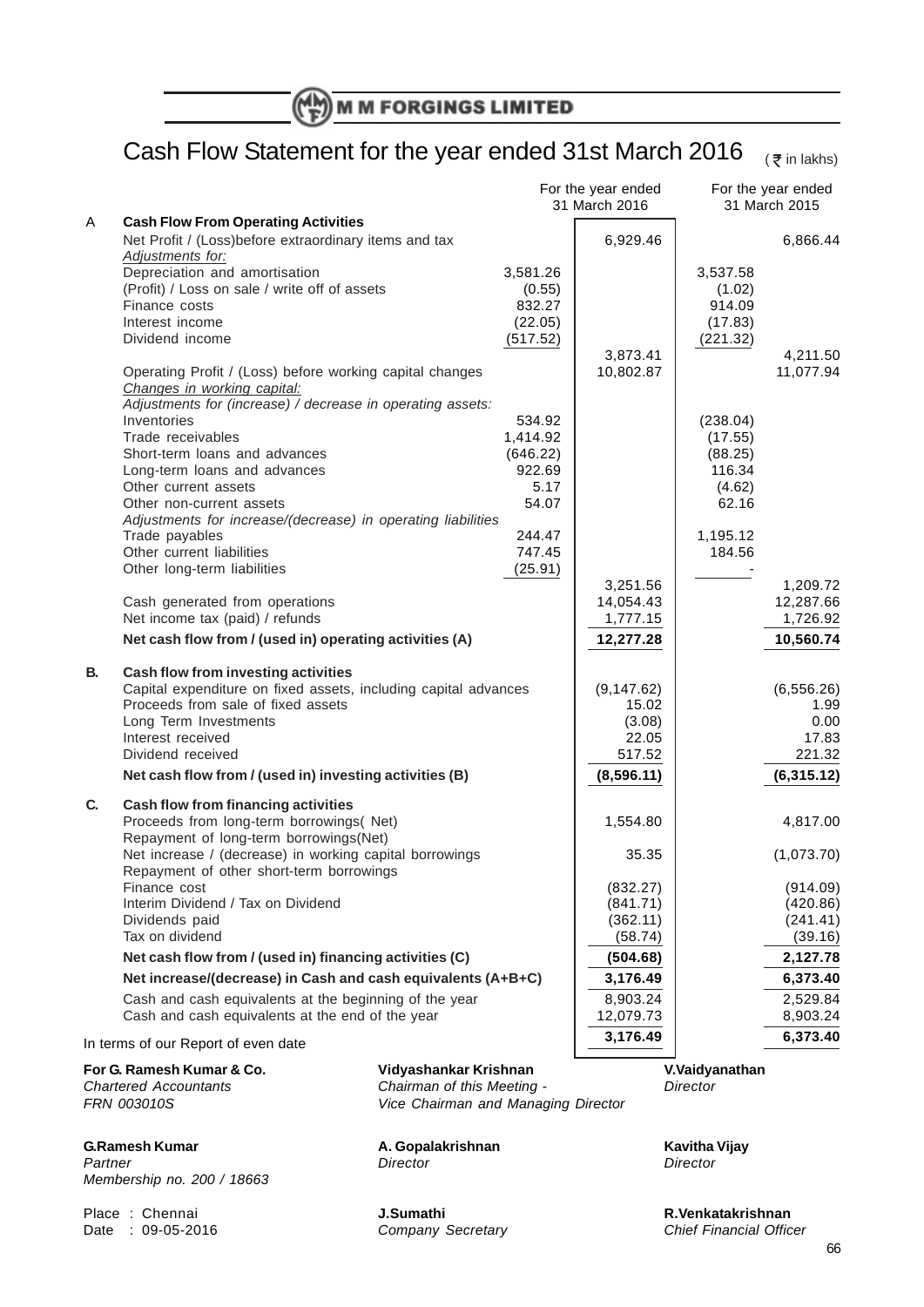# M M FORGINGS LIMITED

## Cash Flow Statement for the year ended 31st March 2016

(₹ in lakhs)

| | | | For the year ended 31 March 2016 | | For the year ended 31 March 2015 |
|---|---|---|---|---|---|
| **A** | **Cash Flow From Operating Activities** | | | | |
| | Net Profit / (Loss)before extraordinary items and tax | | 6,929.46 | | 6,866.44 |
| | *Adjustments for:* | | | | |
| | Depreciation and amortisation | 3,581.26 | | 3,537.58 | |
| | (Profit) / Loss on sale / write off of assets | (0.55) | | (1.02) | |
| | Finance costs | 832.27 | | 914.09 | |
| | Interest income | (22.05) | | (17.83) | |
| | Dividend income | (517.52) | | (221.32) | |
| | | | 3,873.41 | | 4,211.50 |
| | Operating Profit / (Loss) before working capital changes | | 10,802.87 | | 11,077.94 |
| | *Changes in working capital:* | | | | |
| | *Adjustments for (increase) / decrease in operating assets:* | | | | |
| | Inventories | 534.92 | | (238.04) | |
| | Trade receivables | 1,414.92 | | (17.55) | |
| | Short-term loans and advances | (646.22) | | (88.25) | |
| | Long-term loans and advances | 922.69 | | 116.34 | |
| | Other current assets | 5.17 | | (4.62) | |
| | Other non-current assets | 54.07 | | 62.16 | |
| | *Adjustments for increase/(decrease) in operating liabilities* | | | | |
| | Trade payables | 244.47 | | 1,195.12 | |
| | Other current liabilities | 747.45 | | 184.56 | |
| | Other long-term liabilities | (25.91) | | - | |
| | | | 3,251.56 | | 1,209.72 |
| | Cash generated from operations | | 14,054.43 | | 12,287.66 |
| | Net income tax (paid) / refunds | | 1,777.15 | | 1,726.92 |
| | **Net cash flow from / (used in) operating activities (A)** | | **12,277.28** | | **10,560.74** |
| **B.** | **Cash flow from investing activities** | | | | |
| | Capital expenditure on fixed assets, including capital advances | | (9,147.62) | | (6,556.26) |
| | Proceeds from sale of fixed assets | | 15.02 | | 1.99 |
| | Long Term Investments | | (3.08) | | 0.00 |
| | Interest received | | 22.05 | | 17.83 |
| | Dividend received | | 517.52 | | 221.32 |
| | **Net cash flow from / (used in) investing activities (B)** | | **(8,596.11)** | | **(6,315.12)** |
| **C.** | **Cash flow from financing activities** | | | | |
| | Proceeds from long-term borrowings( Net) | | 1,554.80 | | 4,817.00 |
| | Repayment of long-term borrowings(Net) | | | | |
| | Net increase / (decrease) in working capital borrowings | | 35.35 | | (1,073.70) |
| | Repayment of other short-term borrowings | | | | |
| | Finance cost | | (832.27) | | (914.09) |
| | Interim Dividend / Tax on Dividend | | (841.71) | | (420.86) |
| | Dividends paid | | (362.11) | | (241.41) |
| | Tax on dividend | | (58.74) | | (39.16) |
| | **Net cash flow from / (used in) financing activities (C)** | | **(504.68)** | | **2,127.78** |
| | **Net increase/(decrease) in Cash and cash equivalents (A+B+C)** | | **3,176.49** | | **6,373.40** |
| | Cash and cash equivalents at the beginning of the year | | 8,903.24 | | 2,529.84 |
| | Cash and cash equivalents at the end of the year | | 12,079.73 | | 8,903.24 |
| | | | **3,176.49** | | **6,373.40** |

In terms of our Report of even date

**For G. Ramesh Kumar & Co.**
*Chartered Accountants*
*FRN 003010S*

**Vidyashankar Krishnan**
*Chairman of this Meeting -*
*Vice Chairman and Managing Director*

**V.Vaidyanathan**
*Director*

**G.Ramesh Kumar**
*Partner*
*Membership no. 200 / 18663*

**A. Gopalakrishnan**
*Director*

**Kavitha Vijay**
*Director*

Place : Chennai
Date : 09-05-2016

**J.Sumathi**
*Company Secretary*

**R.Venkatakrishnan**
*Chief Financial Officer*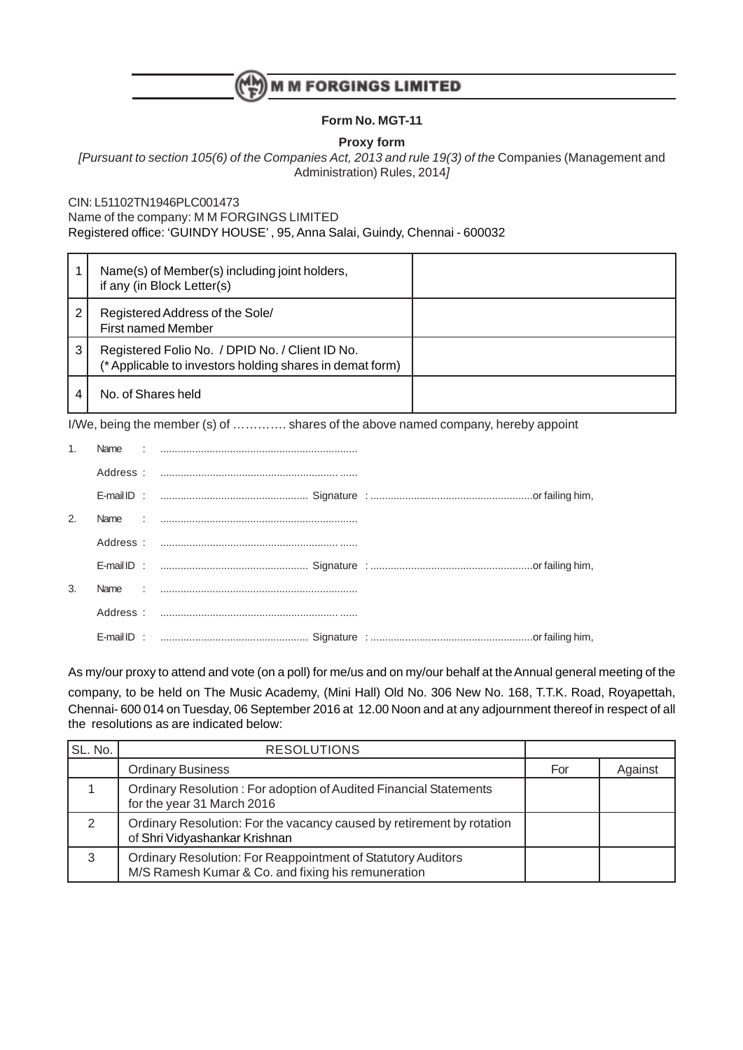# M M FORGINGS LIMITED

**Form No. MGT-11**

**Proxy form**

*[Pursuant to section 105(6) of the Companies Act, 2013 and rule 19(3) of the* Companies (Management and Administration) Rules, 2014*]*

CIN: L51102TN1946PLC001473

Name of the company: M M FORGINGS LIMITED

Registered office: 'GUINDY HOUSE' , 95, Anna Salai, Guindy, Chennai - 600032

| | | |
|---|---|---|
| 1 | Name(s) of Member(s) including joint holders, if any (in Block Letter(s) | |
| 2 | Registered Address of the Sole/ First named Member | |
| 3 | Registered Folio No. / DPID No. / Client ID No. (* Applicable to investors holding shares in demat form) | |
| 4 | No. of Shares held | |

I/We, being the member (s) of …………. shares of the above named company, hereby appoint

1. Name : ....................................................................

   Address : ............................................................. ......

   E-mail ID : .................................................. Signature : .......................................................or failing him,

2. Name : ....................................................................

   Address : ............................................................. ......

   E-mail ID : .................................................. Signature : .......................................................or failing him,

3. Name : ....................................................................

   Address : ............................................................. ......

   E-mail ID : .................................................. Signature : .......................................................or failing him,

As my/our proxy to attend and vote (on a poll) for me/us and on my/our behalf at the Annual general meeting of the company, to be held on The Music Academy, (Mini Hall) Old No. 306 New No. 168, T.T.K. Road, Royapettah, Chennai- 600 014 on Tuesday, 06 September 2016 at 12.00 Noon and at any adjournment thereof in respect of all the resolutions as are indicated below:

| SL. No. | RESOLUTIONS | | |
|---|---|---|---|
| | Ordinary Business | For | Against |
| 1 | Ordinary Resolution : For adoption of Audited Financial Statements for the year 31 March 2016 | | |
| 2 | Ordinary Resolution: For the vacancy caused by retirement by rotation of Shri Vidyashankar Krishnan | | |
| 3 | Ordinary Resolution: For Reappointment of Statutory Auditors M/S Ramesh Kumar & Co. and fixing his remuneration | | |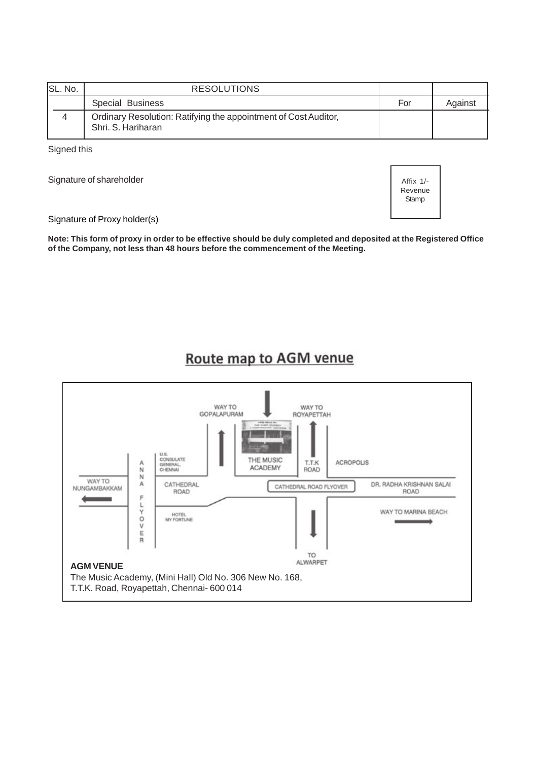| SL. No. | RESOLUTIONS | | |
|---|---|---|---|
| | Special Business | For | Against |
| 4 | Ordinary Resolution: Ratifying the appointment of Cost Auditor, Shri. S. Hariharan | | |

Signed this

Signature of shareholder

Affix 1/- Revenue Stamp

Signature of Proxy holder(s)

**Note: This form of proxy in order to be effective should be duly completed and deposited at the Registered Office of the Company, not less than 48 hours before the commencement of the Meeting.**

## Route map to AGM venue

WAY TO GOPALAPURAM

WAY TO ROYAPETTAH

U.S. CONSULATE GENERAL, CHENNAI

THE MUSIC ACADEMY

T.T.K ROAD

ACROPOLIS

ANNA FLYOVER

WAY TO NUNGAMBAKKAM

CATHEDRAL ROAD

CATHEDRAL ROAD FLYOVER

DR. RADHA KRISHNAN SALAI ROAD

HOTEL MY FORTUNE

WAY TO MARINA BEACH

TO ALWARPET

**AGM VENUE**

The Music Academy, (Mini Hall) Old No. 306 New No. 168,
T.T.K. Road, Royapettah, Chennai- 600 014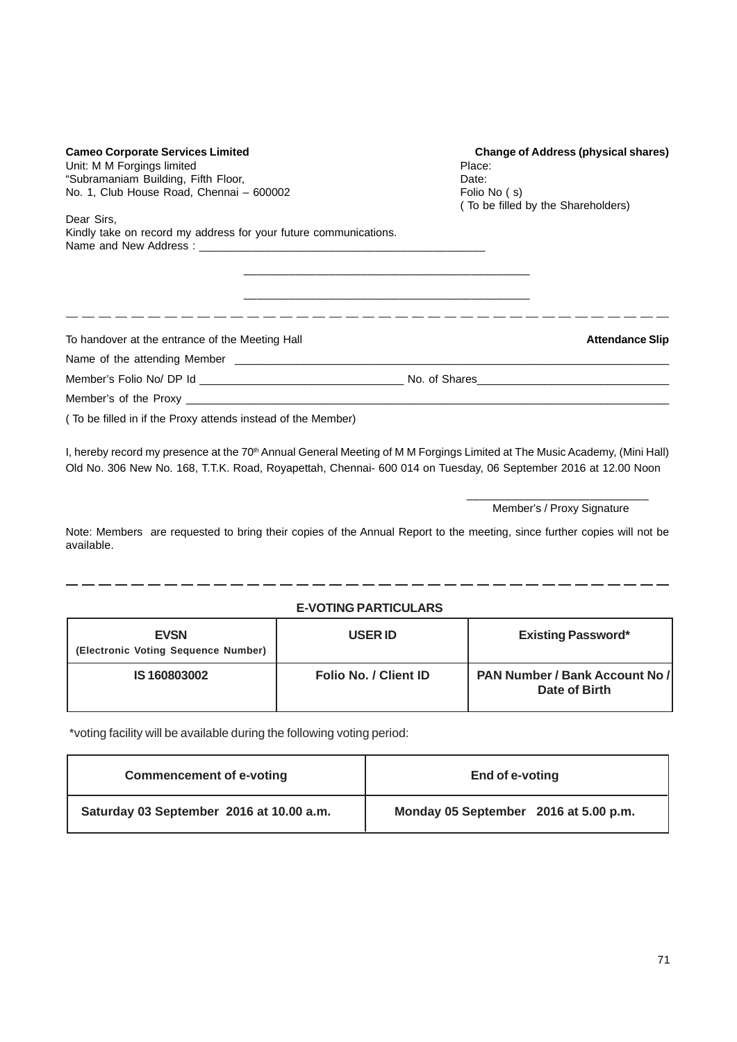**Cameo Corporate Services Limited**
Unit: M M Forgings limited
"Subramaniam Building, Fifth Floor,
No. 1, Club House Road, Chennai – 600002

**Change of Address (physical shares)**
Place:
Date:
Folio No ( s)
( To be filled by the Shareholders)

Dear Sirs,
Kindly take on record my address for your future communications.
Name and New Address : ____________________________________________

____________________________________________

____________________________________________

---

To handover at the entrance of the Meeting Hall

**Attendance Slip**

Name of the attending Member ____________________________________________

Member's Folio No/ DP Id ______________________________ No. of Shares______________________________

Member's of the Proxy ____________________________________________

( To be filled in if the Proxy attends instead of the Member)

I, hereby record my presence at the 70th Annual General Meeting of M M Forgings Limited at The Music Academy, (Mini Hall) Old No. 306 New No. 168, T.T.K. Road, Royapettah, Chennai- 600 014 on Tuesday, 06 September 2016 at 12.00 Noon

______________________________
Member's / Proxy Signature

Note: Members are requested to bring their copies of the Annual Report to the meeting, since further copies will not be available.

---

**E-VOTING PARTICULARS**

| EVSN (Electronic Voting Sequence Number) | USER ID | Existing Password* |
|---|---|---|
| IS 160803002 | Folio No. / Client ID | PAN Number / Bank Account No / Date of Birth |

*voting facility will be available during the following voting period:

| Commencement of e-voting | End of e-voting |
|---|---|
| Saturday 03 September 2016 at 10.00 a.m. | Monday 05 September 2016 at 5.00 p.m. |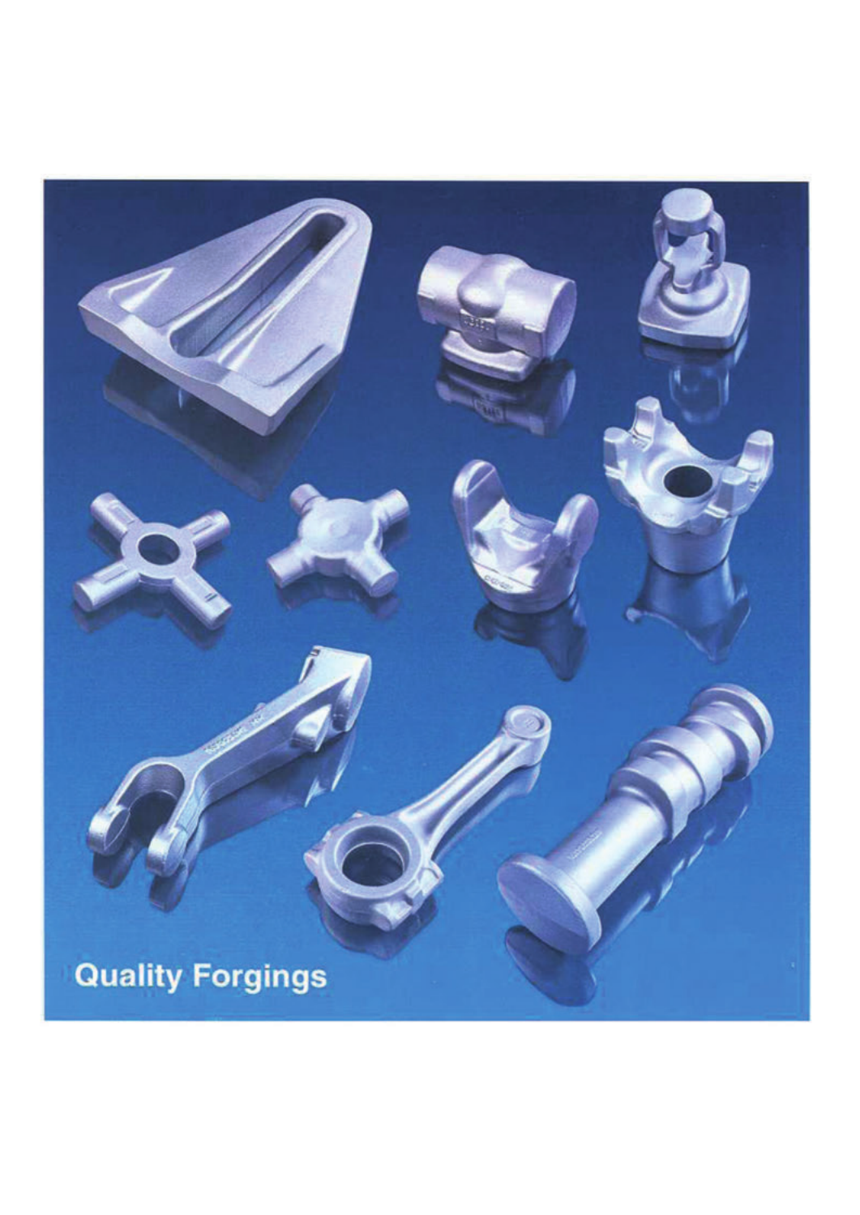Quality Forgings